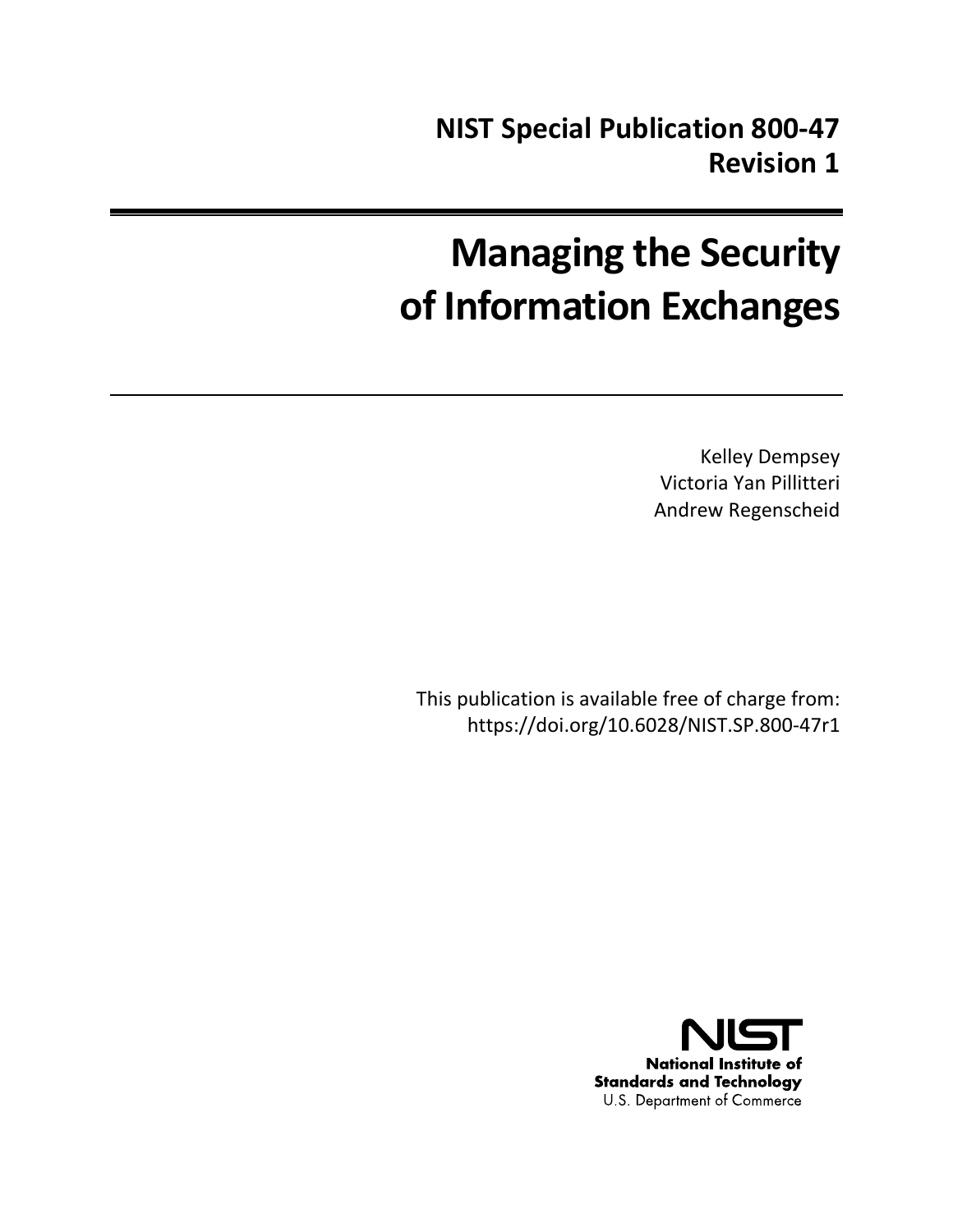**NIST Special Publication 800-47**
**Revision 1**

# Managing the Security of Information Exchanges

Kelley Dempsey
Victoria Yan Pillitteri
Andrew Regenscheid

This publication is available free of charge from:
https://doi.org/10.6028/NIST.SP.800-47r1

**NIST**
**National Institute of Standards and Technology**
U.S. Department of Commerce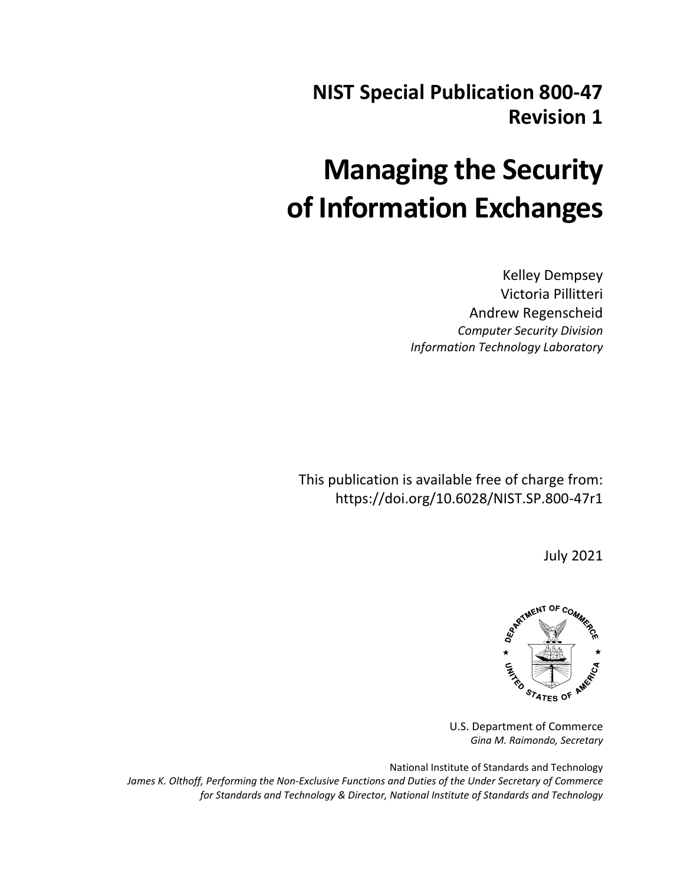**NIST Special Publication 800-47 Revision 1**

# Managing the Security of Information Exchanges

Kelley Dempsey
Victoria Pillitteri
Andrew Regenscheid
*Computer Security Division*
*Information Technology Laboratory*

This publication is available free of charge from:
https://doi.org/10.6028/NIST.SP.800-47r1

July 2021

U.S. Department of Commerce
*Gina M. Raimondo, Secretary*

National Institute of Standards and Technology
*James K. Olthoff, Performing the Non-Exclusive Functions and Duties of the Under Secretary of Commerce for Standards and Technology & Director, National Institute of Standards and Technology*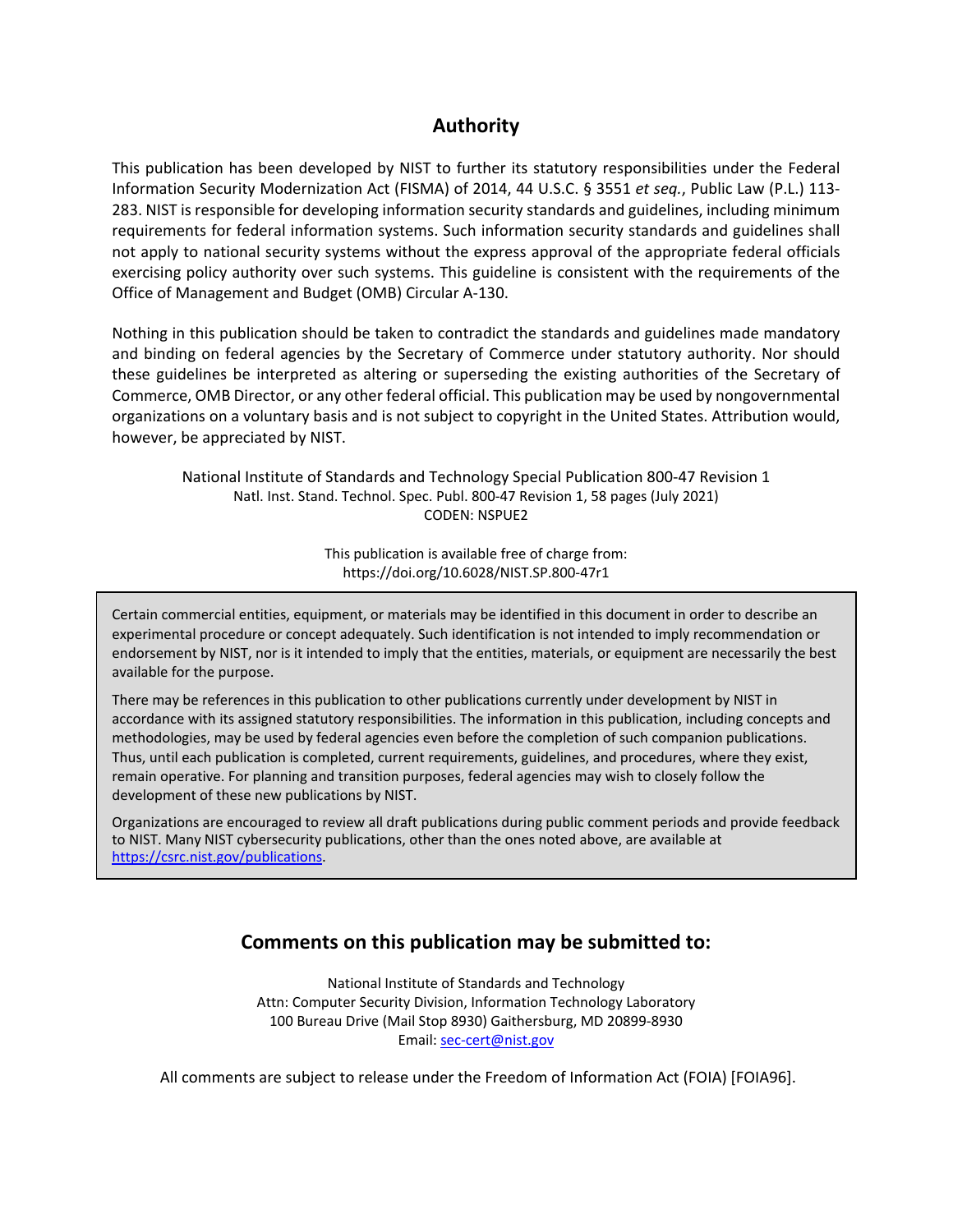## Authority

This publication has been developed by NIST to further its statutory responsibilities under the Federal Information Security Modernization Act (FISMA) of 2014, 44 U.S.C. § 3551 *et seq.*, Public Law (P.L.) 113-283. NIST is responsible for developing information security standards and guidelines, including minimum requirements for federal information systems. Such information security standards and guidelines shall not apply to national security systems without the express approval of the appropriate federal officials exercising policy authority over such systems. This guideline is consistent with the requirements of the Office of Management and Budget (OMB) Circular A-130.

Nothing in this publication should be taken to contradict the standards and guidelines made mandatory and binding on federal agencies by the Secretary of Commerce under statutory authority. Nor should these guidelines be interpreted as altering or superseding the existing authorities of the Secretary of Commerce, OMB Director, or any other federal official. This publication may be used by nongovernmental organizations on a voluntary basis and is not subject to copyright in the United States. Attribution would, however, be appreciated by NIST.

National Institute of Standards and Technology Special Publication 800-47 Revision 1
Natl. Inst. Stand. Technol. Spec. Publ. 800-47 Revision 1, 58 pages (July 2021)
CODEN: NSPUE2

This publication is available free of charge from:
https://doi.org/10.6028/NIST.SP.800-47r1

Certain commercial entities, equipment, or materials may be identified in this document in order to describe an experimental procedure or concept adequately. Such identification is not intended to imply recommendation or endorsement by NIST, nor is it intended to imply that the entities, materials, or equipment are necessarily the best available for the purpose.

There may be references in this publication to other publications currently under development by NIST in accordance with its assigned statutory responsibilities. The information in this publication, including concepts and methodologies, may be used by federal agencies even before the completion of such companion publications. Thus, until each publication is completed, current requirements, guidelines, and procedures, where they exist, remain operative. For planning and transition purposes, federal agencies may wish to closely follow the development of these new publications by NIST.

Organizations are encouraged to review all draft publications during public comment periods and provide feedback to NIST. Many NIST cybersecurity publications, other than the ones noted above, are available at https://csrc.nist.gov/publications.

## Comments on this publication may be submitted to:

National Institute of Standards and Technology
Attn: Computer Security Division, Information Technology Laboratory
100 Bureau Drive (Mail Stop 8930) Gaithersburg, MD 20899-8930
Email: sec-cert@nist.gov

All comments are subject to release under the Freedom of Information Act (FOIA) [FOIA96].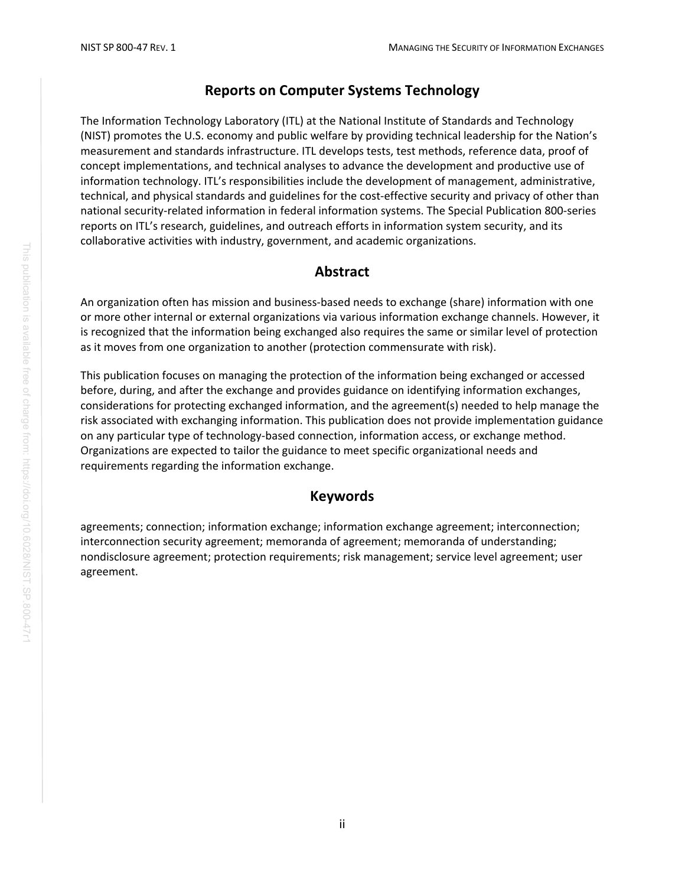## Reports on Computer Systems Technology

The Information Technology Laboratory (ITL) at the National Institute of Standards and Technology (NIST) promotes the U.S. economy and public welfare by providing technical leadership for the Nation's measurement and standards infrastructure. ITL develops tests, test methods, reference data, proof of concept implementations, and technical analyses to advance the development and productive use of information technology. ITL's responsibilities include the development of management, administrative, technical, and physical standards and guidelines for the cost-effective security and privacy of other than national security-related information in federal information systems. The Special Publication 800-series reports on ITL's research, guidelines, and outreach efforts in information system security, and its collaborative activities with industry, government, and academic organizations.

## Abstract

An organization often has mission and business-based needs to exchange (share) information with one or more other internal or external organizations via various information exchange channels. However, it is recognized that the information being exchanged also requires the same or similar level of protection as it moves from one organization to another (protection commensurate with risk).

This publication focuses on managing the protection of the information being exchanged or accessed before, during, and after the exchange and provides guidance on identifying information exchanges, considerations for protecting exchanged information, and the agreement(s) needed to help manage the risk associated with exchanging information. This publication does not provide implementation guidance on any particular type of technology-based connection, information access, or exchange method. Organizations are expected to tailor the guidance to meet specific organizational needs and requirements regarding the information exchange.

## Keywords

agreements; connection; information exchange; information exchange agreement; interconnection; interconnection security agreement; memoranda of agreement; memoranda of understanding; nondisclosure agreement; protection requirements; risk management; service level agreement; user agreement.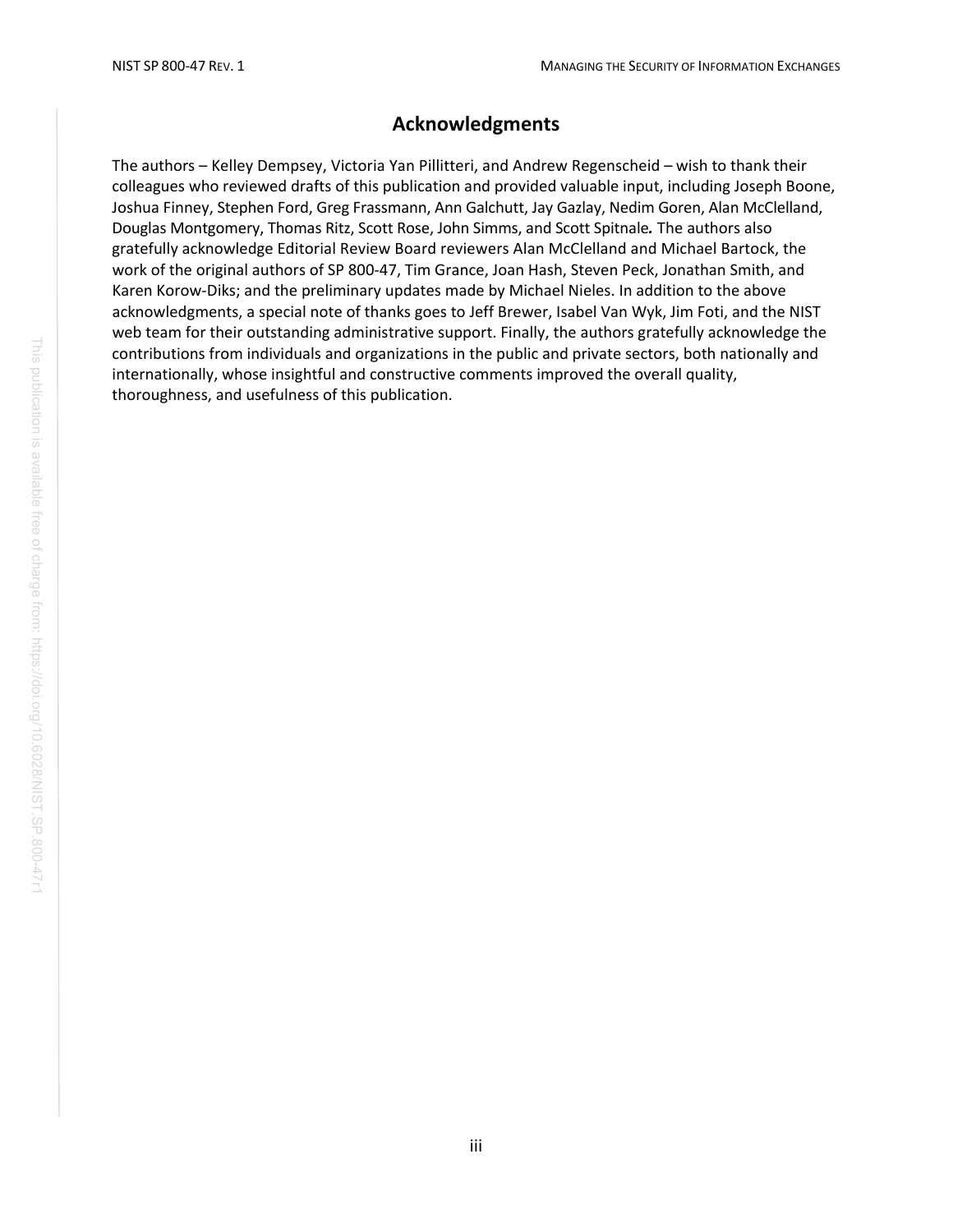## Acknowledgments

The authors – Kelley Dempsey, Victoria Yan Pillitteri, and Andrew Regenscheid – wish to thank their colleagues who reviewed drafts of this publication and provided valuable input, including Joseph Boone, Joshua Finney, Stephen Ford, Greg Frassmann, Ann Galchutt, Jay Gazlay, Nedim Goren, Alan McClelland, Douglas Montgomery, Thomas Ritz, Scott Rose, John Simms, and Scott Spitnale. The authors also gratefully acknowledge Editorial Review Board reviewers Alan McClelland and Michael Bartock, the work of the original authors of SP 800-47, Tim Grance, Joan Hash, Steven Peck, Jonathan Smith, and Karen Korow-Diks; and the preliminary updates made by Michael Nieles. In addition to the above acknowledgments, a special note of thanks goes to Jeff Brewer, Isabel Van Wyk, Jim Foti, and the NIST web team for their outstanding administrative support. Finally, the authors gratefully acknowledge the contributions from individuals and organizations in the public and private sectors, both nationally and internationally, whose insightful and constructive comments improved the overall quality, thoroughness, and usefulness of this publication.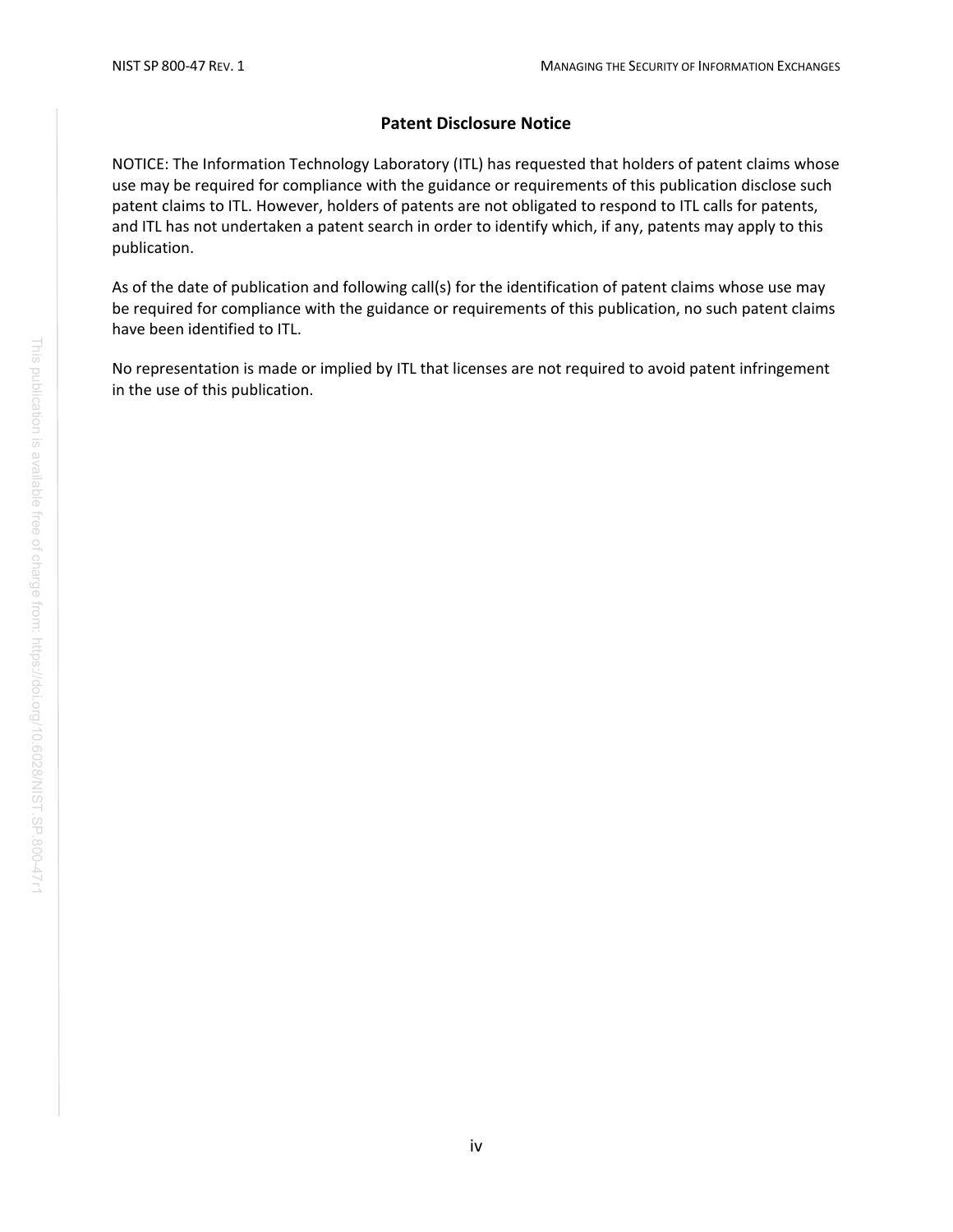## Patent Disclosure Notice

NOTICE: The Information Technology Laboratory (ITL) has requested that holders of patent claims whose use may be required for compliance with the guidance or requirements of this publication disclose such patent claims to ITL. However, holders of patents are not obligated to respond to ITL calls for patents, and ITL has not undertaken a patent search in order to identify which, if any, patents may apply to this publication.

As of the date of publication and following call(s) for the identification of patent claims whose use may be required for compliance with the guidance or requirements of this publication, no such patent claims have been identified to ITL.

No representation is made or implied by ITL that licenses are not required to avoid patent infringement in the use of this publication.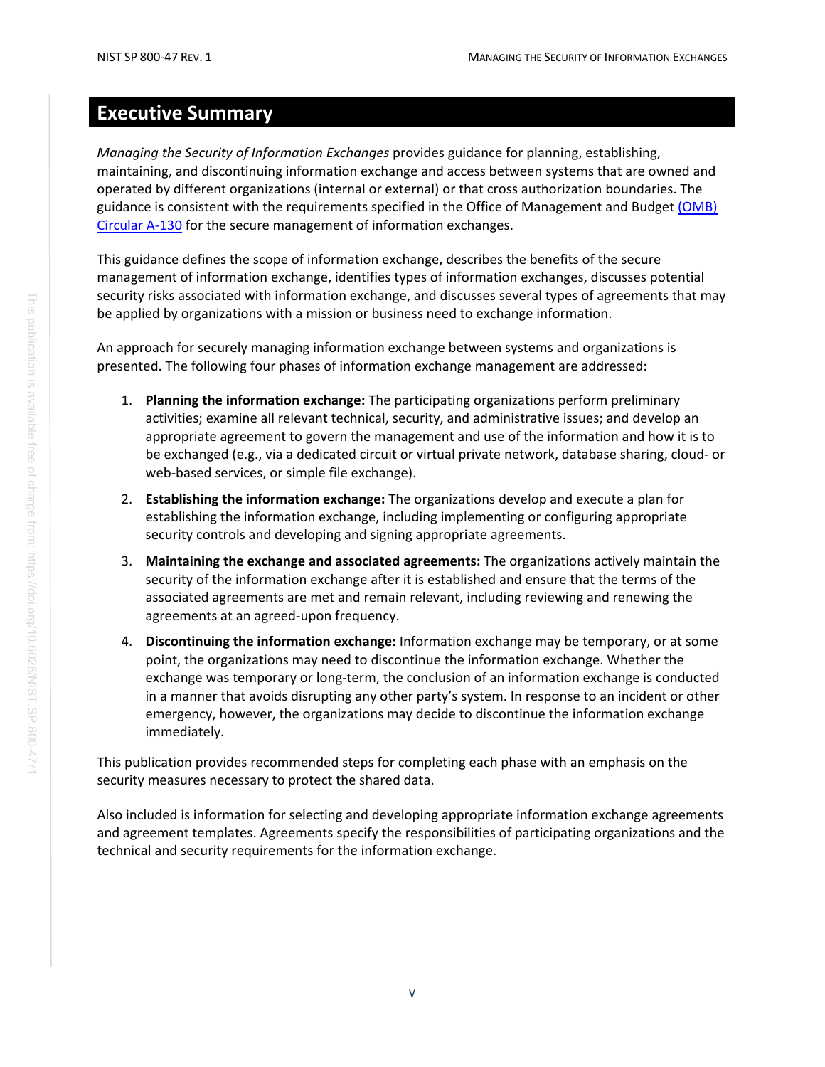# Executive Summary

*Managing the Security of Information Exchanges* provides guidance for planning, establishing, maintaining, and discontinuing information exchange and access between systems that are owned and operated by different organizations (internal or external) or that cross authorization boundaries. The guidance is consistent with the requirements specified in the Office of Management and Budget (OMB) Circular A-130 for the secure management of information exchanges.

This guidance defines the scope of information exchange, describes the benefits of the secure management of information exchange, identifies types of information exchanges, discusses potential security risks associated with information exchange, and discusses several types of agreements that may be applied by organizations with a mission or business need to exchange information.

An approach for securely managing information exchange between systems and organizations is presented. The following four phases of information exchange management are addressed:

1. **Planning the information exchange:** The participating organizations perform preliminary activities; examine all relevant technical, security, and administrative issues; and develop an appropriate agreement to govern the management and use of the information and how it is to be exchanged (e.g., via a dedicated circuit or virtual private network, database sharing, cloud- or web-based services, or simple file exchange).
2. **Establishing the information exchange:** The organizations develop and execute a plan for establishing the information exchange, including implementing or configuring appropriate security controls and developing and signing appropriate agreements.
3. **Maintaining the exchange and associated agreements:** The organizations actively maintain the security of the information exchange after it is established and ensure that the terms of the associated agreements are met and remain relevant, including reviewing and renewing the agreements at an agreed-upon frequency.
4. **Discontinuing the information exchange:** Information exchange may be temporary, or at some point, the organizations may need to discontinue the information exchange. Whether the exchange was temporary or long-term, the conclusion of an information exchange is conducted in a manner that avoids disrupting any other party's system. In response to an incident or other emergency, however, the organizations may decide to discontinue the information exchange immediately.

This publication provides recommended steps for completing each phase with an emphasis on the security measures necessary to protect the shared data.

Also included is information for selecting and developing appropriate information exchange agreements and agreement templates. Agreements specify the responsibilities of participating organizations and the technical and security requirements for the information exchange.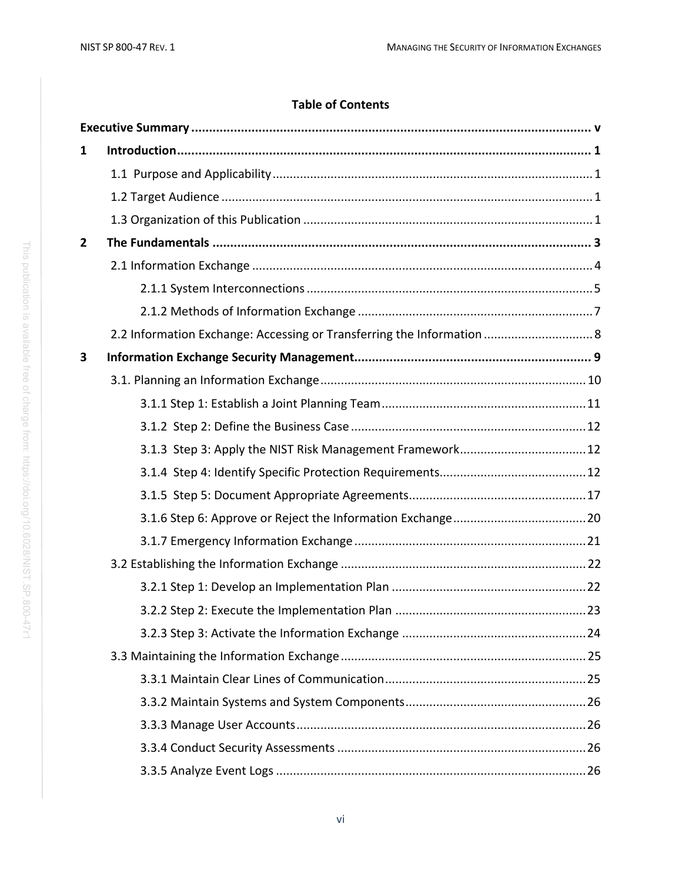**Table of Contents**

**Executive Summary** .......... **v**

**1 Introduction** .......... **1**

- 1.1 Purpose and Applicability .......... 1
- 1.2 Target Audience .......... 1
- 1.3 Organization of this Publication .......... 1

**2 The Fundamentals** .......... **3**

- 2.1 Information Exchange .......... 4
  - 2.1.1 System Interconnections .......... 5
  - 2.1.2 Methods of Information Exchange .......... 7
- 2.2 Information Exchange: Accessing or Transferring the Information .......... 8

**3 Information Exchange Security Management** .......... **9**

- 3.1. Planning an Information Exchange .......... 10
  - 3.1.1 Step 1: Establish a Joint Planning Team .......... 11
  - 3.1.2 Step 2: Define the Business Case .......... 12
  - 3.1.3 Step 3: Apply the NIST Risk Management Framework .......... 12
  - 3.1.4 Step 4: Identify Specific Protection Requirements .......... 12
  - 3.1.5 Step 5: Document Appropriate Agreements .......... 17
  - 3.1.6 Step 6: Approve or Reject the Information Exchange .......... 20
  - 3.1.7 Emergency Information Exchange .......... 21
- 3.2 Establishing the Information Exchange .......... 22
  - 3.2.1 Step 1: Develop an Implementation Plan .......... 22
  - 3.2.2 Step 2: Execute the Implementation Plan .......... 23
  - 3.2.3 Step 3: Activate the Information Exchange .......... 24
- 3.3 Maintaining the Information Exchange .......... 25
  - 3.3.1 Maintain Clear Lines of Communication .......... 25
  - 3.3.2 Maintain Systems and System Components .......... 26
  - 3.3.3 Manage User Accounts .......... 26
  - 3.3.4 Conduct Security Assessments .......... 26
  - 3.3.5 Analyze Event Logs .......... 26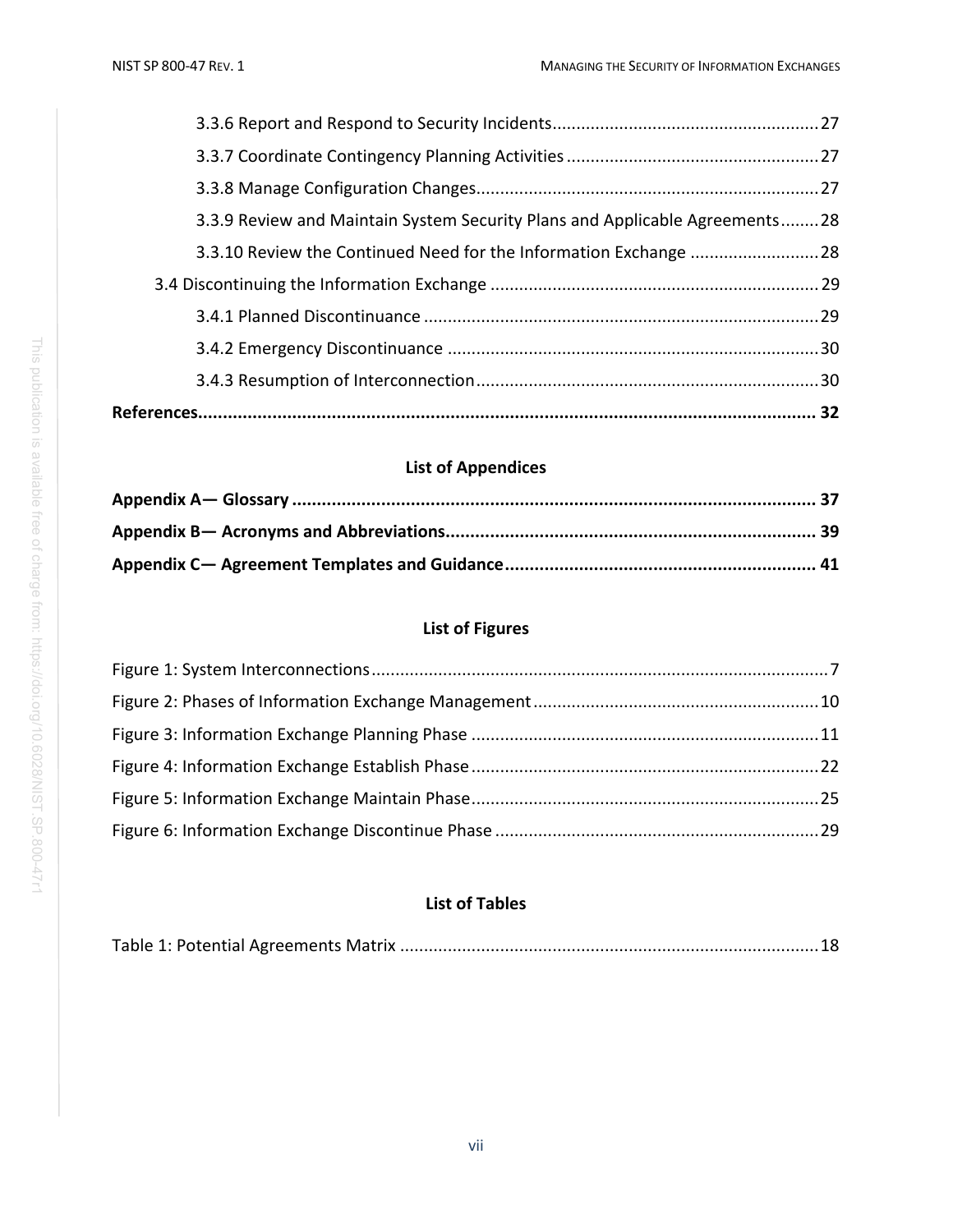3.3.6 Report and Respond to Security Incidents....................................................... 27

3.3.7 Coordinate Contingency Planning Activities .................................................... 27

3.3.8 Manage Configuration Changes....................................................................... 27

3.3.9 Review and Maintain System Security Plans and Applicable Agreements........ 28

3.3.10 Review the Continued Need for the Information Exchange .......................... 28

3.4 Discontinuing the Information Exchange .................................................................... 29

3.4.1 Planned Discontinuance .................................................................................. 29

3.4.2 Emergency Discontinuance ............................................................................. 30

3.4.3 Resumption of Interconnection....................................................................... 30

**References............................................................................................................... 32**

## List of Appendices

**Appendix A— Glossary ............................................................................................. 37**

**Appendix B— Acronyms and Abbreviations.............................................................. 39**

**Appendix C— Agreement Templates and Guidance................................................. 41**

## List of Figures

Figure 1: System Interconnections................................................................................ 7

Figure 2: Phases of Information Exchange Management........................................... 10

Figure 3: Information Exchange Planning Phase ........................................................ 11

Figure 4: Information Exchange Establish Phase........................................................ 22

Figure 5: Information Exchange Maintain Phase........................................................ 25

Figure 6: Information Exchange Discontinue Phase ................................................... 29

## List of Tables

Table 1: Potential Agreements Matrix ........................................................................ 18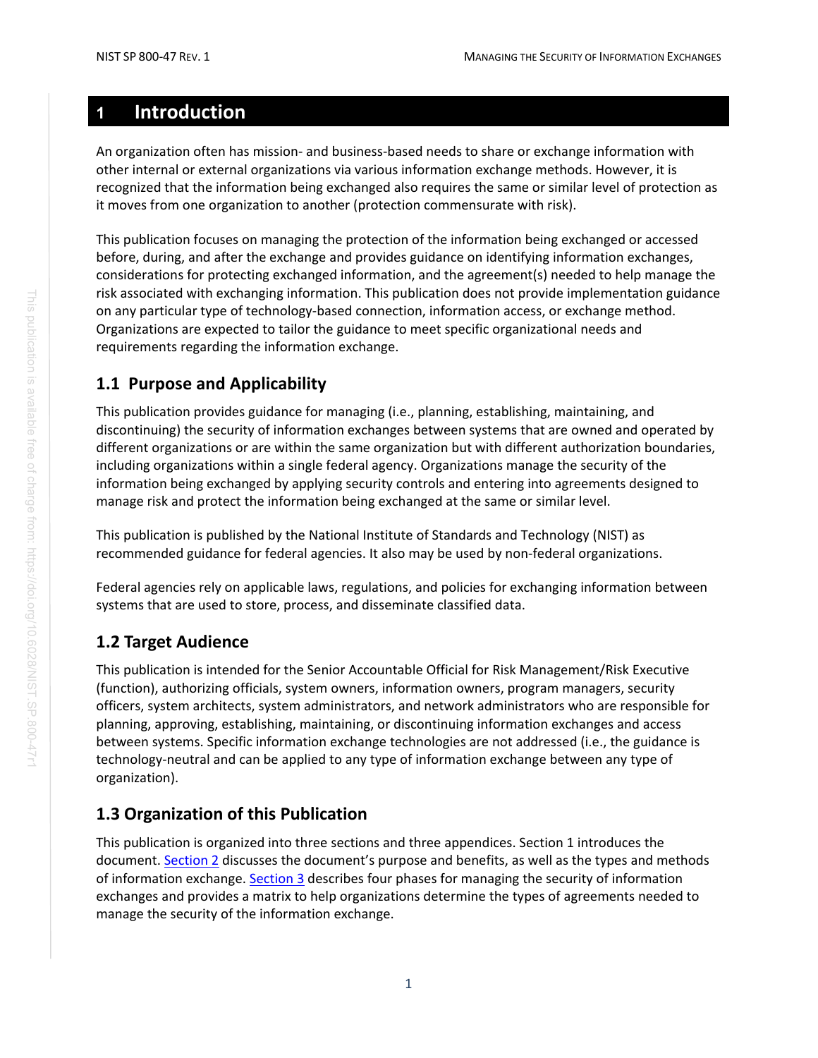# 1 Introduction

An organization often has mission- and business-based needs to share or exchange information with other internal or external organizations via various information exchange methods. However, it is recognized that the information being exchanged also requires the same or similar level of protection as it moves from one organization to another (protection commensurate with risk).

This publication focuses on managing the protection of the information being exchanged or accessed before, during, and after the exchange and provides guidance on identifying information exchanges, considerations for protecting exchanged information, and the agreement(s) needed to help manage the risk associated with exchanging information. This publication does not provide implementation guidance on any particular type of technology-based connection, information access, or exchange method. Organizations are expected to tailor the guidance to meet specific organizational needs and requirements regarding the information exchange.

## 1.1 Purpose and Applicability

This publication provides guidance for managing (i.e., planning, establishing, maintaining, and discontinuing) the security of information exchanges between systems that are owned and operated by different organizations or are within the same organization but with different authorization boundaries, including organizations within a single federal agency. Organizations manage the security of the information being exchanged by applying security controls and entering into agreements designed to manage risk and protect the information being exchanged at the same or similar level.

This publication is published by the National Institute of Standards and Technology (NIST) as recommended guidance for federal agencies. It also may be used by non-federal organizations.

Federal agencies rely on applicable laws, regulations, and policies for exchanging information between systems that are used to store, process, and disseminate classified data.

## 1.2 Target Audience

This publication is intended for the Senior Accountable Official for Risk Management/Risk Executive (function), authorizing officials, system owners, information owners, program managers, security officers, system architects, system administrators, and network administrators who are responsible for planning, approving, establishing, maintaining, or discontinuing information exchanges and access between systems. Specific information exchange technologies are not addressed (i.e., the guidance is technology-neutral and can be applied to any type of information exchange between any type of organization).

## 1.3 Organization of this Publication

This publication is organized into three sections and three appendices. Section 1 introduces the document. Section 2 discusses the document's purpose and benefits, as well as the types and methods of information exchange. Section 3 describes four phases for managing the security of information exchanges and provides a matrix to help organizations determine the types of agreements needed to manage the security of the information exchange.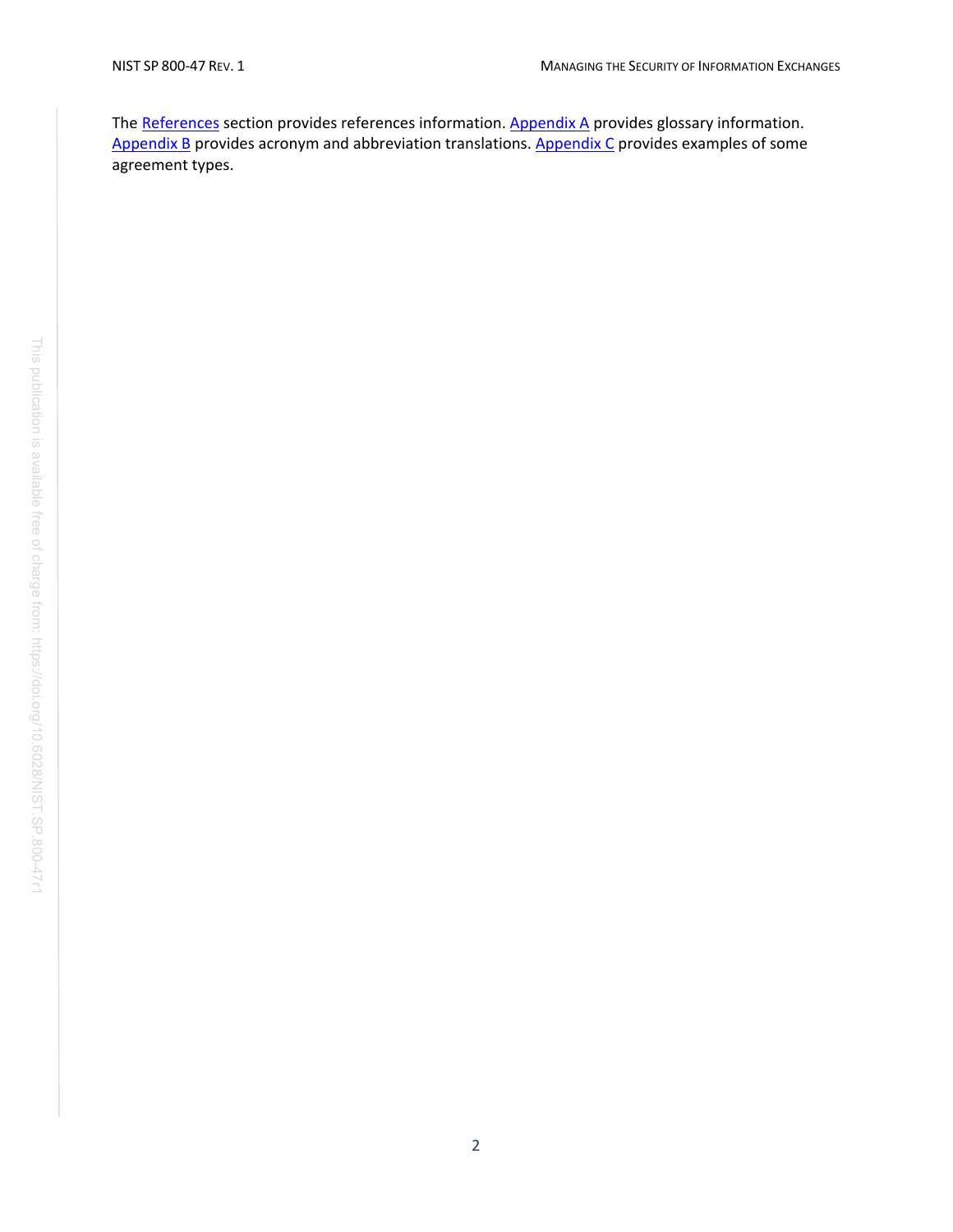The References section provides references information. Appendix A provides glossary information. Appendix B provides acronym and abbreviation translations. Appendix C provides examples of some agreement types.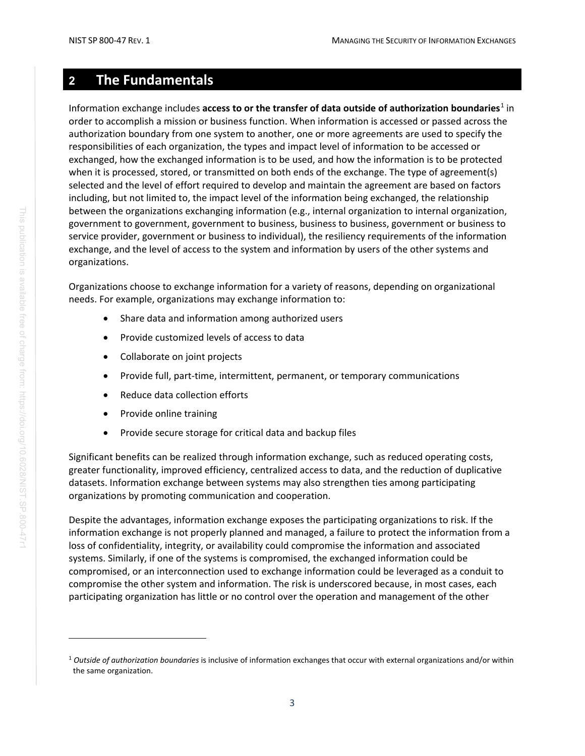# 2 The Fundamentals

Information exchange includes **access to or the transfer of data outside of authorization boundaries**[1] in order to accomplish a mission or business function. When information is accessed or passed across the authorization boundary from one system to another, one or more agreements are used to specify the responsibilities of each organization, the types and impact level of information to be accessed or exchanged, how the exchanged information is to be used, and how the information is to be protected when it is processed, stored, or transmitted on both ends of the exchange. The type of agreement(s) selected and the level of effort required to develop and maintain the agreement are based on factors including, but not limited to, the impact level of the information being exchanged, the relationship between the organizations exchanging information (e.g., internal organization to internal organization, government to government, government to business, business to business, government or business to service provider, government or business to individual), the resiliency requirements of the information exchange, and the level of access to the system and information by users of the other systems and organizations.

Organizations choose to exchange information for a variety of reasons, depending on organizational needs. For example, organizations may exchange information to:

- Share data and information among authorized users
- Provide customized levels of access to data
- Collaborate on joint projects
- Provide full, part-time, intermittent, permanent, or temporary communications
- Reduce data collection efforts
- Provide online training
- Provide secure storage for critical data and backup files

Significant benefits can be realized through information exchange, such as reduced operating costs, greater functionality, improved efficiency, centralized access to data, and the reduction of duplicative datasets. Information exchange between systems may also strengthen ties among participating organizations by promoting communication and cooperation.

Despite the advantages, information exchange exposes the participating organizations to risk. If the information exchange is not properly planned and managed, a failure to protect the information from a loss of confidentiality, integrity, or availability could compromise the information and associated systems. Similarly, if one of the systems is compromised, the exchanged information could be compromised, or an interconnection used to exchange information could be leveraged as a conduit to compromise the other system and information. The risk is underscored because, in most cases, each participating organization has little or no control over the operation and management of the other

[1] *Outside of authorization boundaries* is inclusive of information exchanges that occur with external organizations and/or within the same organization.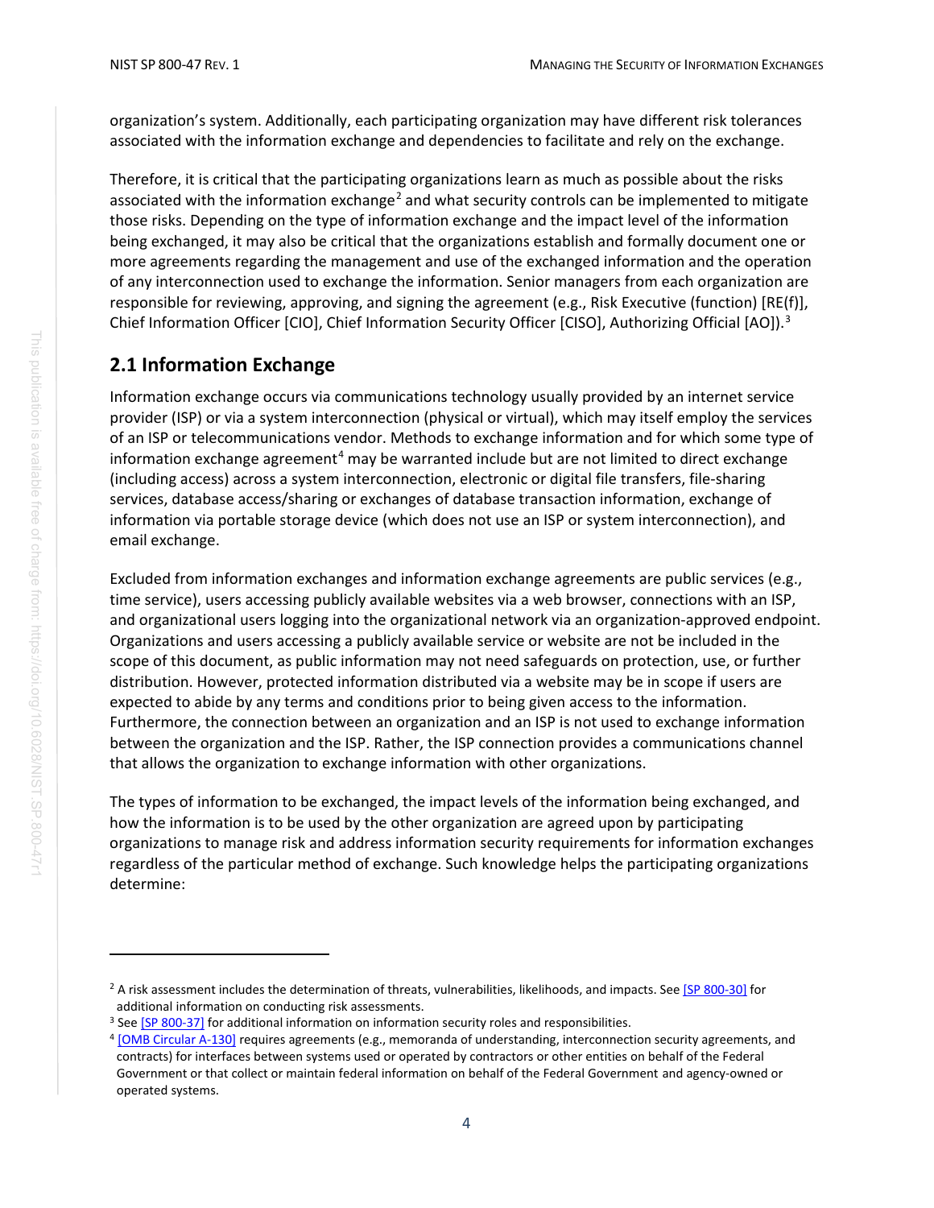organization's system. Additionally, each participating organization may have different risk tolerances associated with the information exchange and dependencies to facilitate and rely on the exchange.

Therefore, it is critical that the participating organizations learn as much as possible about the risks associated with the information exchange[2] and what security controls can be implemented to mitigate those risks. Depending on the type of information exchange and the impact level of the information being exchanged, it may also be critical that the organizations establish and formally document one or more agreements regarding the management and use of the exchanged information and the operation of any interconnection used to exchange the information. Senior managers from each organization are responsible for reviewing, approving, and signing the agreement (e.g., Risk Executive (function) [RE(f)], Chief Information Officer [CIO], Chief Information Security Officer [CISO], Authorizing Official [AO]).[3]

## 2.1 Information Exchange

Information exchange occurs via communications technology usually provided by an internet service provider (ISP) or via a system interconnection (physical or virtual), which may itself employ the services of an ISP or telecommunications vendor. Methods to exchange information and for which some type of information exchange agreement[4] may be warranted include but are not limited to direct exchange (including access) across a system interconnection, electronic or digital file transfers, file-sharing services, database access/sharing or exchanges of database transaction information, exchange of information via portable storage device (which does not use an ISP or system interconnection), and email exchange.

Excluded from information exchanges and information exchange agreements are public services (e.g., time service), users accessing publicly available websites via a web browser, connections with an ISP, and organizational users logging into the organizational network via an organization-approved endpoint. Organizations and users accessing a publicly available service or website are not be included in the scope of this document, as public information may not need safeguards on protection, use, or further distribution. However, protected information distributed via a website may be in scope if users are expected to abide by any terms and conditions prior to being given access to the information. Furthermore, the connection between an organization and an ISP is not used to exchange information between the organization and the ISP. Rather, the ISP connection provides a communications channel that allows the organization to exchange information with other organizations.

The types of information to be exchanged, the impact levels of the information being exchanged, and how the information is to be used by the other organization are agreed upon by participating organizations to manage risk and address information security requirements for information exchanges regardless of the particular method of exchange. Such knowledge helps the participating organizations determine:

---

[2] A risk assessment includes the determination of threats, vulnerabilities, likelihoods, and impacts. See [SP 800-30] for additional information on conducting risk assessments.

[3] See [SP 800-37] for additional information on information security roles and responsibilities.

[4] [OMB Circular A-130] requires agreements (e.g., memoranda of understanding, interconnection security agreements, and contracts) for interfaces between systems used or operated by contractors or other entities on behalf of the Federal Government or that collect or maintain federal information on behalf of the Federal Government and agency-owned or operated systems.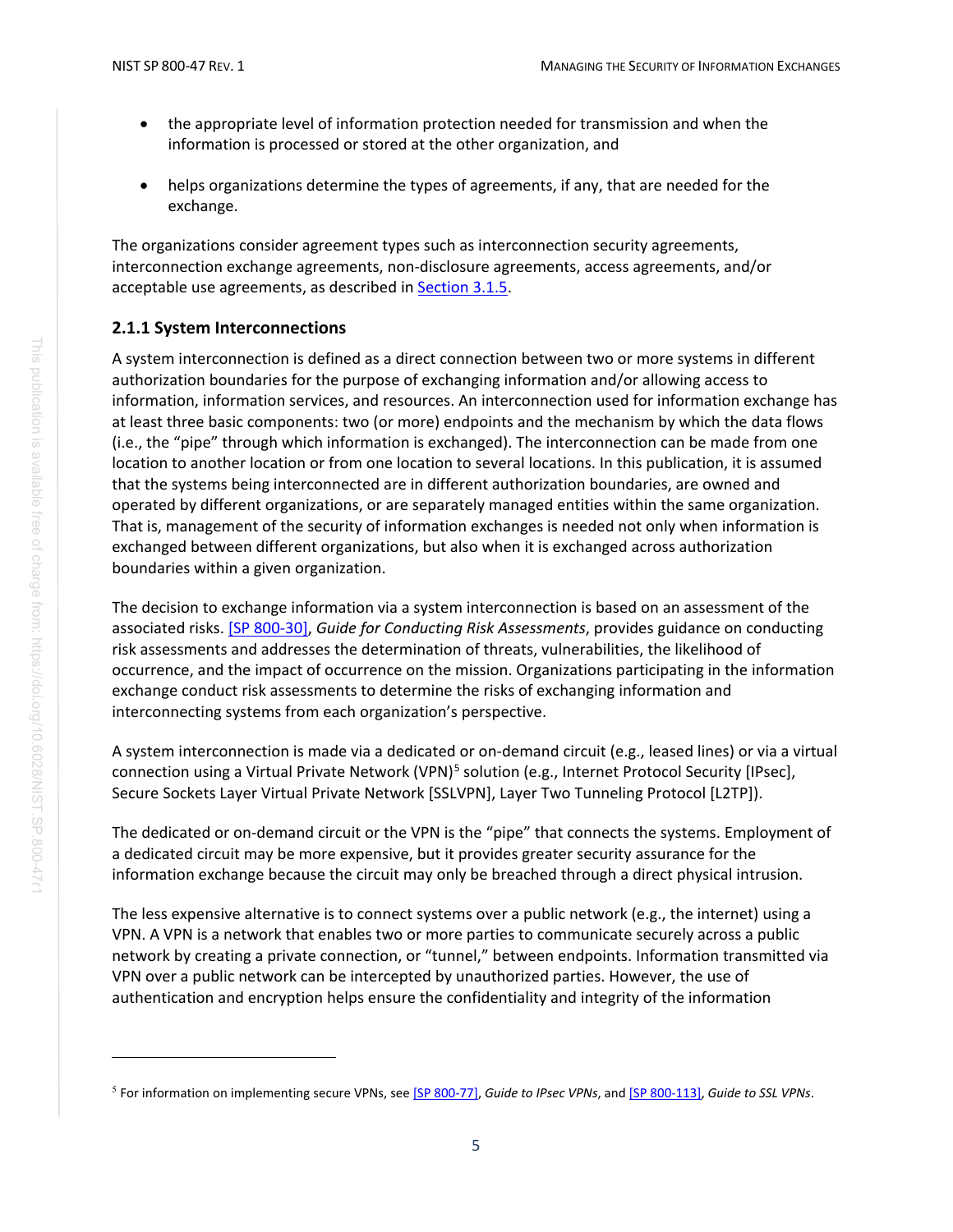- the appropriate level of information protection needed for transmission and when the information is processed or stored at the other organization, and
- helps organizations determine the types of agreements, if any, that are needed for the exchange.

The organizations consider agreement types such as interconnection security agreements, interconnection exchange agreements, non-disclosure agreements, access agreements, and/or acceptable use agreements, as described in Section 3.1.5.

### 2.1.1 System Interconnections

A system interconnection is defined as a direct connection between two or more systems in different authorization boundaries for the purpose of exchanging information and/or allowing access to information, information services, and resources. An interconnection used for information exchange has at least three basic components: two (or more) endpoints and the mechanism by which the data flows (i.e., the "pipe" through which information is exchanged). The interconnection can be made from one location to another location or from one location to several locations. In this publication, it is assumed that the systems being interconnected are in different authorization boundaries, are owned and operated by different organizations, or are separately managed entities within the same organization. That is, management of the security of information exchanges is needed not only when information is exchanged between different organizations, but also when it is exchanged across authorization boundaries within a given organization.

The decision to exchange information via a system interconnection is based on an assessment of the associated risks. [SP 800-30], *Guide for Conducting Risk Assessments*, provides guidance on conducting risk assessments and addresses the determination of threats, vulnerabilities, the likelihood of occurrence, and the impact of occurrence on the mission. Organizations participating in the information exchange conduct risk assessments to determine the risks of exchanging information and interconnecting systems from each organization's perspective.

A system interconnection is made via a dedicated or on-demand circuit (e.g., leased lines) or via a virtual connection using a Virtual Private Network (VPN)[5] solution (e.g., Internet Protocol Security [IPsec], Secure Sockets Layer Virtual Private Network [SSLVPN], Layer Two Tunneling Protocol [L2TP]).

The dedicated or on-demand circuit or the VPN is the "pipe" that connects the systems. Employment of a dedicated circuit may be more expensive, but it provides greater security assurance for the information exchange because the circuit may only be breached through a direct physical intrusion.

The less expensive alternative is to connect systems over a public network (e.g., the internet) using a VPN. A VPN is a network that enables two or more parties to communicate securely across a public network by creating a private connection, or "tunnel," between endpoints. Information transmitted via VPN over a public network can be intercepted by unauthorized parties. However, the use of authentication and encryption helps ensure the confidentiality and integrity of the information

[5] For information on implementing secure VPNs, see [SP 800-77], *Guide to IPsec VPNs*, and [SP 800-113], *Guide to SSL VPNs*.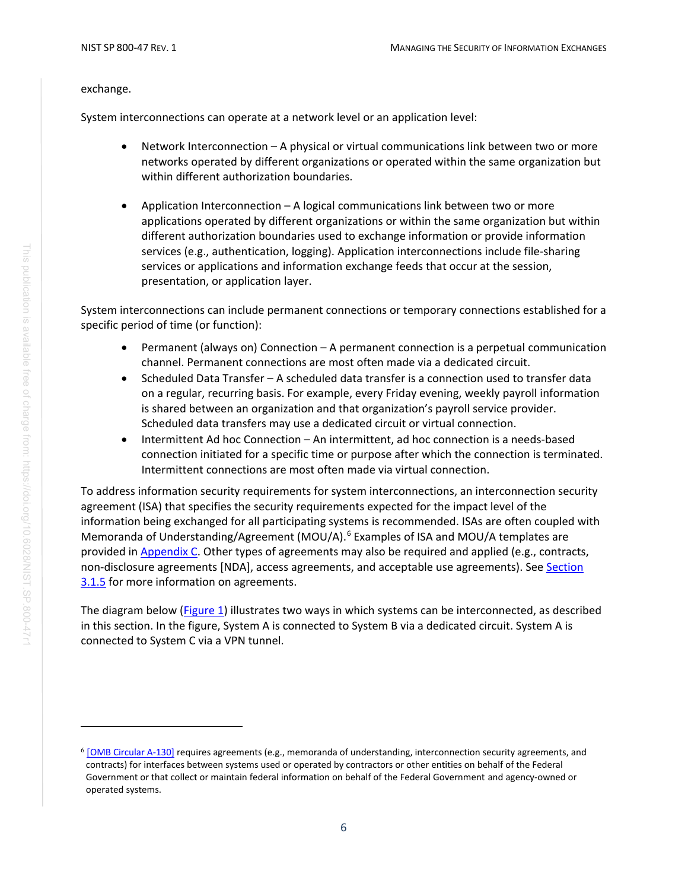exchange.

System interconnections can operate at a network level or an application level:

- Network Interconnection – A physical or virtual communications link between two or more networks operated by different organizations or operated within the same organization but within different authorization boundaries.

- Application Interconnection – A logical communications link between two or more applications operated by different organizations or within the same organization but within different authorization boundaries used to exchange information or provide information services (e.g., authentication, logging). Application interconnections include file-sharing services or applications and information exchange feeds that occur at the session, presentation, or application layer.

System interconnections can include permanent connections or temporary connections established for a specific period of time (or function):

- Permanent (always on) Connection – A permanent connection is a perpetual communication channel. Permanent connections are most often made via a dedicated circuit.
- Scheduled Data Transfer – A scheduled data transfer is a connection used to transfer data on a regular, recurring basis. For example, every Friday evening, weekly payroll information is shared between an organization and that organization's payroll service provider. Scheduled data transfers may use a dedicated circuit or virtual connection.
- Intermittent Ad hoc Connection – An intermittent, ad hoc connection is a needs-based connection initiated for a specific time or purpose after which the connection is terminated. Intermittent connections are most often made via virtual connection.

To address information security requirements for system interconnections, an interconnection security agreement (ISA) that specifies the security requirements expected for the impact level of the information being exchanged for all participating systems is recommended. ISAs are often coupled with Memoranda of Understanding/Agreement (MOU/A).[6] Examples of ISA and MOU/A templates are provided in Appendix C. Other types of agreements may also be required and applied (e.g., contracts, non-disclosure agreements [NDA], access agreements, and acceptable use agreements). See Section 3.1.5 for more information on agreements.

The diagram below (Figure 1) illustrates two ways in which systems can be interconnected, as described in this section. In the figure, System A is connected to System B via a dedicated circuit. System A is connected to System C via a VPN tunnel.

---

[6] [OMB Circular A-130] requires agreements (e.g., memoranda of understanding, interconnection security agreements, and contracts) for interfaces between systems used or operated by contractors or other entities on behalf of the Federal Government or that collect or maintain federal information on behalf of the Federal Government and agency-owned or operated systems.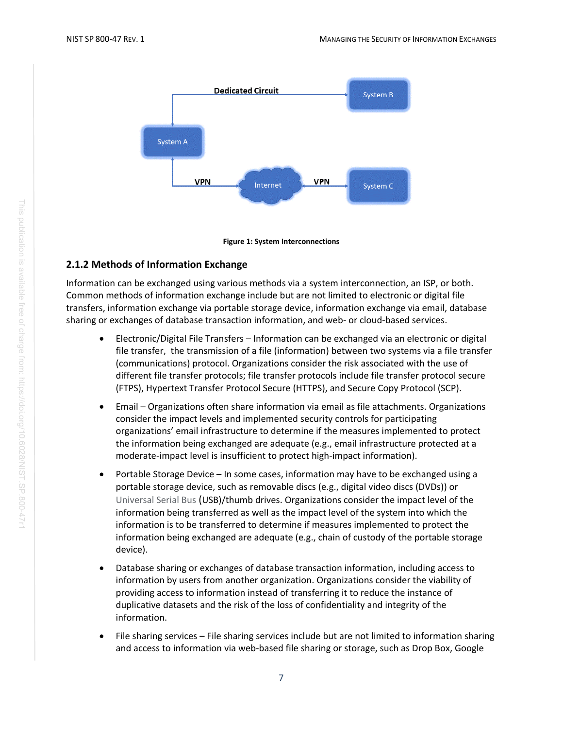Figure 1: System Interconnections

### 2.1.2 Methods of Information Exchange

Information can be exchanged using various methods via a system interconnection, an ISP, or both. Common methods of information exchange include but are not limited to electronic or digital file transfers, information exchange via portable storage device, information exchange via email, database sharing or exchanges of database transaction information, and web- or cloud-based services.

- Electronic/Digital File Transfers – Information can be exchanged via an electronic or digital file transfer, the transmission of a file (information) between two systems via a file transfer (communications) protocol. Organizations consider the risk associated with the use of different file transfer protocols; file transfer protocols include file transfer protocol secure (FTPS), Hypertext Transfer Protocol Secure (HTTPS), and Secure Copy Protocol (SCP).
- Email – Organizations often share information via email as file attachments. Organizations consider the impact levels and implemented security controls for participating organizations' email infrastructure to determine if the measures implemented to protect the information being exchanged are adequate (e.g., email infrastructure protected at a moderate-impact level is insufficient to protect high-impact information).
- Portable Storage Device – In some cases, information may have to be exchanged using a portable storage device, such as removable discs (e.g., digital video discs (DVDs)) or Universal Serial Bus (USB)/thumb drives. Organizations consider the impact level of the information being transferred as well as the impact level of the system into which the information is to be transferred to determine if measures implemented to protect the information being exchanged are adequate (e.g., chain of custody of the portable storage device).
- Database sharing or exchanges of database transaction information, including access to information by users from another organization. Organizations consider the viability of providing access to information instead of transferring it to reduce the instance of duplicative datasets and the risk of the loss of confidentiality and integrity of the information.
- File sharing services – File sharing services include but are not limited to information sharing and access to information via web-based file sharing or storage, such as Drop Box, Google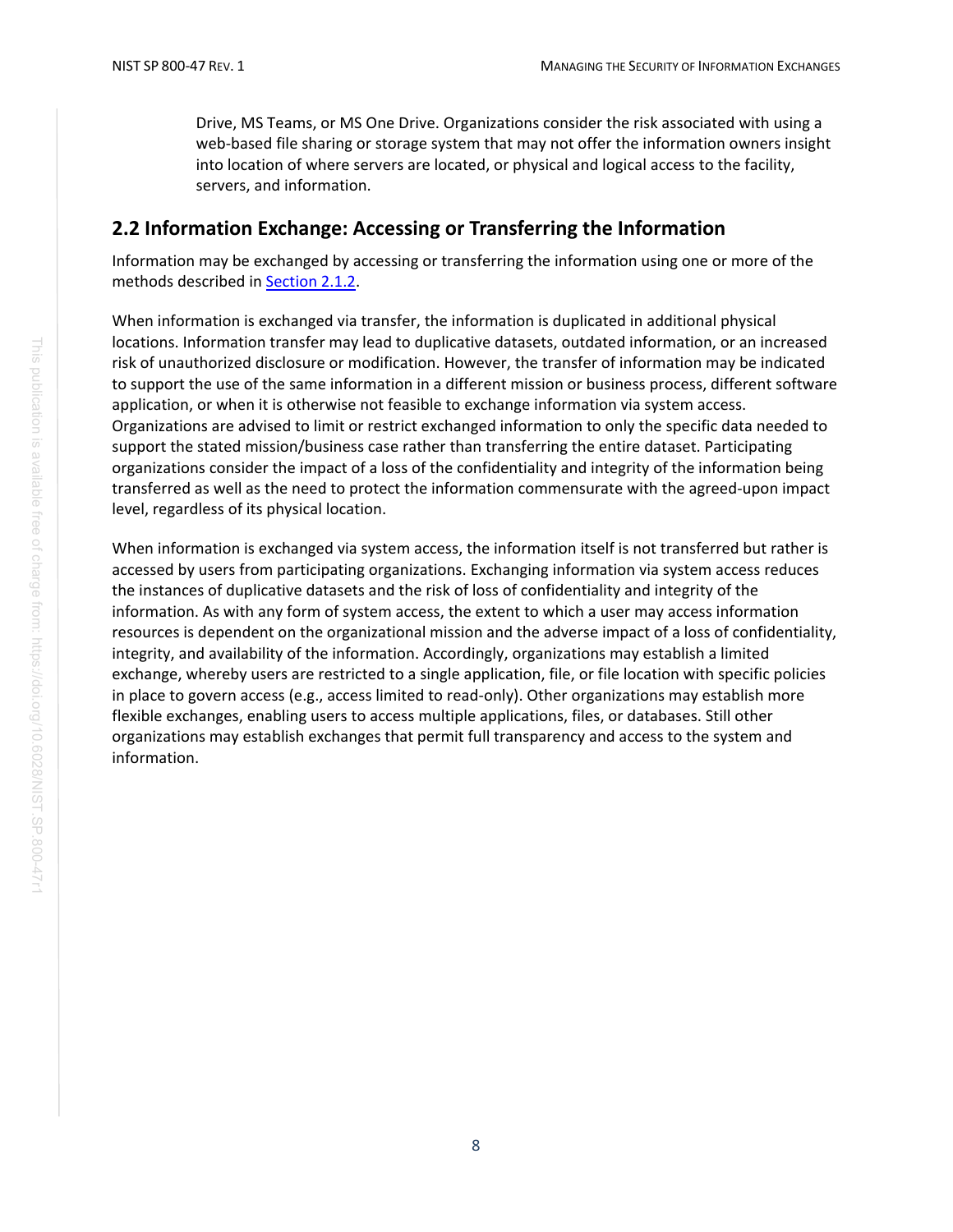Drive, MS Teams, or MS One Drive. Organizations consider the risk associated with using a web-based file sharing or storage system that may not offer the information owners insight into location of where servers are located, or physical and logical access to the facility, servers, and information.

## 2.2 Information Exchange: Accessing or Transferring the Information

Information may be exchanged by accessing or transferring the information using one or more of the methods described in Section 2.1.2.

When information is exchanged via transfer, the information is duplicated in additional physical locations. Information transfer may lead to duplicative datasets, outdated information, or an increased risk of unauthorized disclosure or modification. However, the transfer of information may be indicated to support the use of the same information in a different mission or business process, different software application, or when it is otherwise not feasible to exchange information via system access. Organizations are advised to limit or restrict exchanged information to only the specific data needed to support the stated mission/business case rather than transferring the entire dataset. Participating organizations consider the impact of a loss of the confidentiality and integrity of the information being transferred as well as the need to protect the information commensurate with the agreed-upon impact level, regardless of its physical location.

When information is exchanged via system access, the information itself is not transferred but rather is accessed by users from participating organizations. Exchanging information via system access reduces the instances of duplicative datasets and the risk of loss of confidentiality and integrity of the information. As with any form of system access, the extent to which a user may access information resources is dependent on the organizational mission and the adverse impact of a loss of confidentiality, integrity, and availability of the information. Accordingly, organizations may establish a limited exchange, whereby users are restricted to a single application, file, or file location with specific policies in place to govern access (e.g., access limited to read-only). Other organizations may establish more flexible exchanges, enabling users to access multiple applications, files, or databases. Still other organizations may establish exchanges that permit full transparency and access to the system and information.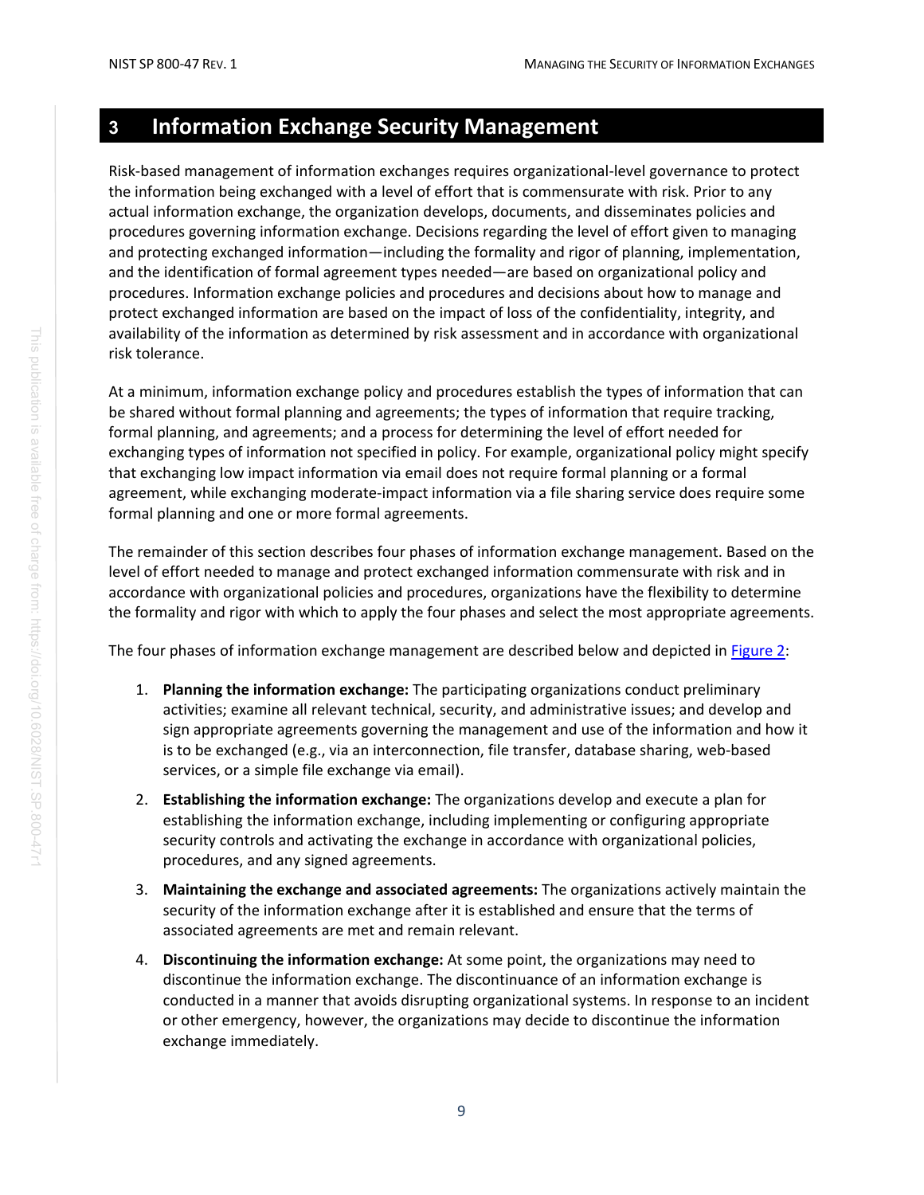# 3 Information Exchange Security Management

Risk-based management of information exchanges requires organizational-level governance to protect the information being exchanged with a level of effort that is commensurate with risk. Prior to any actual information exchange, the organization develops, documents, and disseminates policies and procedures governing information exchange. Decisions regarding the level of effort given to managing and protecting exchanged information—including the formality and rigor of planning, implementation, and the identification of formal agreement types needed—are based on organizational policy and procedures. Information exchange policies and procedures and decisions about how to manage and protect exchanged information are based on the impact of loss of the confidentiality, integrity, and availability of the information as determined by risk assessment and in accordance with organizational risk tolerance.

At a minimum, information exchange policy and procedures establish the types of information that can be shared without formal planning and agreements; the types of information that require tracking, formal planning, and agreements; and a process for determining the level of effort needed for exchanging types of information not specified in policy. For example, organizational policy might specify that exchanging low impact information via email does not require formal planning or a formal agreement, while exchanging moderate-impact information via a file sharing service does require some formal planning and one or more formal agreements.

The remainder of this section describes four phases of information exchange management. Based on the level of effort needed to manage and protect exchanged information commensurate with risk and in accordance with organizational policies and procedures, organizations have the flexibility to determine the formality and rigor with which to apply the four phases and select the most appropriate agreements.

The four phases of information exchange management are described below and depicted in Figure 2:

1. **Planning the information exchange:** The participating organizations conduct preliminary activities; examine all relevant technical, security, and administrative issues; and develop and sign appropriate agreements governing the management and use of the information and how it is to be exchanged (e.g., via an interconnection, file transfer, database sharing, web-based services, or a simple file exchange via email).
2. **Establishing the information exchange:** The organizations develop and execute a plan for establishing the information exchange, including implementing or configuring appropriate security controls and activating the exchange in accordance with organizational policies, procedures, and any signed agreements.
3. **Maintaining the exchange and associated agreements:** The organizations actively maintain the security of the information exchange after it is established and ensure that the terms of associated agreements are met and remain relevant.
4. **Discontinuing the information exchange:** At some point, the organizations may need to discontinue the information exchange. The discontinuance of an information exchange is conducted in a manner that avoids disrupting organizational systems. In response to an incident or other emergency, however, the organizations may decide to discontinue the information exchange immediately.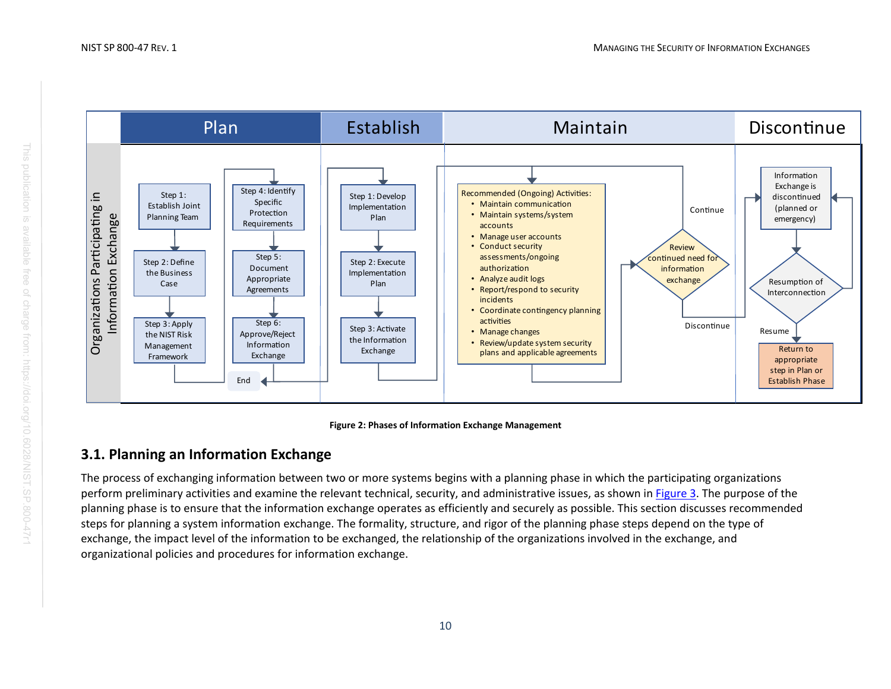| | Plan | | Establish | Maintain | | Discontinue |
|---|---|---|---|---|---|---|
| Organizations Participating in Information Exchange | Step 1: Establish Joint Planning Team | Step 4: Identify Specific Protection Requirements | Step 1: Develop Implementation Plan | Recommended (Ongoing) Activities: • Maintain communication • Maintain systems/system accounts • Manage user accounts • Conduct security assessments/ongoing authorization • Analyze audit logs • Report/respond to security incidents • Coordinate contingency planning activities • Manage changes • Review/update system security plans and applicable agreements | Review continued need for information exchange (Continue / Discontinue) | Information Exchange is discontinued (planned or emergency) |
| | Step 2: Define the Business Case | Step 5: Document Appropriate Agreements | Step 2: Execute Implementation Plan | | | Resumption of Interconnection |
| | Step 3: Apply the NIST Risk Management Framework | Step 6: Approve/Reject Information Exchange | Step 3: Activate the Information Exchange | | | Resume: Return to appropriate step in Plan or Establish Phase |
| | | End | | | | |

**Figure 2: Phases of Information Exchange Management**

## 3.1. Planning an Information Exchange

The process of exchanging information between two or more systems begins with a planning phase in which the participating organizations perform preliminary activities and examine the relevant technical, security, and administrative issues, as shown in Figure 3. The purpose of the planning phase is to ensure that the information exchange operates as efficiently and securely as possible. This section discusses recommended steps for planning a system information exchange. The formality, structure, and rigor of the planning phase steps depend on the type of exchange, the impact level of the information to be exchanged, the relationship of the organizations involved in the exchange, and organizational policies and procedures for information exchange.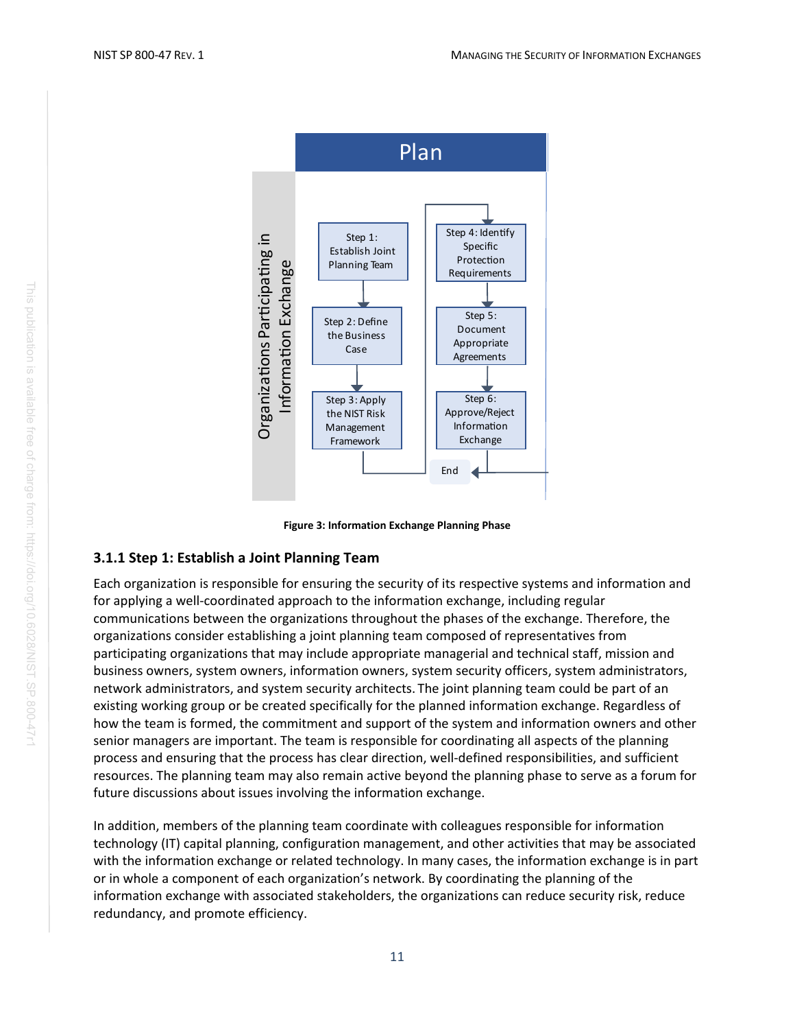Plan

Organizations Participating in Information Exchange

Step 1: Establish Joint Planning Team

Step 2: Define the Business Case

Step 3: Apply the NIST Risk Management Framework

Step 4: Identify Specific Protection Requirements

Step 5: Document Appropriate Agreements

Step 6: Approve/Reject Information Exchange

End

**Figure 3: Information Exchange Planning Phase**

### 3.1.1 Step 1: Establish a Joint Planning Team

Each organization is responsible for ensuring the security of its respective systems and information and for applying a well-coordinated approach to the information exchange, including regular communications between the organizations throughout the phases of the exchange. Therefore, the organizations consider establishing a joint planning team composed of representatives from participating organizations that may include appropriate managerial and technical staff, mission and business owners, system owners, information owners, system security officers, system administrators, network administrators, and system security architects. The joint planning team could be part of an existing working group or be created specifically for the planned information exchange. Regardless of how the team is formed, the commitment and support of the system and information owners and other senior managers are important. The team is responsible for coordinating all aspects of the planning process and ensuring that the process has clear direction, well-defined responsibilities, and sufficient resources. The planning team may also remain active beyond the planning phase to serve as a forum for future discussions about issues involving the information exchange.

In addition, members of the planning team coordinate with colleagues responsible for information technology (IT) capital planning, configuration management, and other activities that may be associated with the information exchange or related technology. In many cases, the information exchange is in part or in whole a component of each organization's network. By coordinating the planning of the information exchange with associated stakeholders, the organizations can reduce security risk, reduce redundancy, and promote efficiency.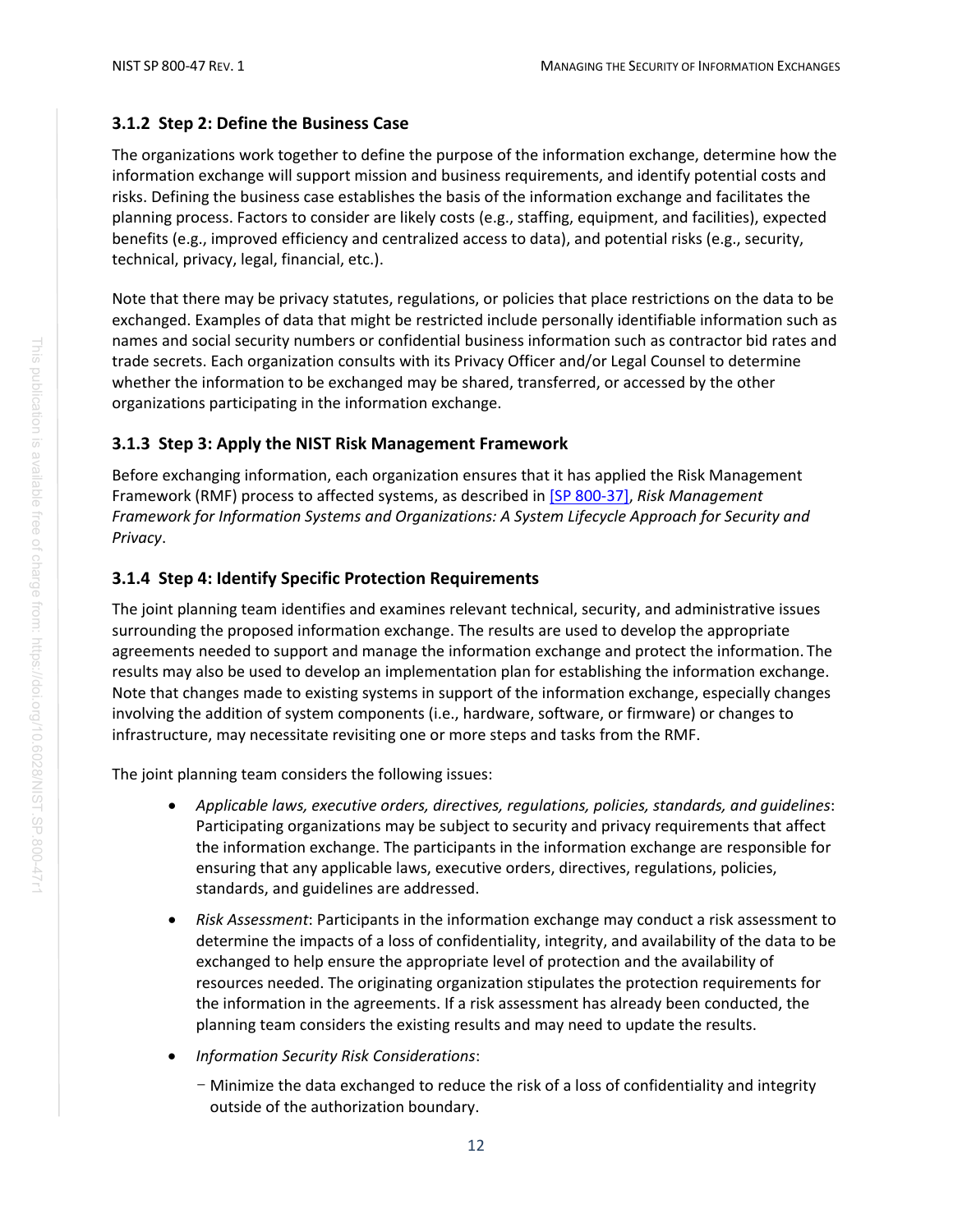### 3.1.2 Step 2: Define the Business Case

The organizations work together to define the purpose of the information exchange, determine how the information exchange will support mission and business requirements, and identify potential costs and risks. Defining the business case establishes the basis of the information exchange and facilitates the planning process. Factors to consider are likely costs (e.g., staffing, equipment, and facilities), expected benefits (e.g., improved efficiency and centralized access to data), and potential risks (e.g., security, technical, privacy, legal, financial, etc.).

Note that there may be privacy statutes, regulations, or policies that place restrictions on the data to be exchanged. Examples of data that might be restricted include personally identifiable information such as names and social security numbers or confidential business information such as contractor bid rates and trade secrets. Each organization consults with its Privacy Officer and/or Legal Counsel to determine whether the information to be exchanged may be shared, transferred, or accessed by the other organizations participating in the information exchange.

### 3.1.3 Step 3: Apply the NIST Risk Management Framework

Before exchanging information, each organization ensures that it has applied the Risk Management Framework (RMF) process to affected systems, as described in [SP 800-37], *Risk Management Framework for Information Systems and Organizations: A System Lifecycle Approach for Security and Privacy*.

### 3.1.4 Step 4: Identify Specific Protection Requirements

The joint planning team identifies and examines relevant technical, security, and administrative issues surrounding the proposed information exchange. The results are used to develop the appropriate agreements needed to support and manage the information exchange and protect the information. The results may also be used to develop an implementation plan for establishing the information exchange. Note that changes made to existing systems in support of the information exchange, especially changes involving the addition of system components (i.e., hardware, software, or firmware) or changes to infrastructure, may necessitate revisiting one or more steps and tasks from the RMF.

The joint planning team considers the following issues:

- *Applicable laws, executive orders, directives, regulations, policies, standards, and guidelines*: Participating organizations may be subject to security and privacy requirements that affect the information exchange. The participants in the information exchange are responsible for ensuring that any applicable laws, executive orders, directives, regulations, policies, standards, and guidelines are addressed.
- *Risk Assessment*: Participants in the information exchange may conduct a risk assessment to determine the impacts of a loss of confidentiality, integrity, and availability of the data to be exchanged to help ensure the appropriate level of protection and the availability of resources needed. The originating organization stipulates the protection requirements for the information in the agreements. If a risk assessment has already been conducted, the planning team considers the existing results and may need to update the results.
- *Information Security Risk Considerations*:
  - Minimize the data exchanged to reduce the risk of a loss of confidentiality and integrity outside of the authorization boundary.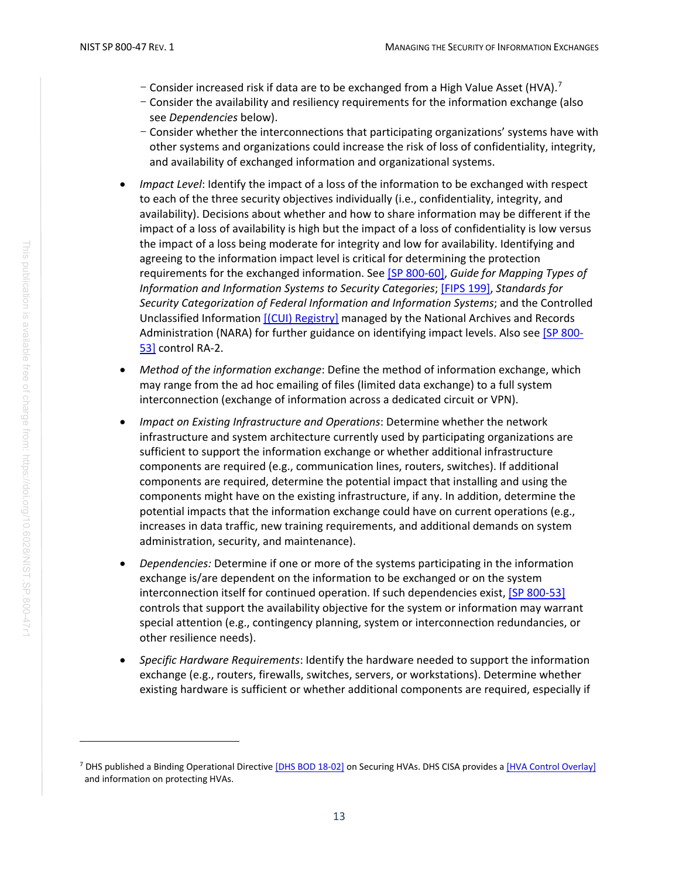- Consider increased risk if data are to be exchanged from a High Value Asset (HVA).[7]
  - Consider the availability and resiliency requirements for the information exchange (also see *Dependencies* below).
  - Consider whether the interconnections that participating organizations' systems have with other systems and organizations could increase the risk of loss of confidentiality, integrity, and availability of exchanged information and organizational systems.

- *Impact Level*: Identify the impact of a loss of the information to be exchanged with respect to each of the three security objectives individually (i.e., confidentiality, integrity, and availability). Decisions about whether and how to share information may be different if the impact of a loss of availability is high but the impact of a loss of confidentiality is low versus the impact of a loss being moderate for integrity and low for availability. Identifying and agreeing to the information impact level is critical for determining the protection requirements for the exchanged information. See [SP 800-60], *Guide for Mapping Types of Information and Information Systems to Security Categories*; [FIPS 199], *Standards for Security Categorization of Federal Information and Information Systems*; and the Controlled Unclassified Information [(CUI) Registry] managed by the National Archives and Records Administration (NARA) for further guidance on identifying impact levels. Also see [SP 800-53] control RA-2.

- *Method of the information exchange*: Define the method of information exchange, which may range from the ad hoc emailing of files (limited data exchange) to a full system interconnection (exchange of information across a dedicated circuit or VPN).

- *Impact on Existing Infrastructure and Operations*: Determine whether the network infrastructure and system architecture currently used by participating organizations are sufficient to support the information exchange or whether additional infrastructure components are required (e.g., communication lines, routers, switches). If additional components are required, determine the potential impact that installing and using the components might have on the existing infrastructure, if any. In addition, determine the potential impacts that the information exchange could have on current operations (e.g., increases in data traffic, new training requirements, and additional demands on system administration, security, and maintenance).

- *Dependencies:* Determine if one or more of the systems participating in the information exchange is/are dependent on the information to be exchanged or on the system interconnection itself for continued operation. If such dependencies exist, [SP 800-53] controls that support the availability objective for the system or information may warrant special attention (e.g., contingency planning, system or interconnection redundancies, or other resilience needs).

- *Specific Hardware Requirements*: Identify the hardware needed to support the information exchange (e.g., routers, firewalls, switches, servers, or workstations). Determine whether existing hardware is sufficient or whether additional components are required, especially if

[7] DHS published a Binding Operational Directive [DHS BOD 18-02] on Securing HVAs. DHS CISA provides a [HVA Control Overlay] and information on protecting HVAs.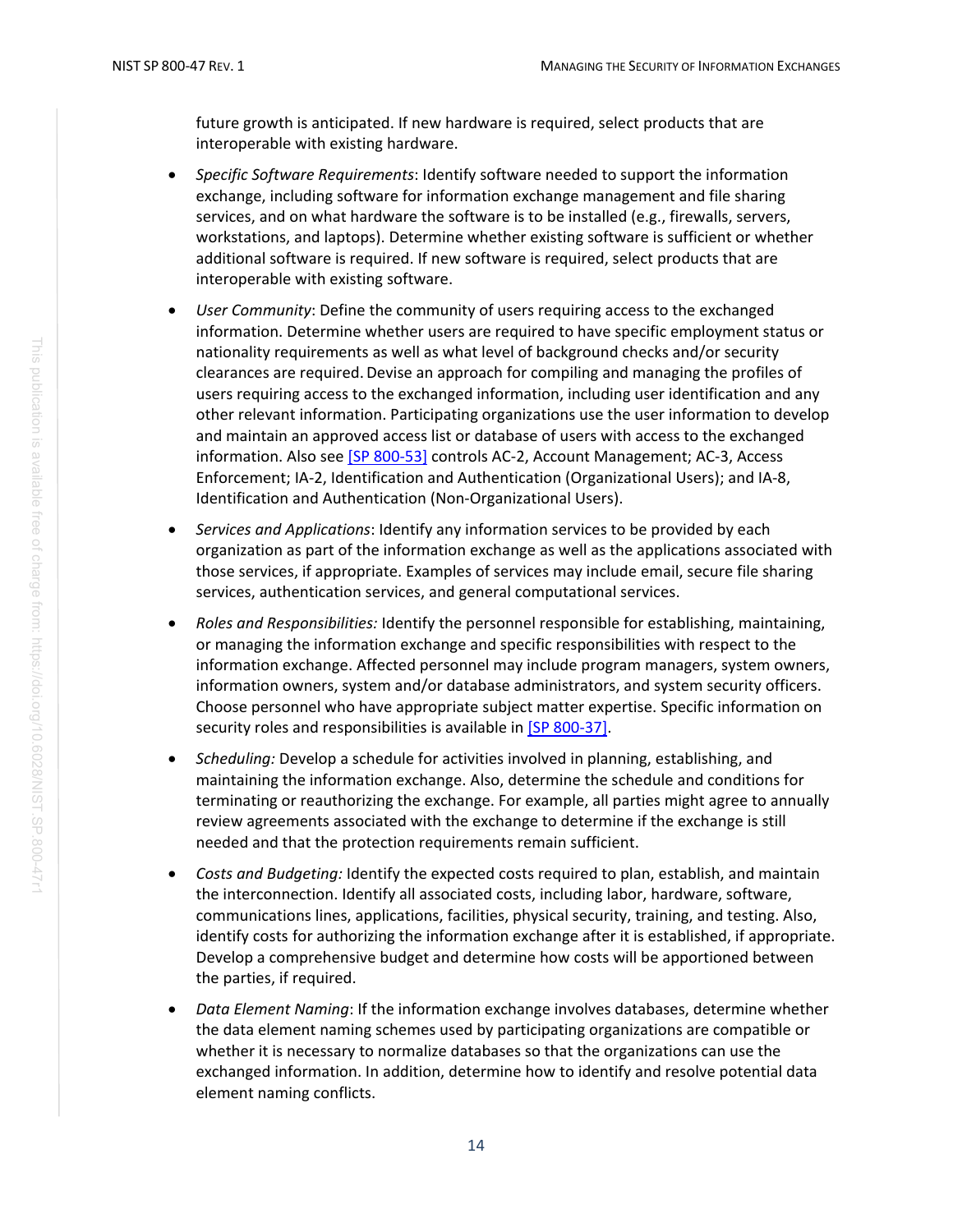future growth is anticipated. If new hardware is required, select products that are interoperable with existing hardware.

- *Specific Software Requirements*: Identify software needed to support the information exchange, including software for information exchange management and file sharing services, and on what hardware the software is to be installed (e.g., firewalls, servers, workstations, and laptops). Determine whether existing software is sufficient or whether additional software is required. If new software is required, select products that are interoperable with existing software.
- *User Community*: Define the community of users requiring access to the exchanged information. Determine whether users are required to have specific employment status or nationality requirements as well as what level of background checks and/or security clearances are required. Devise an approach for compiling and managing the profiles of users requiring access to the exchanged information, including user identification and any other relevant information. Participating organizations use the user information to develop and maintain an approved access list or database of users with access to the exchanged information. Also see [SP 800-53] controls AC-2, Account Management; AC-3, Access Enforcement; IA-2, Identification and Authentication (Organizational Users); and IA-8, Identification and Authentication (Non-Organizational Users).
- *Services and Applications*: Identify any information services to be provided by each organization as part of the information exchange as well as the applications associated with those services, if appropriate. Examples of services may include email, secure file sharing services, authentication services, and general computational services.
- *Roles and Responsibilities:* Identify the personnel responsible for establishing, maintaining, or managing the information exchange and specific responsibilities with respect to the information exchange. Affected personnel may include program managers, system owners, information owners, system and/or database administrators, and system security officers. Choose personnel who have appropriate subject matter expertise. Specific information on security roles and responsibilities is available in [SP 800-37].
- *Scheduling:* Develop a schedule for activities involved in planning, establishing, and maintaining the information exchange. Also, determine the schedule and conditions for terminating or reauthorizing the exchange. For example, all parties might agree to annually review agreements associated with the exchange to determine if the exchange is still needed and that the protection requirements remain sufficient.
- *Costs and Budgeting:* Identify the expected costs required to plan, establish, and maintain the interconnection. Identify all associated costs, including labor, hardware, software, communications lines, applications, facilities, physical security, training, and testing. Also, identify costs for authorizing the information exchange after it is established, if appropriate. Develop a comprehensive budget and determine how costs will be apportioned between the parties, if required.
- *Data Element Naming*: If the information exchange involves databases, determine whether the data element naming schemes used by participating organizations are compatible or whether it is necessary to normalize databases so that the organizations can use the exchanged information. In addition, determine how to identify and resolve potential data element naming conflicts.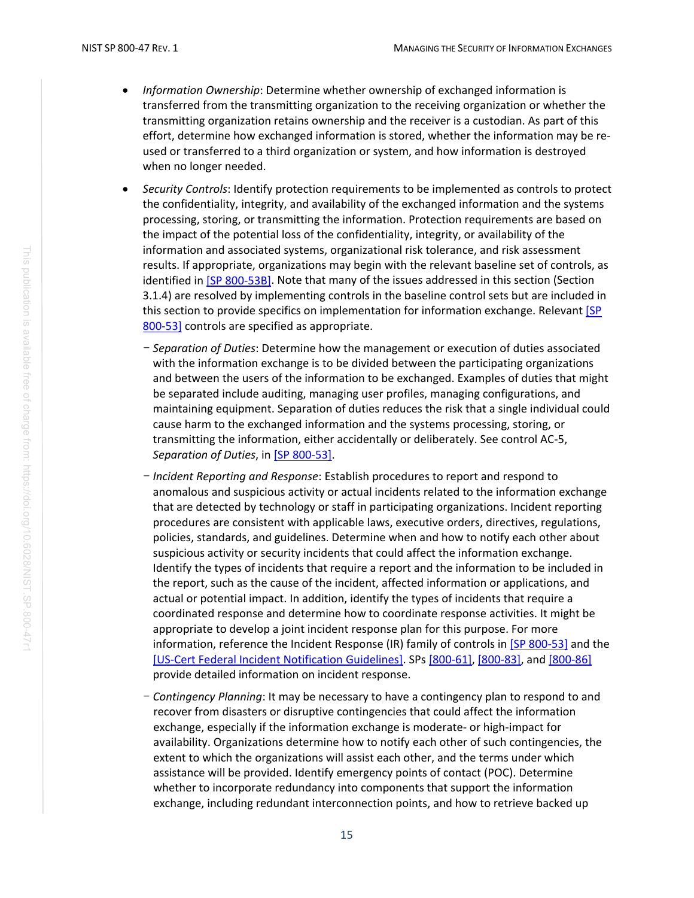- *Information Ownership*: Determine whether ownership of exchanged information is transferred from the transmitting organization to the receiving organization or whether the transmitting organization retains ownership and the receiver is a custodian. As part of this effort, determine how exchanged information is stored, whether the information may be re-used or transferred to a third organization or system, and how information is destroyed when no longer needed.
- *Security Controls*: Identify protection requirements to be implemented as controls to protect the confidentiality, integrity, and availability of the exchanged information and the systems processing, storing, or transmitting the information. Protection requirements are based on the impact of the potential loss of the confidentiality, integrity, or availability of the information and associated systems, organizational risk tolerance, and risk assessment results. If appropriate, organizations may begin with the relevant baseline set of controls, as identified in [SP 800-53B]. Note that many of the issues addressed in this section (Section 3.1.4) are resolved by implementing controls in the baseline control sets but are included in this section to provide specifics on implementation for information exchange. Relevant [SP 800-53] controls are specified as appropriate.
  - *Separation of Duties*: Determine how the management or execution of duties associated with the information exchange is to be divided between the participating organizations and between the users of the information to be exchanged. Examples of duties that might be separated include auditing, managing user profiles, managing configurations, and maintaining equipment. Separation of duties reduces the risk that a single individual could cause harm to the exchanged information and the systems processing, storing, or transmitting the information, either accidentally or deliberately. See control AC-5, *Separation of Duties*, in [SP 800-53].
  - *Incident Reporting and Response*: Establish procedures to report and respond to anomalous and suspicious activity or actual incidents related to the information exchange that are detected by technology or staff in participating organizations. Incident reporting procedures are consistent with applicable laws, executive orders, directives, regulations, policies, standards, and guidelines. Determine when and how to notify each other about suspicious activity or security incidents that could affect the information exchange. Identify the types of incidents that require a report and the information to be included in the report, such as the cause of the incident, affected information or applications, and actual or potential impact. In addition, identify the types of incidents that require a coordinated response and determine how to coordinate response activities. It might be appropriate to develop a joint incident response plan for this purpose. For more information, reference the Incident Response (IR) family of controls in [SP 800-53] and the [US-Cert Federal Incident Notification Guidelines]. SPs [800-61], [800-83], and [800-86] provide detailed information on incident response.
  - *Contingency Planning*: It may be necessary to have a contingency plan to respond to and recover from disasters or disruptive contingencies that could affect the information exchange, especially if the information exchange is moderate- or high-impact for availability. Organizations determine how to notify each other of such contingencies, the extent to which the organizations will assist each other, and the terms under which assistance will be provided. Identify emergency points of contact (POC). Determine whether to incorporate redundancy into components that support the information exchange, including redundant interconnection points, and how to retrieve backed up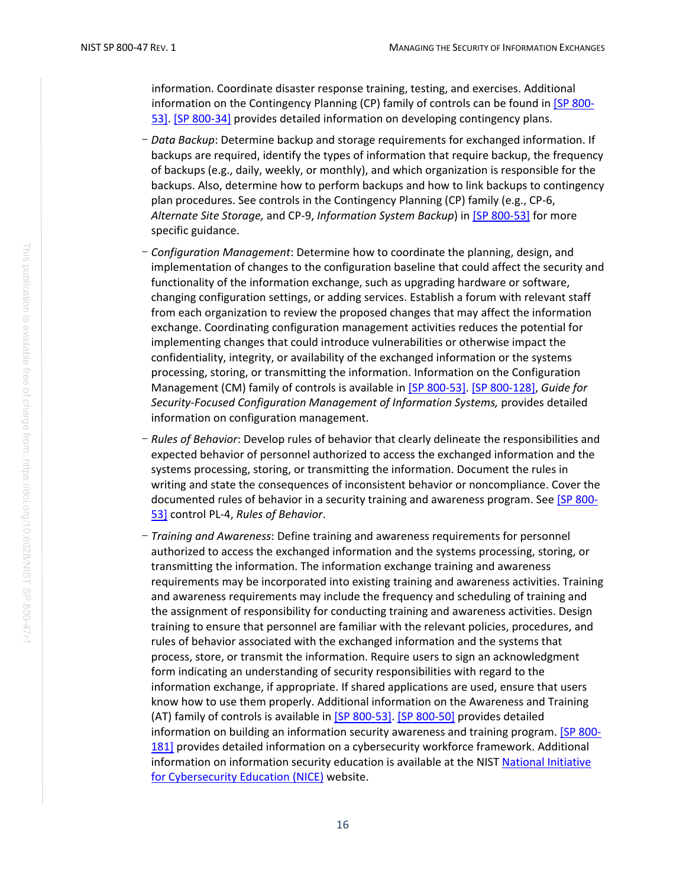information. Coordinate disaster response training, testing, and exercises. Additional information on the Contingency Planning (CP) family of controls can be found in [SP 800-53]. [SP 800-34] provides detailed information on developing contingency plans.

- *Data Backup*: Determine backup and storage requirements for exchanged information. If backups are required, identify the types of information that require backup, the frequency of backups (e.g., daily, weekly, or monthly), and which organization is responsible for the backups. Also, determine how to perform backups and how to link backups to contingency plan procedures. See controls in the Contingency Planning (CP) family (e.g., CP-6, *Alternate Site Storage,* and CP-9, *Information System Backup*) in [SP 800-53] for more specific guidance.

- *Configuration Management*: Determine how to coordinate the planning, design, and implementation of changes to the configuration baseline that could affect the security and functionality of the information exchange, such as upgrading hardware or software, changing configuration settings, or adding services. Establish a forum with relevant staff from each organization to review the proposed changes that may affect the information exchange. Coordinating configuration management activities reduces the potential for implementing changes that could introduce vulnerabilities or otherwise impact the confidentiality, integrity, or availability of the exchanged information or the systems processing, storing, or transmitting the information. Information on the Configuration Management (CM) family of controls is available in [SP 800-53]. [SP 800-128], *Guide for Security-Focused Configuration Management of Information Systems,* provides detailed information on configuration management.

- *Rules of Behavior*: Develop rules of behavior that clearly delineate the responsibilities and expected behavior of personnel authorized to access the exchanged information and the systems processing, storing, or transmitting the information. Document the rules in writing and state the consequences of inconsistent behavior or noncompliance. Cover the documented rules of behavior in a security training and awareness program. See [SP 800-53] control PL-4, *Rules of Behavior*.

- *Training and Awareness*: Define training and awareness requirements for personnel authorized to access the exchanged information and the systems processing, storing, or transmitting the information. The information exchange training and awareness requirements may be incorporated into existing training and awareness activities. Training and awareness requirements may include the frequency and scheduling of training and the assignment of responsibility for conducting training and awareness activities. Design training to ensure that personnel are familiar with the relevant policies, procedures, and rules of behavior associated with the exchanged information and the systems that process, store, or transmit the information. Require users to sign an acknowledgment form indicating an understanding of security responsibilities with regard to the information exchange, if appropriate. If shared applications are used, ensure that users know how to use them properly. Additional information on the Awareness and Training (AT) family of controls is available in [SP 800-53]. [SP 800-50] provides detailed information on building an information security awareness and training program. [SP 800-181] provides detailed information on a cybersecurity workforce framework. Additional information on information security education is available at the NIST National Initiative for Cybersecurity Education (NICE) website.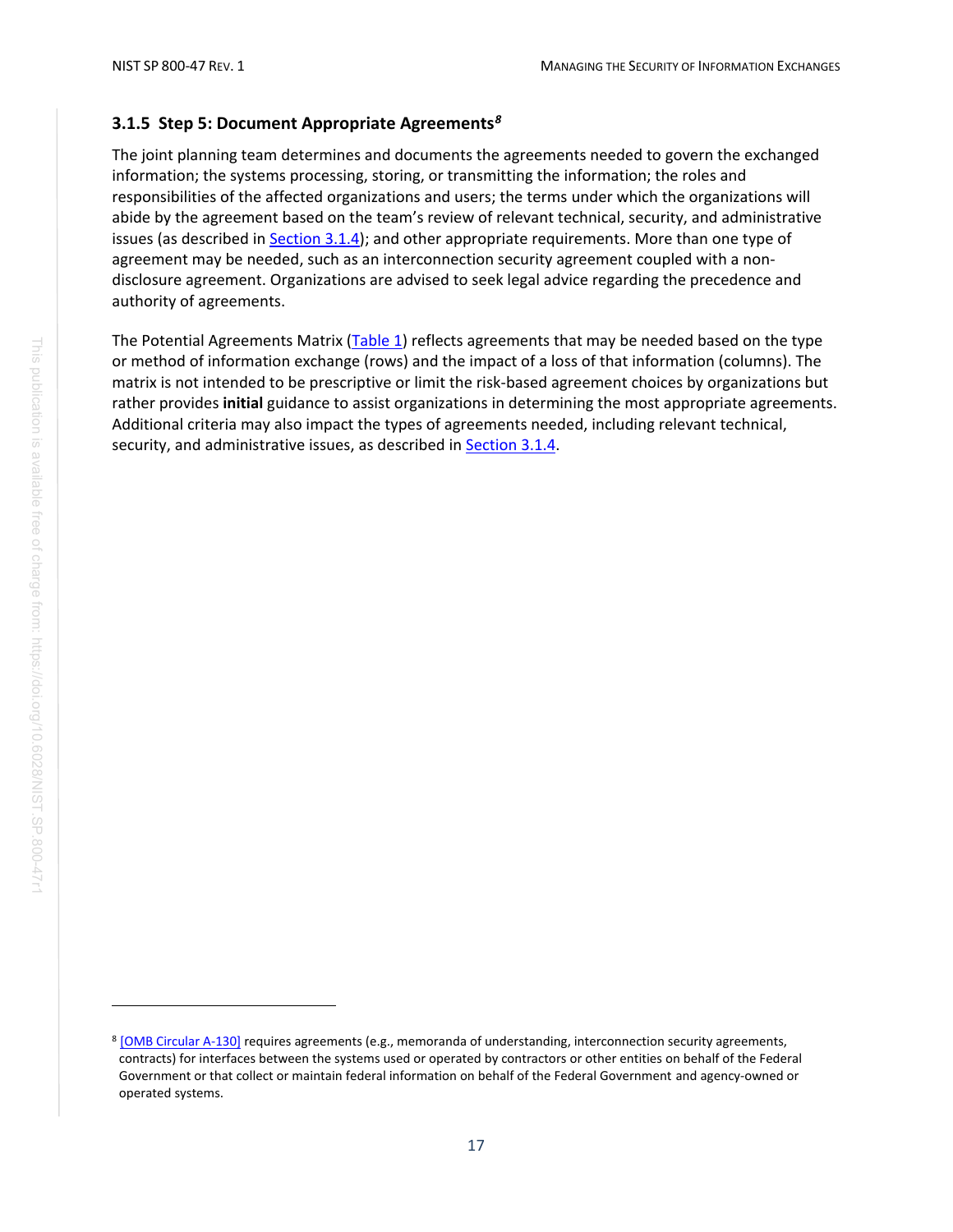### 3.1.5 Step 5: Document Appropriate Agreements[8]

The joint planning team determines and documents the agreements needed to govern the exchanged information; the systems processing, storing, or transmitting the information; the roles and responsibilities of the affected organizations and users; the terms under which the organizations will abide by the agreement based on the team's review of relevant technical, security, and administrative issues (as described in Section 3.1.4); and other appropriate requirements. More than one type of agreement may be needed, such as an interconnection security agreement coupled with a non-disclosure agreement. Organizations are advised to seek legal advice regarding the precedence and authority of agreements.

The Potential Agreements Matrix (Table 1) reflects agreements that may be needed based on the type or method of information exchange (rows) and the impact of a loss of that information (columns). The matrix is not intended to be prescriptive or limit the risk-based agreement choices by organizations but rather provides **initial** guidance to assist organizations in determining the most appropriate agreements. Additional criteria may also impact the types of agreements needed, including relevant technical, security, and administrative issues, as described in Section 3.1.4.

---

[8] [OMB Circular A-130] requires agreements (e.g., memoranda of understanding, interconnection security agreements, contracts) for interfaces between the systems used or operated by contractors or other entities on behalf of the Federal Government or that collect or maintain federal information on behalf of the Federal Government and agency-owned or operated systems.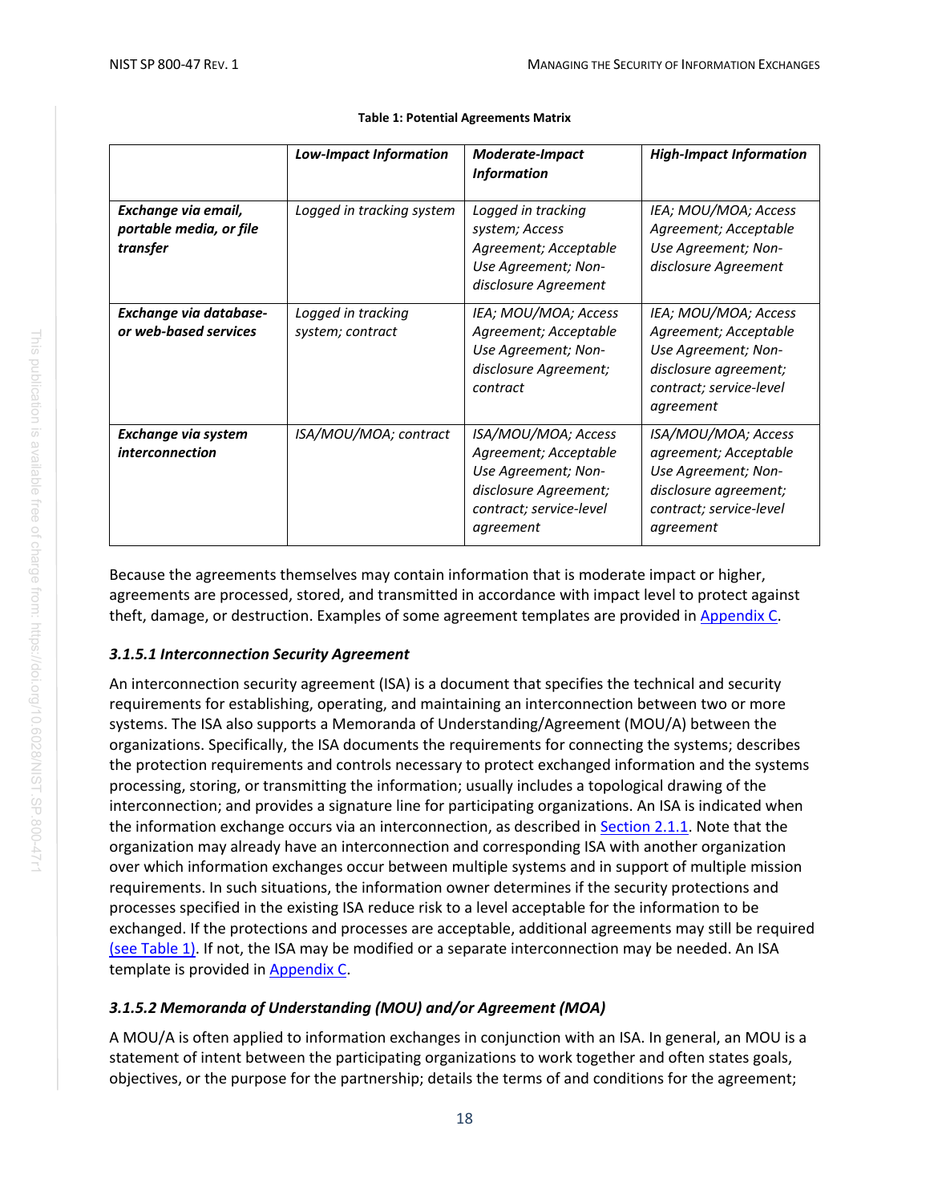**Table 1: Potential Agreements Matrix**

| | *Low-Impact Information* | *Moderate-Impact Information* | *High-Impact Information* |
|---|---|---|---|
| *Exchange via email, portable media, or file transfer* | *Logged in tracking system* | *Logged in tracking system; Access Agreement; Acceptable Use Agreement; Non-disclosure Agreement* | *IEA; MOU/MOA; Access Agreement; Acceptable Use Agreement; Non-disclosure Agreement* |
| *Exchange via database- or web-based services* | *Logged in tracking system; contract* | *IEA; MOU/MOA; Access Agreement; Acceptable Use Agreement; Non-disclosure Agreement; contract* | *IEA; MOU/MOA; Access Agreement; Acceptable Use Agreement; Non-disclosure agreement; contract; service-level agreement* |
| *Exchange via system interconnection* | *ISA/MOU/MOA; contract* | *ISA/MOU/MOA; Access Agreement; Acceptable Use Agreement; Non-disclosure Agreement; contract; service-level agreement* | *ISA/MOU/MOA; Access agreement; Acceptable Use Agreement; Non-disclosure agreement; contract; service-level agreement* |

Because the agreements themselves may contain information that is moderate impact or higher, agreements are processed, stored, and transmitted in accordance with impact level to protect against theft, damage, or destruction. Examples of some agreement templates are provided in Appendix C.

### *3.1.5.1 Interconnection Security Agreement*

An interconnection security agreement (ISA) is a document that specifies the technical and security requirements for establishing, operating, and maintaining an interconnection between two or more systems. The ISA also supports a Memoranda of Understanding/Agreement (MOU/A) between the organizations. Specifically, the ISA documents the requirements for connecting the systems; describes the protection requirements and controls necessary to protect exchanged information and the systems processing, storing, or transmitting the information; usually includes a topological drawing of the interconnection; and provides a signature line for participating organizations. An ISA is indicated when the information exchange occurs via an interconnection, as described in Section 2.1.1. Note that the organization may already have an interconnection and corresponding ISA with another organization over which information exchanges occur between multiple systems and in support of multiple mission requirements. In such situations, the information owner determines if the security protections and processes specified in the existing ISA reduce risk to a level acceptable for the information to be exchanged. If the protections and processes are acceptable, additional agreements may still be required (see Table 1). If not, the ISA may be modified or a separate interconnection may be needed. An ISA template is provided in Appendix C.

### *3.1.5.2 Memoranda of Understanding (MOU) and/or Agreement (MOA)*

A MOU/A is often applied to information exchanges in conjunction with an ISA. In general, an MOU is a statement of intent between the participating organizations to work together and often states goals, objectives, or the purpose for the partnership; details the terms of and conditions for the agreement;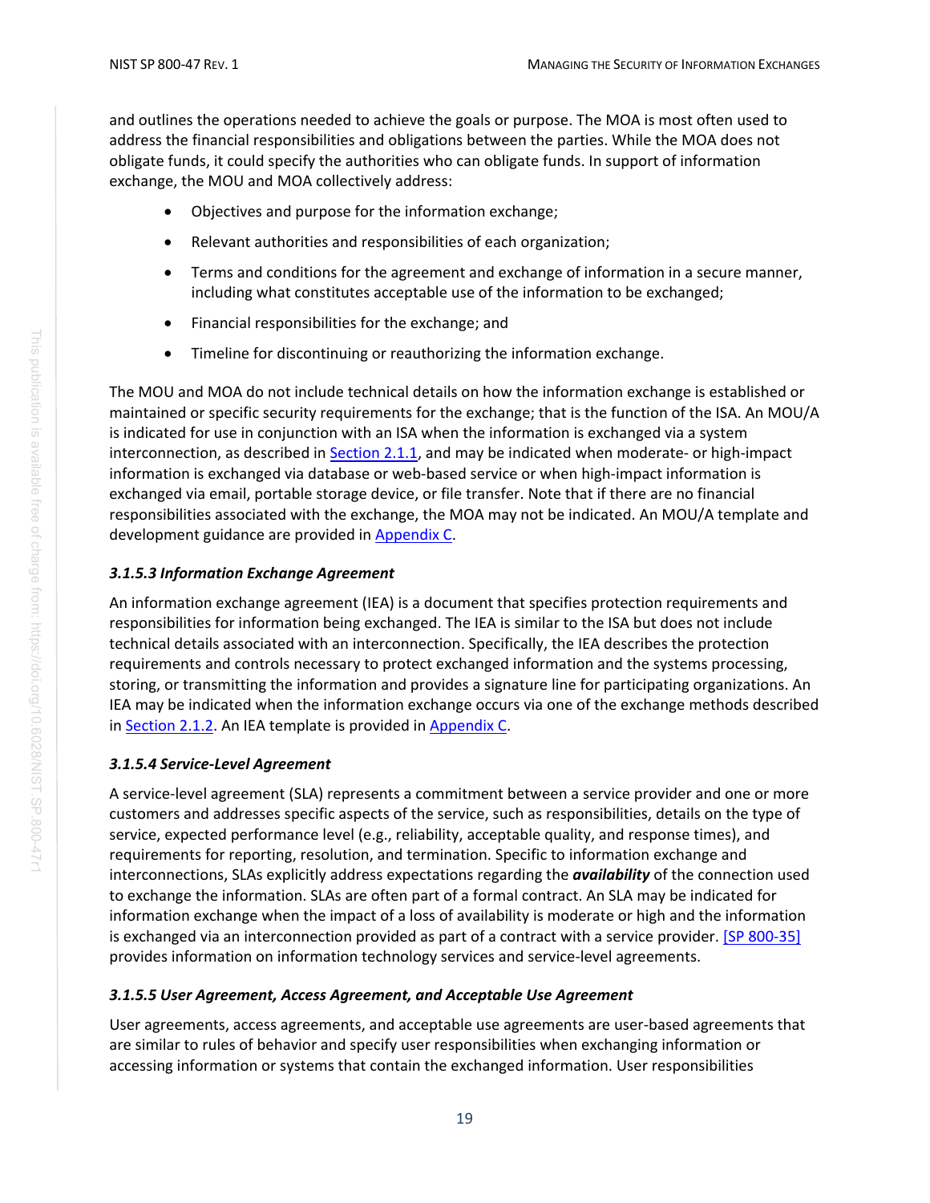and outlines the operations needed to achieve the goals or purpose. The MOA is most often used to address the financial responsibilities and obligations between the parties. While the MOA does not obligate funds, it could specify the authorities who can obligate funds. In support of information exchange, the MOU and MOA collectively address:

- Objectives and purpose for the information exchange;
- Relevant authorities and responsibilities of each organization;
- Terms and conditions for the agreement and exchange of information in a secure manner, including what constitutes acceptable use of the information to be exchanged;
- Financial responsibilities for the exchange; and
- Timeline for discontinuing or reauthorizing the information exchange.

The MOU and MOA do not include technical details on how the information exchange is established or maintained or specific security requirements for the exchange; that is the function of the ISA. An MOU/A is indicated for use in conjunction with an ISA when the information is exchanged via a system interconnection, as described in Section 2.1.1, and may be indicated when moderate- or high-impact information is exchanged via database or web-based service or when high-impact information is exchanged via email, portable storage device, or file transfer. Note that if there are no financial responsibilities associated with the exchange, the MOA may not be indicated. An MOU/A template and development guidance are provided in Appendix C.

#### *3.1.5.3 Information Exchange Agreement*

An information exchange agreement (IEA) is a document that specifies protection requirements and responsibilities for information being exchanged. The IEA is similar to the ISA but does not include technical details associated with an interconnection. Specifically, the IEA describes the protection requirements and controls necessary to protect exchanged information and the systems processing, storing, or transmitting the information and provides a signature line for participating organizations. An IEA may be indicated when the information exchange occurs via one of the exchange methods described in Section 2.1.2. An IEA template is provided in Appendix C.

#### *3.1.5.4 Service-Level Agreement*

A service-level agreement (SLA) represents a commitment between a service provider and one or more customers and addresses specific aspects of the service, such as responsibilities, details on the type of service, expected performance level (e.g., reliability, acceptable quality, and response times), and requirements for reporting, resolution, and termination. Specific to information exchange and interconnections, SLAs explicitly address expectations regarding the ***availability*** of the connection used to exchange the information. SLAs are often part of a formal contract. An SLA may be indicated for information exchange when the impact of a loss of availability is moderate or high and the information is exchanged via an interconnection provided as part of a contract with a service provider. [SP 800-35] provides information on information technology services and service-level agreements.

#### *3.1.5.5 User Agreement, Access Agreement, and Acceptable Use Agreement*

User agreements, access agreements, and acceptable use agreements are user-based agreements that are similar to rules of behavior and specify user responsibilities when exchanging information or accessing information or systems that contain the exchanged information. User responsibilities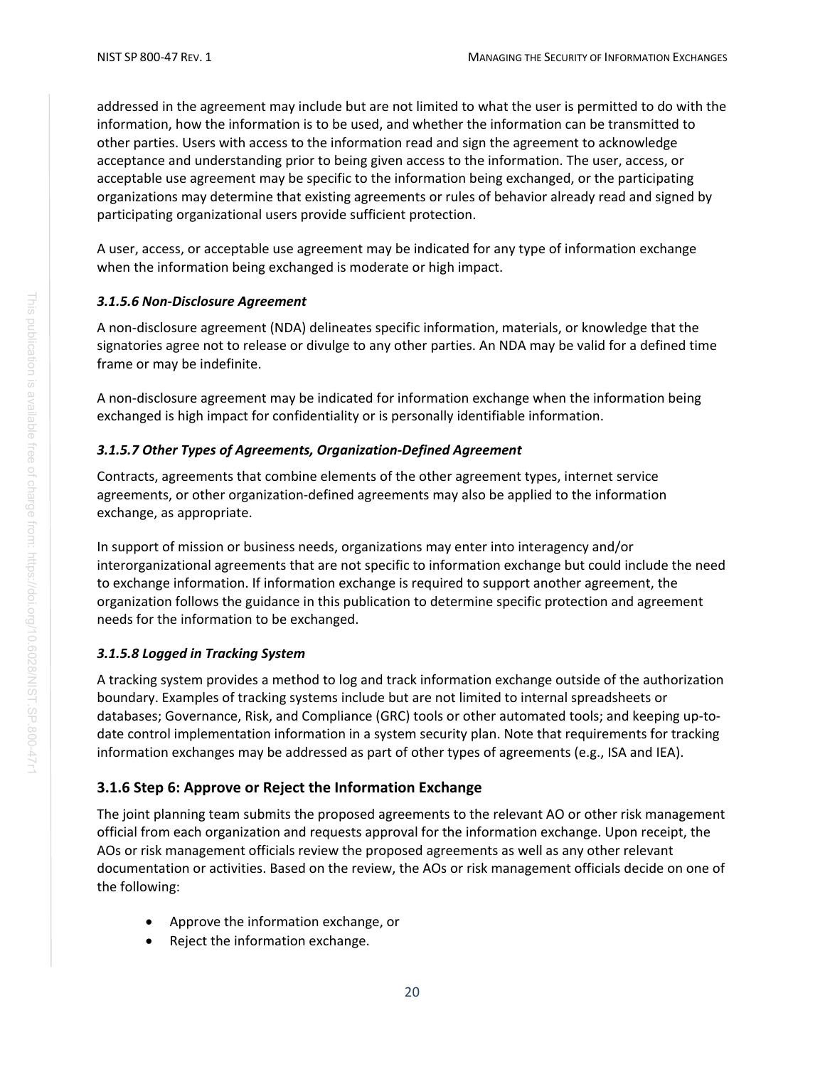addressed in the agreement may include but are not limited to what the user is permitted to do with the information, how the information is to be used, and whether the information can be transmitted to other parties. Users with access to the information read and sign the agreement to acknowledge acceptance and understanding prior to being given access to the information. The user, access, or acceptable use agreement may be specific to the information being exchanged, or the participating organizations may determine that existing agreements or rules of behavior already read and signed by participating organizational users provide sufficient protection.

A user, access, or acceptable use agreement may be indicated for any type of information exchange when the information being exchanged is moderate or high impact.

#### *3.1.5.6 Non-Disclosure Agreement*

A non-disclosure agreement (NDA) delineates specific information, materials, or knowledge that the signatories agree not to release or divulge to any other parties. An NDA may be valid for a defined time frame or may be indefinite.

A non-disclosure agreement may be indicated for information exchange when the information being exchanged is high impact for confidentiality or is personally identifiable information.

#### *3.1.5.7 Other Types of Agreements, Organization-Defined Agreement*

Contracts, agreements that combine elements of the other agreement types, internet service agreements, or other organization-defined agreements may also be applied to the information exchange, as appropriate.

In support of mission or business needs, organizations may enter into interagency and/or interorganizational agreements that are not specific to information exchange but could include the need to exchange information. If information exchange is required to support another agreement, the organization follows the guidance in this publication to determine specific protection and agreement needs for the information to be exchanged.

#### *3.1.5.8 Logged in Tracking System*

A tracking system provides a method to log and track information exchange outside of the authorization boundary. Examples of tracking systems include but are not limited to internal spreadsheets or databases; Governance, Risk, and Compliance (GRC) tools or other automated tools; and keeping up-to-date control implementation information in a system security plan. Note that requirements for tracking information exchanges may be addressed as part of other types of agreements (e.g., ISA and IEA).

### 3.1.6 Step 6: Approve or Reject the Information Exchange

The joint planning team submits the proposed agreements to the relevant AO or other risk management official from each organization and requests approval for the information exchange. Upon receipt, the AOs or risk management officials review the proposed agreements as well as any other relevant documentation or activities. Based on the review, the AOs or risk management officials decide on one of the following:

- Approve the information exchange, or
- Reject the information exchange.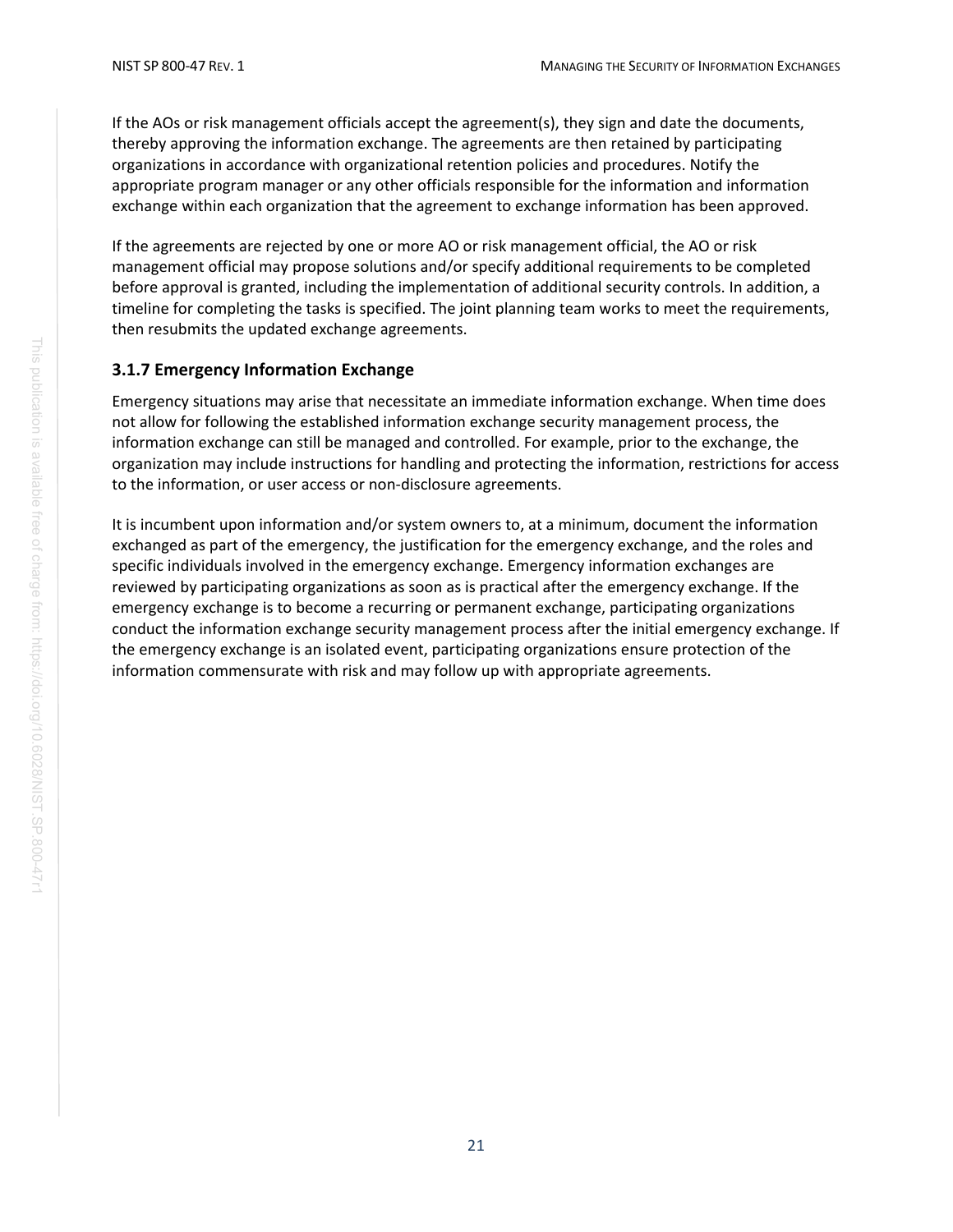If the AOs or risk management officials accept the agreement(s), they sign and date the documents, thereby approving the information exchange. The agreements are then retained by participating organizations in accordance with organizational retention policies and procedures. Notify the appropriate program manager or any other officials responsible for the information and information exchange within each organization that the agreement to exchange information has been approved.

If the agreements are rejected by one or more AO or risk management official, the AO or risk management official may propose solutions and/or specify additional requirements to be completed before approval is granted, including the implementation of additional security controls. In addition, a timeline for completing the tasks is specified. The joint planning team works to meet the requirements, then resubmits the updated exchange agreements.

### 3.1.7 Emergency Information Exchange

Emergency situations may arise that necessitate an immediate information exchange. When time does not allow for following the established information exchange security management process, the information exchange can still be managed and controlled. For example, prior to the exchange, the organization may include instructions for handling and protecting the information, restrictions for access to the information, or user access or non-disclosure agreements.

It is incumbent upon information and/or system owners to, at a minimum, document the information exchanged as part of the emergency, the justification for the emergency exchange, and the roles and specific individuals involved in the emergency exchange. Emergency information exchanges are reviewed by participating organizations as soon as is practical after the emergency exchange. If the emergency exchange is to become a recurring or permanent exchange, participating organizations conduct the information exchange security management process after the initial emergency exchange. If the emergency exchange is an isolated event, participating organizations ensure protection of the information commensurate with risk and may follow up with appropriate agreements.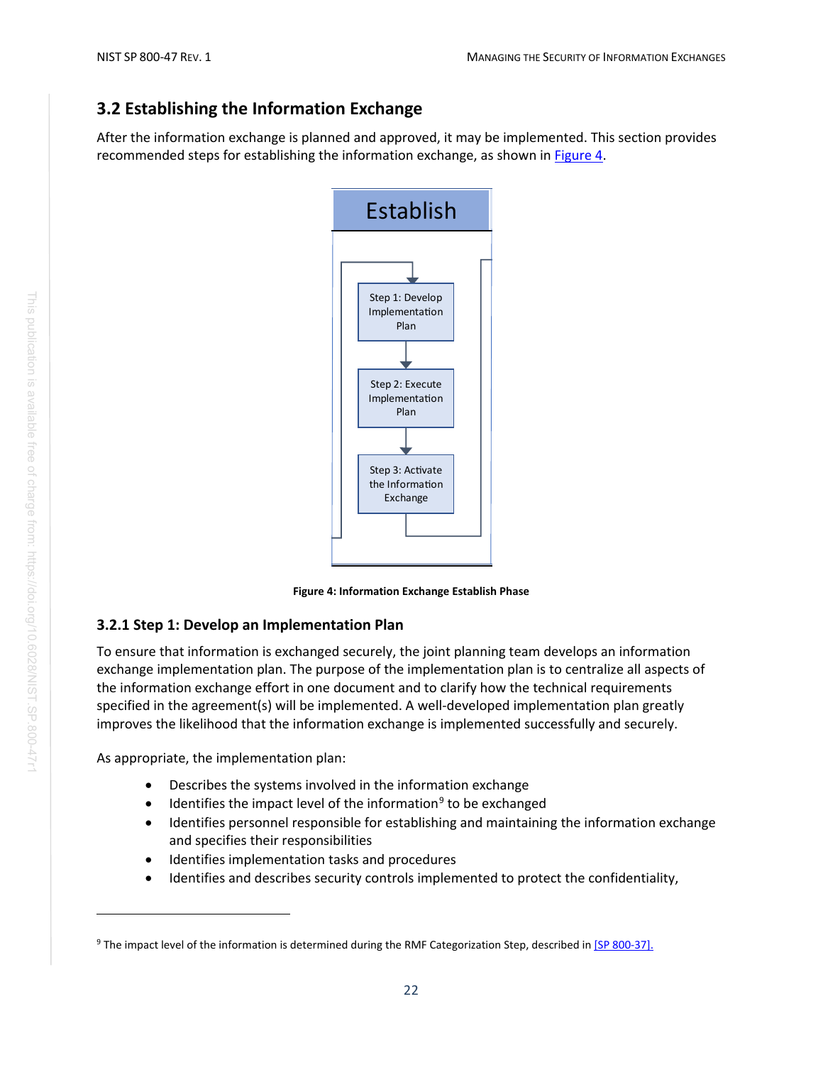## 3.2 Establishing the Information Exchange

After the information exchange is planned and approved, it may be implemented. This section provides recommended steps for establishing the information exchange, as shown in Figure 4.

Establish

Step 1: Develop Implementation Plan

Step 2: Execute Implementation Plan

Step 3: Activate the Information Exchange

**Figure 4: Information Exchange Establish Phase**

### 3.2.1 Step 1: Develop an Implementation Plan

To ensure that information is exchanged securely, the joint planning team develops an information exchange implementation plan. The purpose of the implementation plan is to centralize all aspects of the information exchange effort in one document and to clarify how the technical requirements specified in the agreement(s) will be implemented. A well-developed implementation plan greatly improves the likelihood that the information exchange is implemented successfully and securely.

As appropriate, the implementation plan:

- Describes the systems involved in the information exchange
- Identifies the impact level of the information[9] to be exchanged
- Identifies personnel responsible for establishing and maintaining the information exchange and specifies their responsibilities
- Identifies implementation tasks and procedures
- Identifies and describes security controls implemented to protect the confidentiality,

[9] The impact level of the information is determined during the RMF Categorization Step, described in [SP 800-37].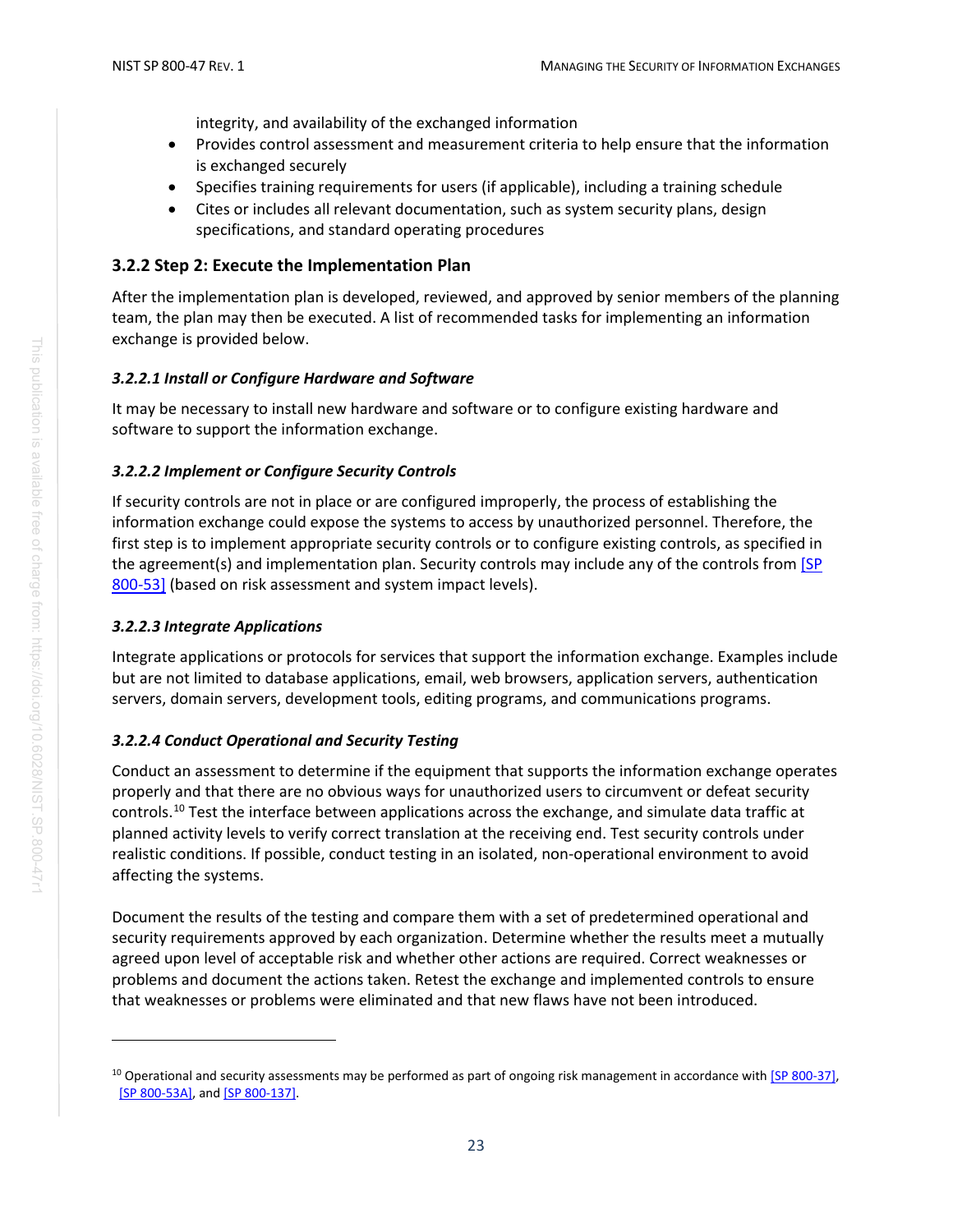integrity, and availability of the exchanged information

- Provides control assessment and measurement criteria to help ensure that the information is exchanged securely
- Specifies training requirements for users (if applicable), including a training schedule
- Cites or includes all relevant documentation, such as system security plans, design specifications, and standard operating procedures

### 3.2.2 Step 2: Execute the Implementation Plan

After the implementation plan is developed, reviewed, and approved by senior members of the planning team, the plan may then be executed. A list of recommended tasks for implementing an information exchange is provided below.

#### *3.2.2.1 Install or Configure Hardware and Software*

It may be necessary to install new hardware and software or to configure existing hardware and software to support the information exchange.

#### *3.2.2.2 Implement or Configure Security Controls*

If security controls are not in place or are configured improperly, the process of establishing the information exchange could expose the systems to access by unauthorized personnel. Therefore, the first step is to implement appropriate security controls or to configure existing controls, as specified in the agreement(s) and implementation plan. Security controls may include any of the controls from [SP 800-53] (based on risk assessment and system impact levels).

#### *3.2.2.3 Integrate Applications*

Integrate applications or protocols for services that support the information exchange. Examples include but are not limited to database applications, email, web browsers, application servers, authentication servers, domain servers, development tools, editing programs, and communications programs.

#### *3.2.2.4 Conduct Operational and Security Testing*

Conduct an assessment to determine if the equipment that supports the information exchange operates properly and that there are no obvious ways for unauthorized users to circumvent or defeat security controls.[10] Test the interface between applications across the exchange, and simulate data traffic at planned activity levels to verify correct translation at the receiving end. Test security controls under realistic conditions. If possible, conduct testing in an isolated, non-operational environment to avoid affecting the systems.

Document the results of the testing and compare them with a set of predetermined operational and security requirements approved by each organization. Determine whether the results meet a mutually agreed upon level of acceptable risk and whether other actions are required. Correct weaknesses or problems and document the actions taken. Retest the exchange and implemented controls to ensure that weaknesses or problems were eliminated and that new flaws have not been introduced.

---

[10] Operational and security assessments may be performed as part of ongoing risk management in accordance with [SP 800-37], [SP 800-53A], and [SP 800-137].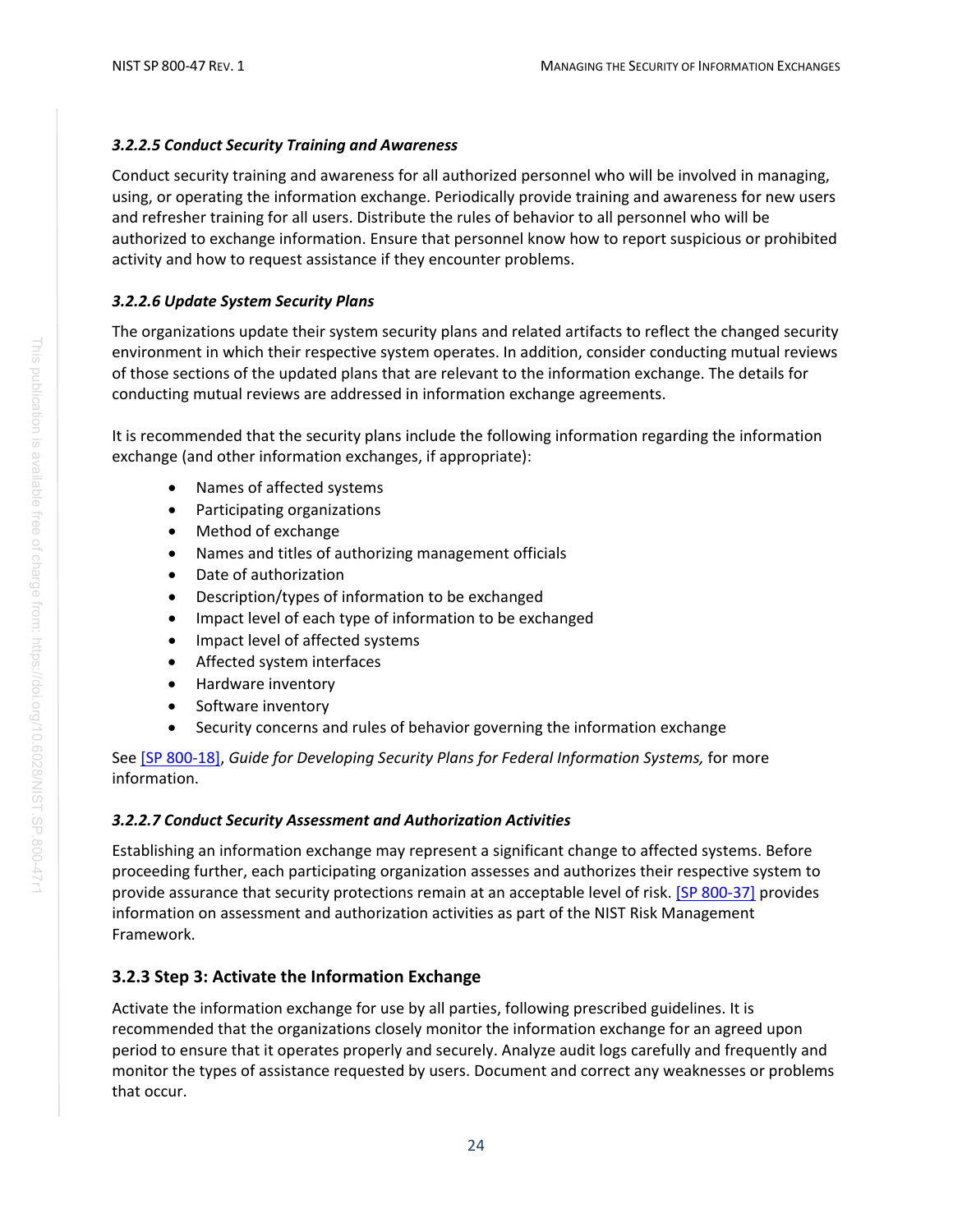#### *3.2.2.5 Conduct Security Training and Awareness*

Conduct security training and awareness for all authorized personnel who will be involved in managing, using, or operating the information exchange. Periodically provide training and awareness for new users and refresher training for all users. Distribute the rules of behavior to all personnel who will be authorized to exchange information. Ensure that personnel know how to report suspicious or prohibited activity and how to request assistance if they encounter problems.

#### *3.2.2.6 Update System Security Plans*

The organizations update their system security plans and related artifacts to reflect the changed security environment in which their respective system operates. In addition, consider conducting mutual reviews of those sections of the updated plans that are relevant to the information exchange. The details for conducting mutual reviews are addressed in information exchange agreements.

It is recommended that the security plans include the following information regarding the information exchange (and other information exchanges, if appropriate):

- Names of affected systems
- Participating organizations
- Method of exchange
- Names and titles of authorizing management officials
- Date of authorization
- Description/types of information to be exchanged
- Impact level of each type of information to be exchanged
- Impact level of affected systems
- Affected system interfaces
- Hardware inventory
- Software inventory
- Security concerns and rules of behavior governing the information exchange

See [SP 800-18], *Guide for Developing Security Plans for Federal Information Systems,* for more information.

#### *3.2.2.7 Conduct Security Assessment and Authorization Activities*

Establishing an information exchange may represent a significant change to affected systems. Before proceeding further, each participating organization assesses and authorizes their respective system to provide assurance that security protections remain at an acceptable level of risk. [SP 800-37] provides information on assessment and authorization activities as part of the NIST Risk Management Framework.

### 3.2.3 Step 3: Activate the Information Exchange

Activate the information exchange for use by all parties, following prescribed guidelines. It is recommended that the organizations closely monitor the information exchange for an agreed upon period to ensure that it operates properly and securely. Analyze audit logs carefully and frequently and monitor the types of assistance requested by users. Document and correct any weaknesses or problems that occur.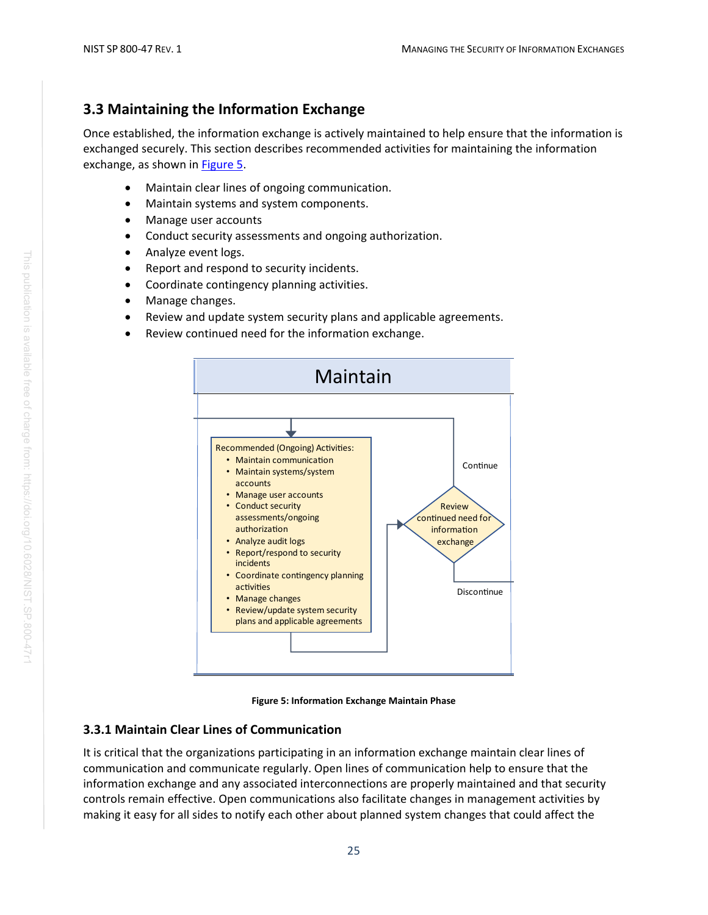## 3.3 Maintaining the Information Exchange

Once established, the information exchange is actively maintained to help ensure that the information is exchanged securely. This section describes recommended activities for maintaining the information exchange, as shown in Figure 5.

- Maintain clear lines of ongoing communication.
- Maintain systems and system components.
- Manage user accounts
- Conduct security assessments and ongoing authorization.
- Analyze event logs.
- Report and respond to security incidents.
- Coordinate contingency planning activities.
- Manage changes.
- Review and update system security plans and applicable agreements.
- Review continued need for the information exchange.

Maintain

Recommended (Ongoing) Activities:
- Maintain communication
- Maintain systems/system accounts
- Manage user accounts
- Conduct security assessments/ongoing authorization
- Analyze audit logs
- Report/respond to security incidents
- Coordinate contingency planning activities
- Manage changes
- Review/update system security plans and applicable agreements

Review continued need for information exchange

Continue

Discontinue

**Figure 5: Information Exchange Maintain Phase**

### 3.3.1 Maintain Clear Lines of Communication

It is critical that the organizations participating in an information exchange maintain clear lines of communication and communicate regularly. Open lines of communication help to ensure that the information exchange and any associated interconnections are properly maintained and that security controls remain effective. Open communications also facilitate changes in management activities by making it easy for all sides to notify each other about planned system changes that could affect the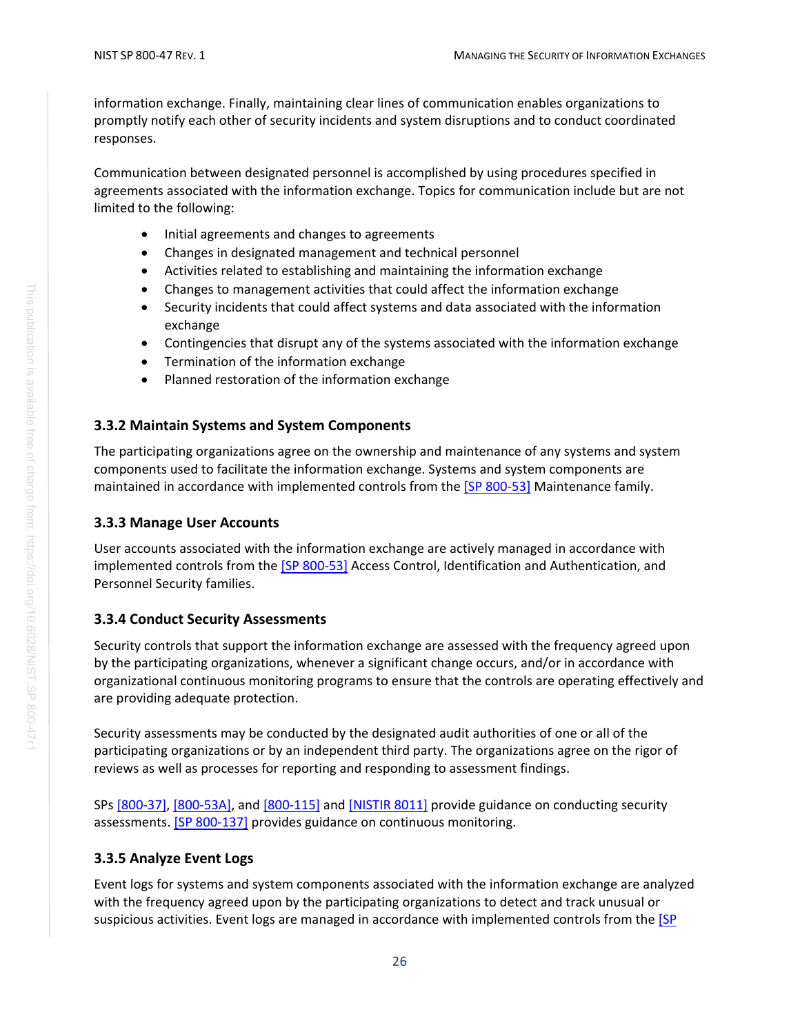information exchange. Finally, maintaining clear lines of communication enables organizations to promptly notify each other of security incidents and system disruptions and to conduct coordinated responses.

Communication between designated personnel is accomplished by using procedures specified in agreements associated with the information exchange. Topics for communication include but are not limited to the following:

- Initial agreements and changes to agreements
- Changes in designated management and technical personnel
- Activities related to establishing and maintaining the information exchange
- Changes to management activities that could affect the information exchange
- Security incidents that could affect systems and data associated with the information exchange
- Contingencies that disrupt any of the systems associated with the information exchange
- Termination of the information exchange
- Planned restoration of the information exchange

### 3.3.2 Maintain Systems and System Components

The participating organizations agree on the ownership and maintenance of any systems and system components used to facilitate the information exchange. Systems and system components are maintained in accordance with implemented controls from the [SP 800-53] Maintenance family.

### 3.3.3 Manage User Accounts

User accounts associated with the information exchange are actively managed in accordance with implemented controls from the [SP 800-53] Access Control, Identification and Authentication, and Personnel Security families.

### 3.3.4 Conduct Security Assessments

Security controls that support the information exchange are assessed with the frequency agreed upon by the participating organizations, whenever a significant change occurs, and/or in accordance with organizational continuous monitoring programs to ensure that the controls are operating effectively and are providing adequate protection.

Security assessments may be conducted by the designated audit authorities of one or all of the participating organizations or by an independent third party. The organizations agree on the rigor of reviews as well as processes for reporting and responding to assessment findings.

SPs [800-37], [800-53A], and [800-115] and [NISTIR 8011] provide guidance on conducting security assessments. [SP 800-137] provides guidance on continuous monitoring.

### 3.3.5 Analyze Event Logs

Event logs for systems and system components associated with the information exchange are analyzed with the frequency agreed upon by the participating organizations to detect and track unusual or suspicious activities. Event logs are managed in accordance with implemented controls from the [SP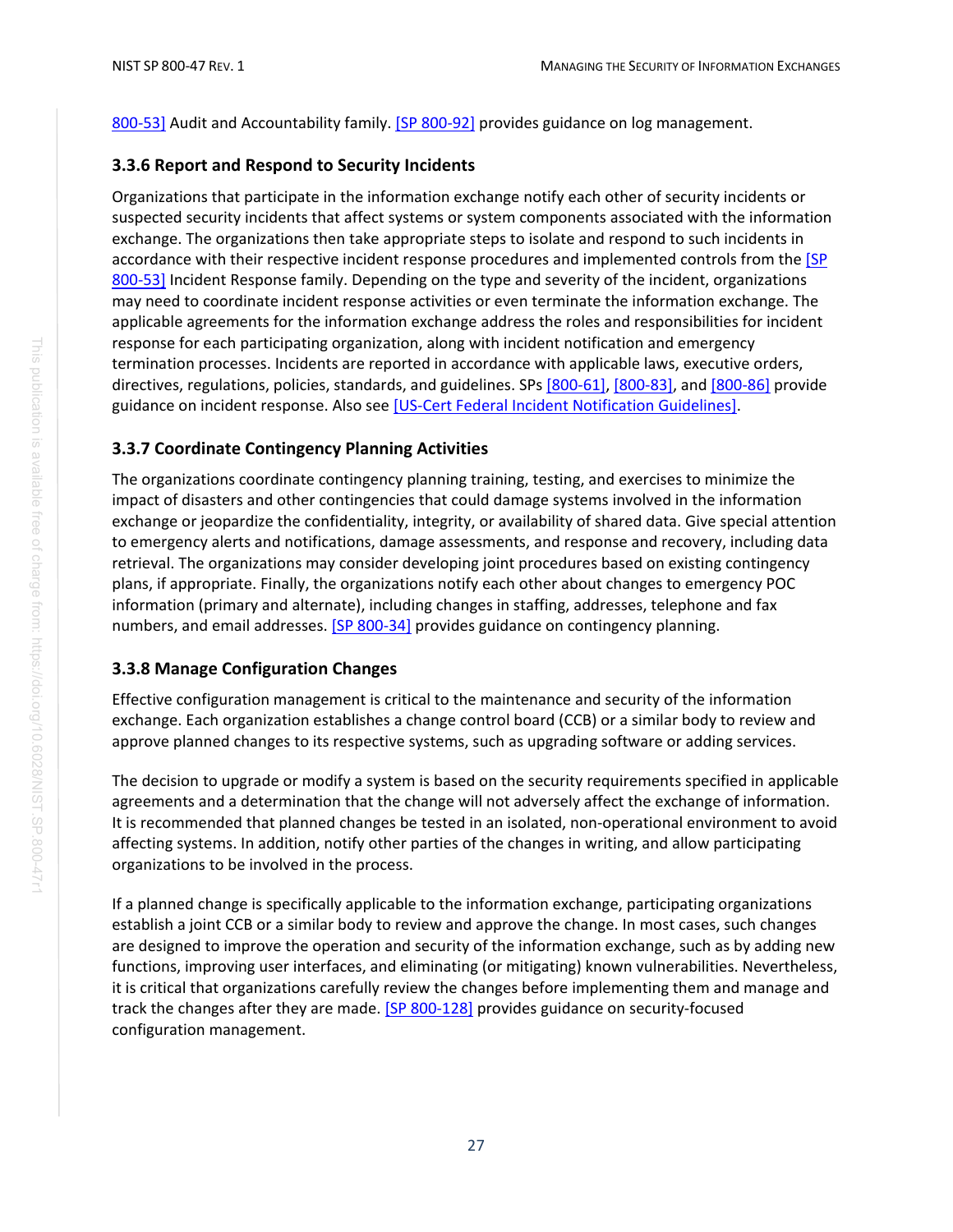800-53] Audit and Accountability family. [SP 800-92] provides guidance on log management.

### 3.3.6 Report and Respond to Security Incidents

Organizations that participate in the information exchange notify each other of security incidents or suspected security incidents that affect systems or system components associated with the information exchange. The organizations then take appropriate steps to isolate and respond to such incidents in accordance with their respective incident response procedures and implemented controls from the [SP 800-53] Incident Response family. Depending on the type and severity of the incident, organizations may need to coordinate incident response activities or even terminate the information exchange. The applicable agreements for the information exchange address the roles and responsibilities for incident response for each participating organization, along with incident notification and emergency termination processes. Incidents are reported in accordance with applicable laws, executive orders, directives, regulations, policies, standards, and guidelines. SPs [800-61], [800-83], and [800-86] provide guidance on incident response. Also see [US-Cert Federal Incident Notification Guidelines].

### 3.3.7 Coordinate Contingency Planning Activities

The organizations coordinate contingency planning training, testing, and exercises to minimize the impact of disasters and other contingencies that could damage systems involved in the information exchange or jeopardize the confidentiality, integrity, or availability of shared data. Give special attention to emergency alerts and notifications, damage assessments, and response and recovery, including data retrieval. The organizations may consider developing joint procedures based on existing contingency plans, if appropriate. Finally, the organizations notify each other about changes to emergency POC information (primary and alternate), including changes in staffing, addresses, telephone and fax numbers, and email addresses. [SP 800-34] provides guidance on contingency planning.

### 3.3.8 Manage Configuration Changes

Effective configuration management is critical to the maintenance and security of the information exchange. Each organization establishes a change control board (CCB) or a similar body to review and approve planned changes to its respective systems, such as upgrading software or adding services.

The decision to upgrade or modify a system is based on the security requirements specified in applicable agreements and a determination that the change will not adversely affect the exchange of information. It is recommended that planned changes be tested in an isolated, non-operational environment to avoid affecting systems. In addition, notify other parties of the changes in writing, and allow participating organizations to be involved in the process.

If a planned change is specifically applicable to the information exchange, participating organizations establish a joint CCB or a similar body to review and approve the change. In most cases, such changes are designed to improve the operation and security of the information exchange, such as by adding new functions, improving user interfaces, and eliminating (or mitigating) known vulnerabilities. Nevertheless, it is critical that organizations carefully review the changes before implementing them and manage and track the changes after they are made. [SP 800-128] provides guidance on security-focused configuration management.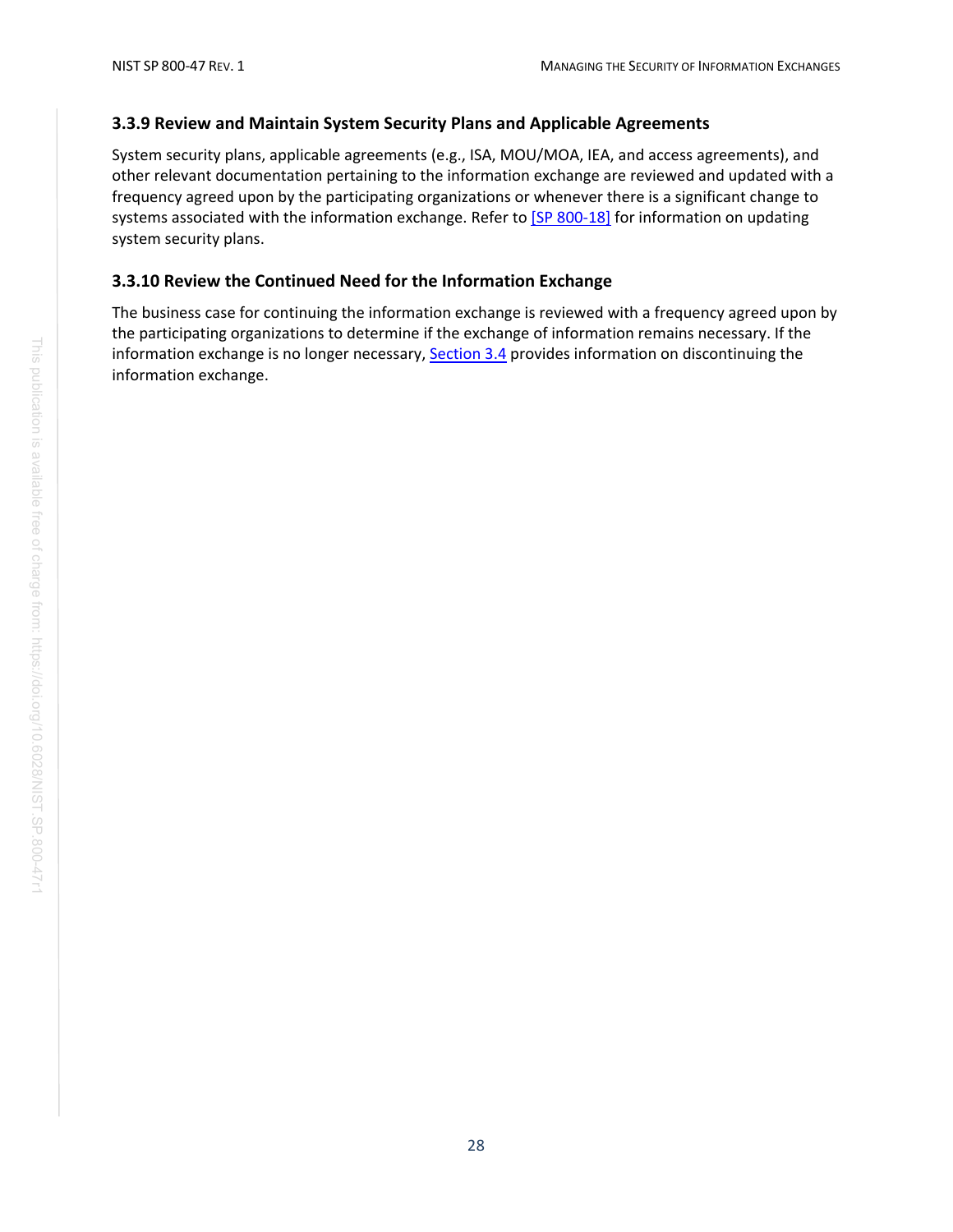### 3.3.9 Review and Maintain System Security Plans and Applicable Agreements

System security plans, applicable agreements (e.g., ISA, MOU/MOA, IEA, and access agreements), and other relevant documentation pertaining to the information exchange are reviewed and updated with a frequency agreed upon by the participating organizations or whenever there is a significant change to systems associated with the information exchange. Refer to [SP 800-18] for information on updating system security plans.

### 3.3.10 Review the Continued Need for the Information Exchange

The business case for continuing the information exchange is reviewed with a frequency agreed upon by the participating organizations to determine if the exchange of information remains necessary. If the information exchange is no longer necessary, Section 3.4 provides information on discontinuing the information exchange.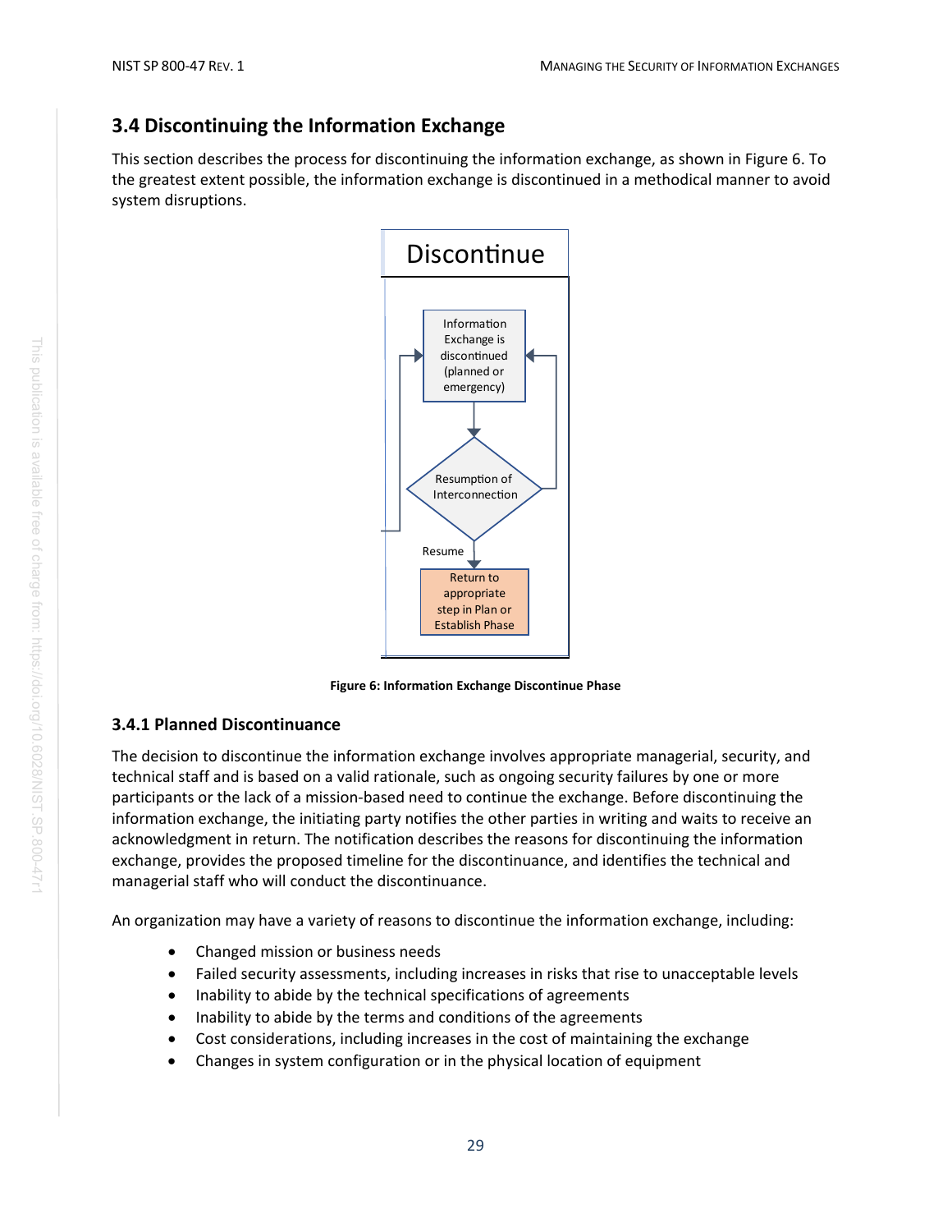## 3.4 Discontinuing the Information Exchange

This section describes the process for discontinuing the information exchange, as shown in Figure 6. To the greatest extent possible, the information exchange is discontinued in a methodical manner to avoid system disruptions.

Figure 6: Information Exchange Discontinue Phase

### 3.4.1 Planned Discontinuance

The decision to discontinue the information exchange involves appropriate managerial, security, and technical staff and is based on a valid rationale, such as ongoing security failures by one or more participants or the lack of a mission-based need to continue the exchange. Before discontinuing the information exchange, the initiating party notifies the other parties in writing and waits to receive an acknowledgment in return. The notification describes the reasons for discontinuing the information exchange, provides the proposed timeline for the discontinuance, and identifies the technical and managerial staff who will conduct the discontinuance.

An organization may have a variety of reasons to discontinue the information exchange, including:

- Changed mission or business needs
- Failed security assessments, including increases in risks that rise to unacceptable levels
- Inability to abide by the technical specifications of agreements
- Inability to abide by the terms and conditions of the agreements
- Cost considerations, including increases in the cost of maintaining the exchange
- Changes in system configuration or in the physical location of equipment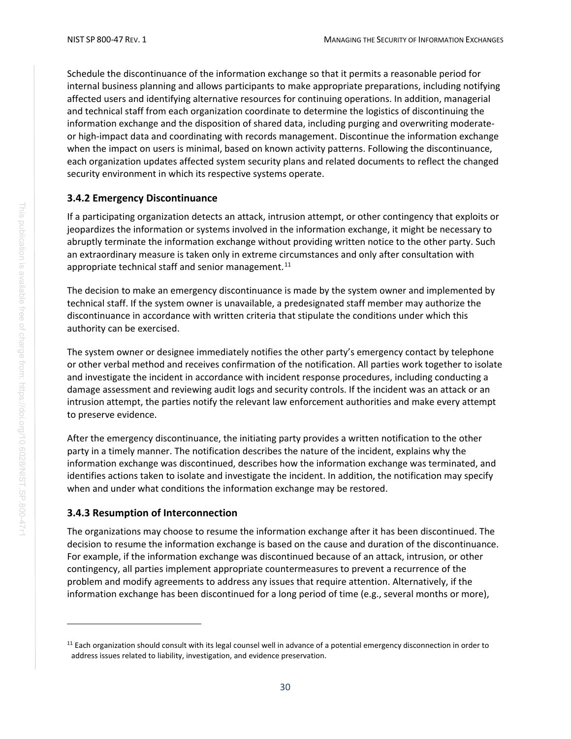Schedule the discontinuance of the information exchange so that it permits a reasonable period for internal business planning and allows participants to make appropriate preparations, including notifying affected users and identifying alternative resources for continuing operations. In addition, managerial and technical staff from each organization coordinate to determine the logistics of discontinuing the information exchange and the disposition of shared data, including purging and overwriting moderate- or high-impact data and coordinating with records management. Discontinue the information exchange when the impact on users is minimal, based on known activity patterns. Following the discontinuance, each organization updates affected system security plans and related documents to reflect the changed security environment in which its respective systems operate.

### 3.4.2 Emergency Discontinuance

If a participating organization detects an attack, intrusion attempt, or other contingency that exploits or jeopardizes the information or systems involved in the information exchange, it might be necessary to abruptly terminate the information exchange without providing written notice to the other party. Such an extraordinary measure is taken only in extreme circumstances and only after consultation with appropriate technical staff and senior management.[11]

The decision to make an emergency discontinuance is made by the system owner and implemented by technical staff. If the system owner is unavailable, a predesignated staff member may authorize the discontinuance in accordance with written criteria that stipulate the conditions under which this authority can be exercised.

The system owner or designee immediately notifies the other party's emergency contact by telephone or other verbal method and receives confirmation of the notification. All parties work together to isolate and investigate the incident in accordance with incident response procedures, including conducting a damage assessment and reviewing audit logs and security controls. If the incident was an attack or an intrusion attempt, the parties notify the relevant law enforcement authorities and make every attempt to preserve evidence.

After the emergency discontinuance, the initiating party provides a written notification to the other party in a timely manner. The notification describes the nature of the incident, explains why the information exchange was discontinued, describes how the information exchange was terminated, and identifies actions taken to isolate and investigate the incident. In addition, the notification may specify when and under what conditions the information exchange may be restored.

### 3.4.3 Resumption of Interconnection

The organizations may choose to resume the information exchange after it has been discontinued. The decision to resume the information exchange is based on the cause and duration of the discontinuance. For example, if the information exchange was discontinued because of an attack, intrusion, or other contingency, all parties implement appropriate countermeasures to prevent a recurrence of the problem and modify agreements to address any issues that require attention. Alternatively, if the information exchange has been discontinued for a long period of time (e.g., several months or more),

[11] Each organization should consult with its legal counsel well in advance of a potential emergency disconnection in order to address issues related to liability, investigation, and evidence preservation.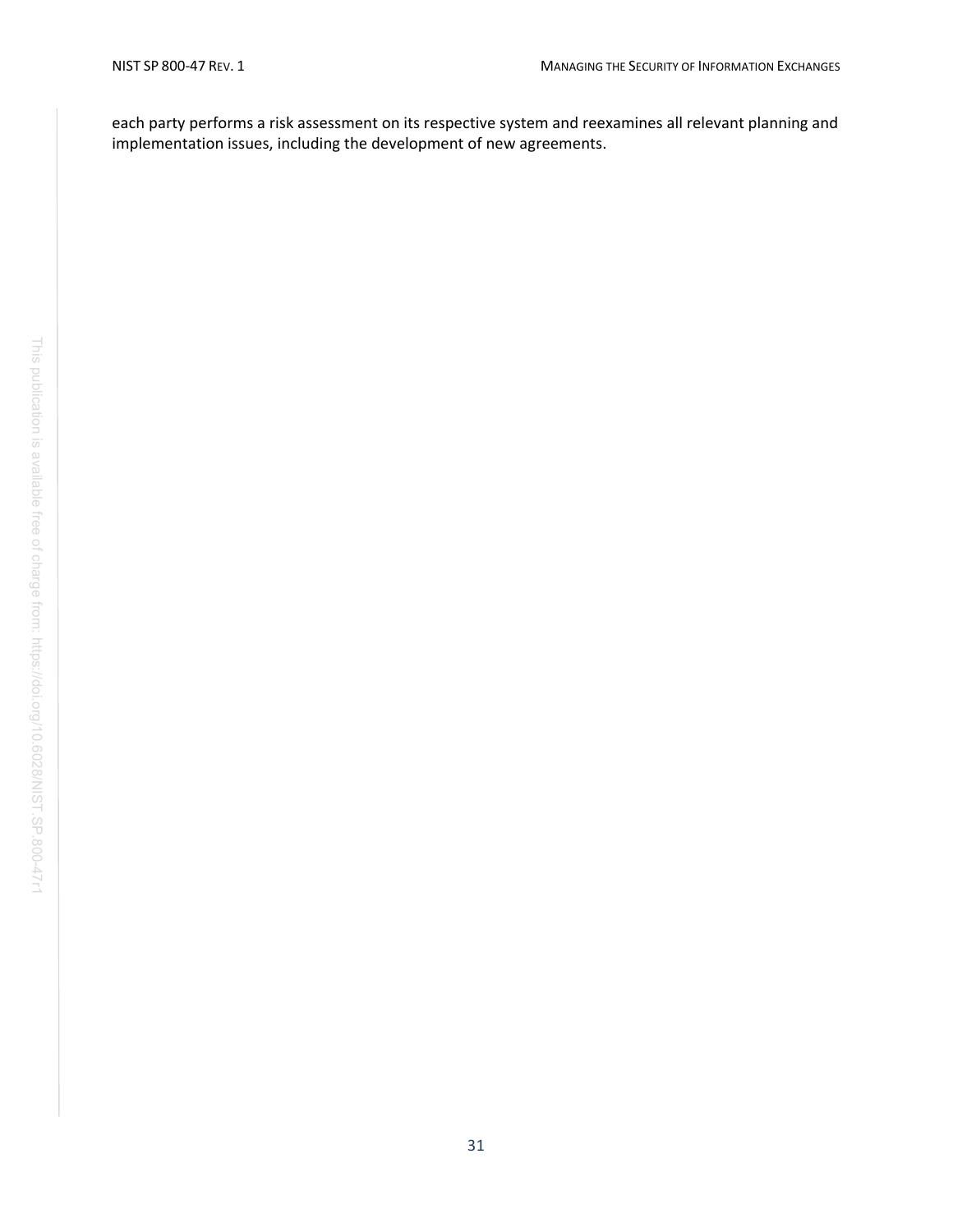each party performs a risk assessment on its respective system and reexamines all relevant planning and implementation issues, including the development of new agreements.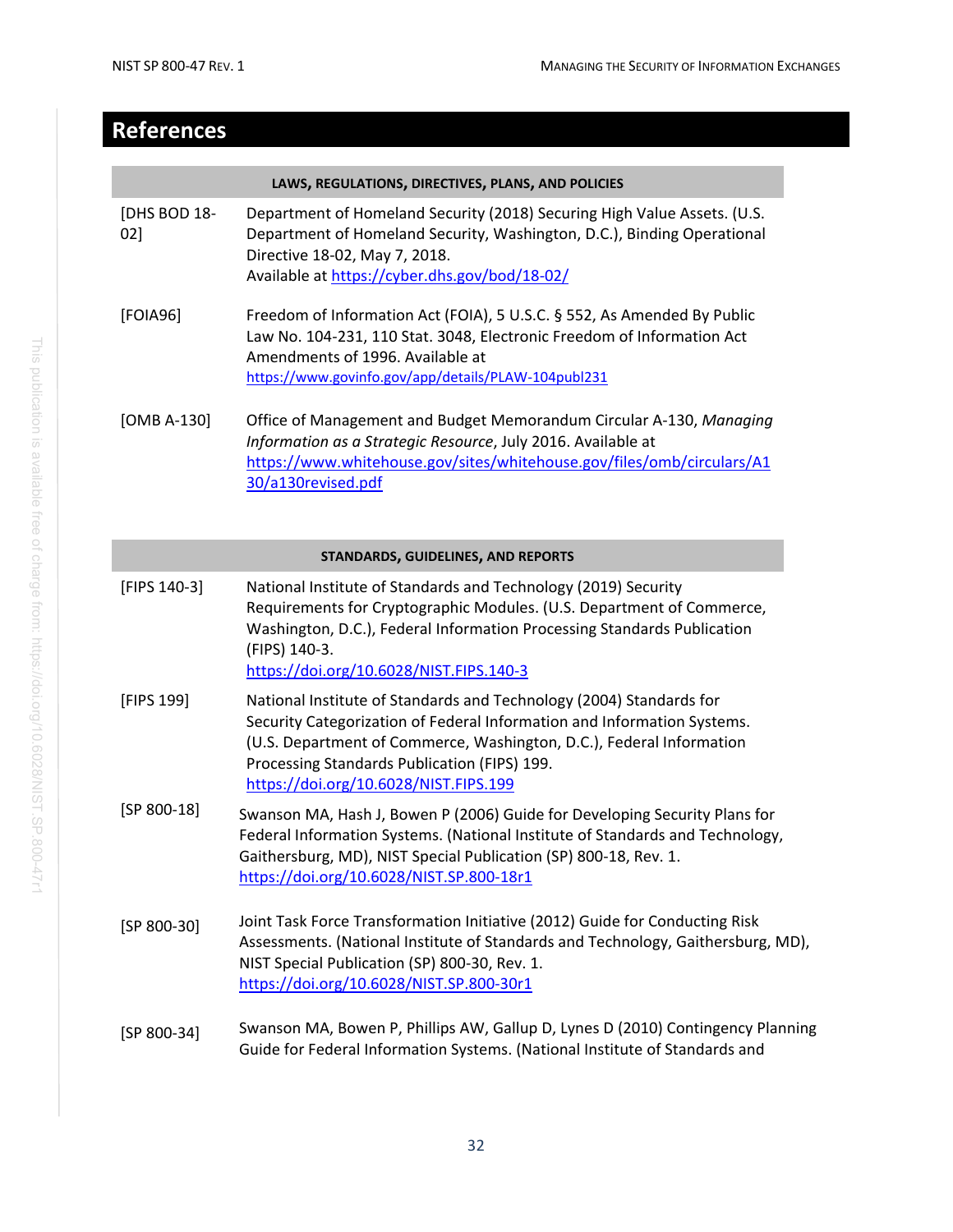# References

| LAWS, REGULATIONS, DIRECTIVES, PLANS, AND POLICIES | |
|---|---|
| [DHS BOD 18-02] | Department of Homeland Security (2018) Securing High Value Assets. (U.S. Department of Homeland Security, Washington, D.C.), Binding Operational Directive 18-02, May 7, 2018. Available at https://cyber.dhs.gov/bod/18-02/ |
| [FOIA96] | Freedom of Information Act (FOIA), 5 U.S.C. § 552, As Amended By Public Law No. 104-231, 110 Stat. 3048, Electronic Freedom of Information Act Amendments of 1996. Available at https://www.govinfo.gov/app/details/PLAW-104publ231 |
| [OMB A-130] | Office of Management and Budget Memorandum Circular A-130, *Managing Information as a Strategic Resource*, July 2016. Available at https://www.whitehouse.gov/sites/whitehouse.gov/files/omb/circulars/A130/a130revised.pdf |

| STANDARDS, GUIDELINES, AND REPORTS | |
|---|---|
| [FIPS 140-3] | National Institute of Standards and Technology (2019) Security Requirements for Cryptographic Modules. (U.S. Department of Commerce, Washington, D.C.), Federal Information Processing Standards Publication (FIPS) 140-3. https://doi.org/10.6028/NIST.FIPS.140-3 |
| [FIPS 199] | National Institute of Standards and Technology (2004) Standards for Security Categorization of Federal Information and Information Systems. (U.S. Department of Commerce, Washington, D.C.), Federal Information Processing Standards Publication (FIPS) 199. https://doi.org/10.6028/NIST.FIPS.199 |
| [SP 800-18] | Swanson MA, Hash J, Bowen P (2006) Guide for Developing Security Plans for Federal Information Systems. (National Institute of Standards and Technology, Gaithersburg, MD), NIST Special Publication (SP) 800-18, Rev. 1. https://doi.org/10.6028/NIST.SP.800-18r1 |
| [SP 800-30] | Joint Task Force Transformation Initiative (2012) Guide for Conducting Risk Assessments. (National Institute of Standards and Technology, Gaithersburg, MD), NIST Special Publication (SP) 800-30, Rev. 1. https://doi.org/10.6028/NIST.SP.800-30r1 |
| [SP 800-34] | Swanson MA, Bowen P, Phillips AW, Gallup D, Lynes D (2010) Contingency Planning Guide for Federal Information Systems. (National Institute of Standards and |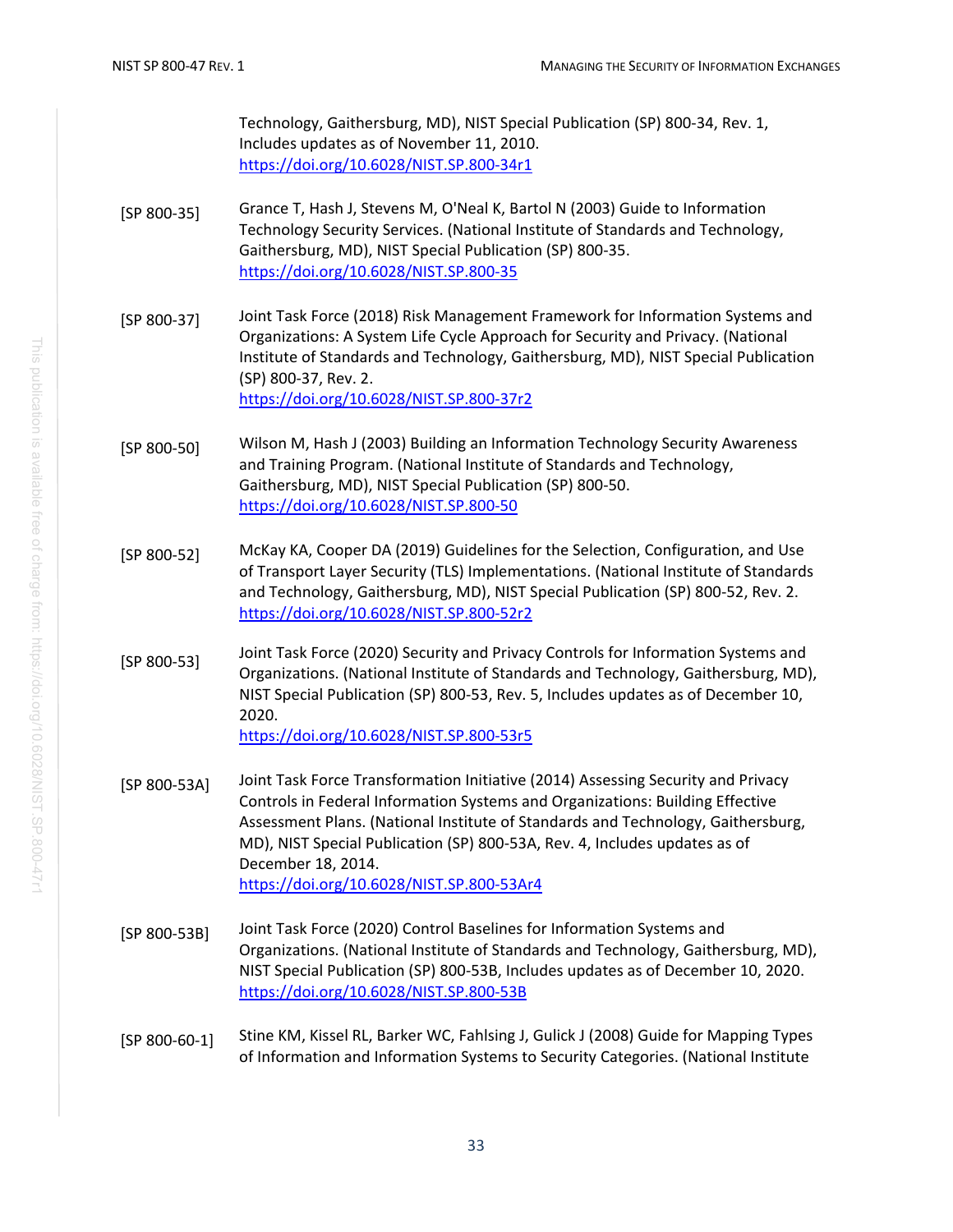Technology, Gaithersburg, MD), NIST Special Publication (SP) 800-34, Rev. 1, Includes updates as of November 11, 2010.
https://doi.org/10.6028/NIST.SP.800-34r1

[SP 800-35] Grance T, Hash J, Stevens M, O'Neal K, Bartol N (2003) Guide to Information Technology Security Services. (National Institute of Standards and Technology, Gaithersburg, MD), NIST Special Publication (SP) 800-35.
https://doi.org/10.6028/NIST.SP.800-35

[SP 800-37] Joint Task Force (2018) Risk Management Framework for Information Systems and Organizations: A System Life Cycle Approach for Security and Privacy. (National Institute of Standards and Technology, Gaithersburg, MD), NIST Special Publication (SP) 800-37, Rev. 2.
https://doi.org/10.6028/NIST.SP.800-37r2

[SP 800-50] Wilson M, Hash J (2003) Building an Information Technology Security Awareness and Training Program. (National Institute of Standards and Technology, Gaithersburg, MD), NIST Special Publication (SP) 800-50.
https://doi.org/10.6028/NIST.SP.800-50

[SP 800-52] McKay KA, Cooper DA (2019) Guidelines for the Selection, Configuration, and Use of Transport Layer Security (TLS) Implementations. (National Institute of Standards and Technology, Gaithersburg, MD), NIST Special Publication (SP) 800-52, Rev. 2.
https://doi.org/10.6028/NIST.SP.800-52r2

[SP 800-53] Joint Task Force (2020) Security and Privacy Controls for Information Systems and Organizations. (National Institute of Standards and Technology, Gaithersburg, MD), NIST Special Publication (SP) 800-53, Rev. 5, Includes updates as of December 10, 2020.
https://doi.org/10.6028/NIST.SP.800-53r5

[SP 800-53A] Joint Task Force Transformation Initiative (2014) Assessing Security and Privacy Controls in Federal Information Systems and Organizations: Building Effective Assessment Plans. (National Institute of Standards and Technology, Gaithersburg, MD), NIST Special Publication (SP) 800-53A, Rev. 4, Includes updates as of December 18, 2014.
https://doi.org/10.6028/NIST.SP.800-53Ar4

[SP 800-53B] Joint Task Force (2020) Control Baselines for Information Systems and Organizations. (National Institute of Standards and Technology, Gaithersburg, MD), NIST Special Publication (SP) 800-53B, Includes updates as of December 10, 2020.
https://doi.org/10.6028/NIST.SP.800-53B

[SP 800-60-1] Stine KM, Kissel RL, Barker WC, Fahlsing J, Gulick J (2008) Guide for Mapping Types of Information and Information Systems to Security Categories. (National Institute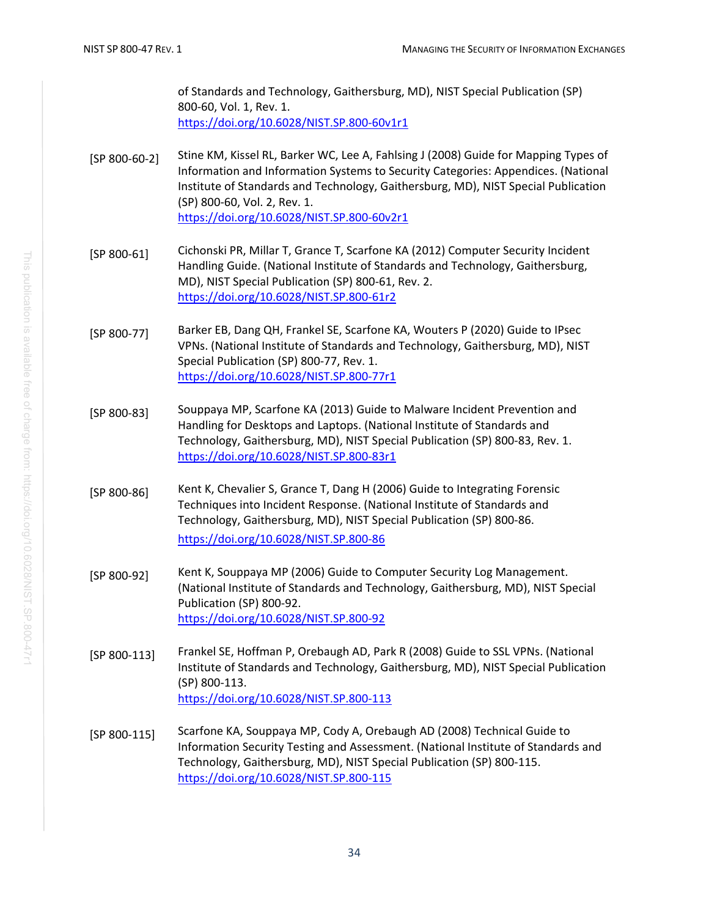of Standards and Technology, Gaithersburg, MD), NIST Special Publication (SP) 800-60, Vol. 1, Rev. 1. https://doi.org/10.6028/NIST.SP.800-60v1r1

[SP 800-60-2] Stine KM, Kissel RL, Barker WC, Lee A, Fahlsing J (2008) Guide for Mapping Types of Information and Information Systems to Security Categories: Appendices. (National Institute of Standards and Technology, Gaithersburg, MD), NIST Special Publication (SP) 800-60, Vol. 2, Rev. 1. https://doi.org/10.6028/NIST.SP.800-60v2r1

[SP 800-61] Cichonski PR, Millar T, Grance T, Scarfone KA (2012) Computer Security Incident Handling Guide. (National Institute of Standards and Technology, Gaithersburg, MD), NIST Special Publication (SP) 800-61, Rev. 2. https://doi.org/10.6028/NIST.SP.800-61r2

[SP 800-77] Barker EB, Dang QH, Frankel SE, Scarfone KA, Wouters P (2020) Guide to IPsec VPNs. (National Institute of Standards and Technology, Gaithersburg, MD), NIST Special Publication (SP) 800-77, Rev. 1. https://doi.org/10.6028/NIST.SP.800-77r1

[SP 800-83] Souppaya MP, Scarfone KA (2013) Guide to Malware Incident Prevention and Handling for Desktops and Laptops. (National Institute of Standards and Technology, Gaithersburg, MD), NIST Special Publication (SP) 800-83, Rev. 1. https://doi.org/10.6028/NIST.SP.800-83r1

[SP 800-86] Kent K, Chevalier S, Grance T, Dang H (2006) Guide to Integrating Forensic Techniques into Incident Response. (National Institute of Standards and Technology, Gaithersburg, MD), NIST Special Publication (SP) 800-86. https://doi.org/10.6028/NIST.SP.800-86

[SP 800-92] Kent K, Souppaya MP (2006) Guide to Computer Security Log Management. (National Institute of Standards and Technology, Gaithersburg, MD), NIST Special Publication (SP) 800-92. https://doi.org/10.6028/NIST.SP.800-92

[SP 800-113] Frankel SE, Hoffman P, Orebaugh AD, Park R (2008) Guide to SSL VPNs. (National Institute of Standards and Technology, Gaithersburg, MD), NIST Special Publication (SP) 800-113. https://doi.org/10.6028/NIST.SP.800-113

[SP 800-115] Scarfone KA, Souppaya MP, Cody A, Orebaugh AD (2008) Technical Guide to Information Security Testing and Assessment. (National Institute of Standards and Technology, Gaithersburg, MD), NIST Special Publication (SP) 800-115. https://doi.org/10.6028/NIST.SP.800-115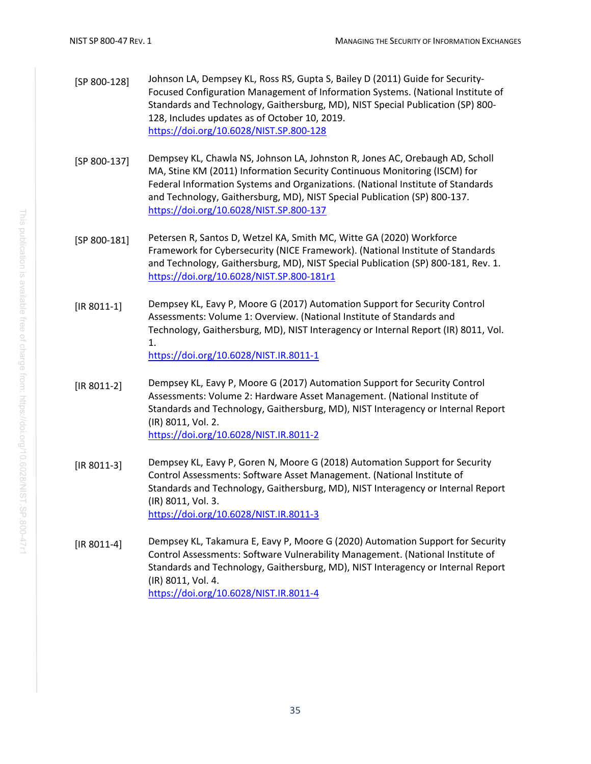[SP 800-128] Johnson LA, Dempsey KL, Ross RS, Gupta S, Bailey D (2011) Guide for Security-Focused Configuration Management of Information Systems. (National Institute of Standards and Technology, Gaithersburg, MD), NIST Special Publication (SP) 800-128, Includes updates as of October 10, 2019. https://doi.org/10.6028/NIST.SP.800-128

[SP 800-137] Dempsey KL, Chawla NS, Johnson LA, Johnston R, Jones AC, Orebaugh AD, Scholl MA, Stine KM (2011) Information Security Continuous Monitoring (ISCM) for Federal Information Systems and Organizations. (National Institute of Standards and Technology, Gaithersburg, MD), NIST Special Publication (SP) 800-137. https://doi.org/10.6028/NIST.SP.800-137

[SP 800-181] Petersen R, Santos D, Wetzel KA, Smith MC, Witte GA (2020) Workforce Framework for Cybersecurity (NICE Framework). (National Institute of Standards and Technology, Gaithersburg, MD), NIST Special Publication (SP) 800-181, Rev. 1. https://doi.org/10.6028/NIST.SP.800-181r1

[IR 8011-1] Dempsey KL, Eavy P, Moore G (2017) Automation Support for Security Control Assessments: Volume 1: Overview. (National Institute of Standards and Technology, Gaithersburg, MD), NIST Interagency or Internal Report (IR) 8011, Vol. 1. https://doi.org/10.6028/NIST.IR.8011-1

[IR 8011-2] Dempsey KL, Eavy P, Moore G (2017) Automation Support for Security Control Assessments: Volume 2: Hardware Asset Management. (National Institute of Standards and Technology, Gaithersburg, MD), NIST Interagency or Internal Report (IR) 8011, Vol. 2. https://doi.org/10.6028/NIST.IR.8011-2

[IR 8011-3] Dempsey KL, Eavy P, Goren N, Moore G (2018) Automation Support for Security Control Assessments: Software Asset Management. (National Institute of Standards and Technology, Gaithersburg, MD), NIST Interagency or Internal Report (IR) 8011, Vol. 3. https://doi.org/10.6028/NIST.IR.8011-3

[IR 8011-4] Dempsey KL, Takamura E, Eavy P, Moore G (2020) Automation Support for Security Control Assessments: Software Vulnerability Management. (National Institute of Standards and Technology, Gaithersburg, MD), NIST Interagency or Internal Report (IR) 8011, Vol. 4. https://doi.org/10.6028/NIST.IR.8011-4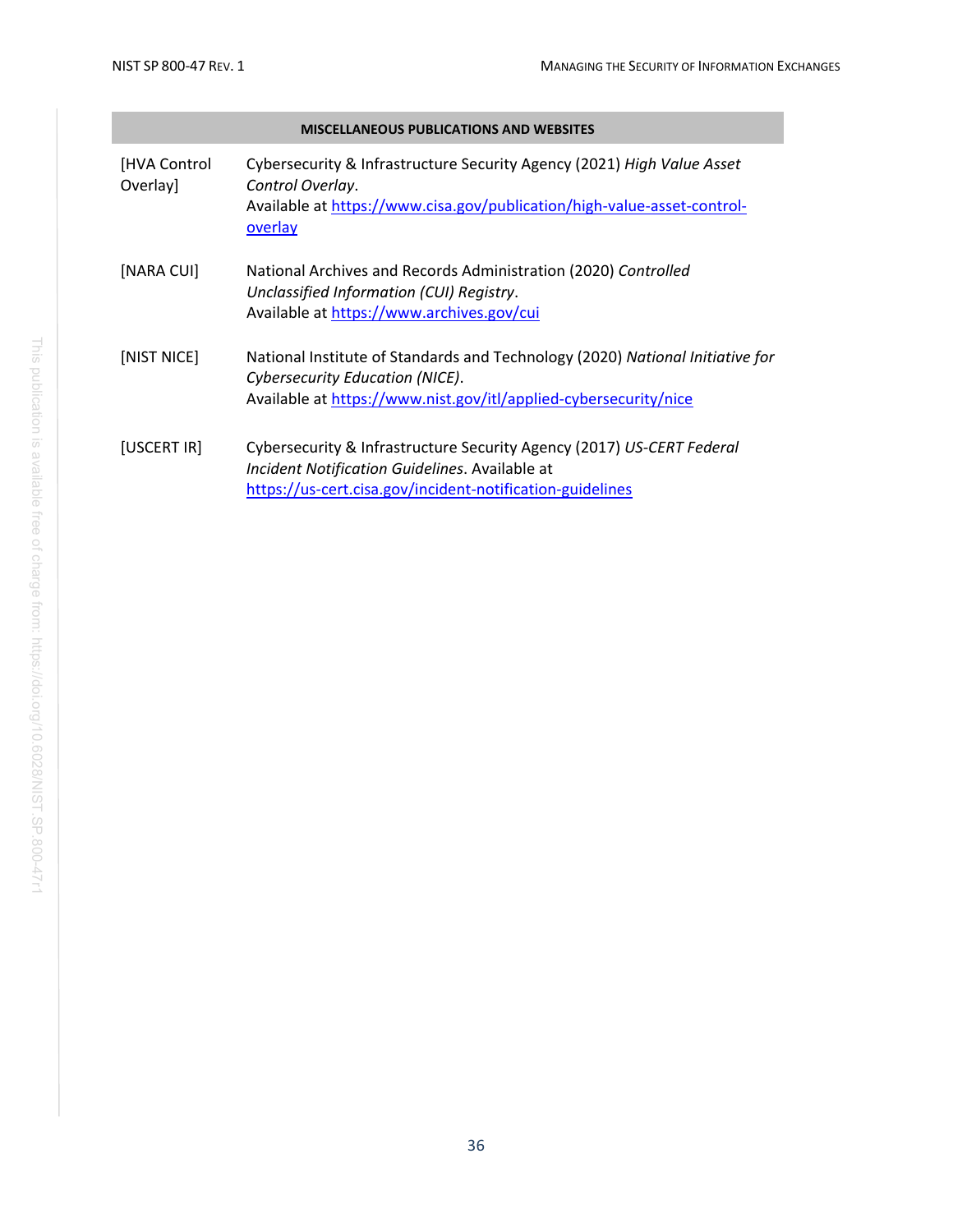| MISCELLANEOUS PUBLICATIONS AND WEBSITES | |
|---|---|
| [HVA Control Overlay] | Cybersecurity & Infrastructure Security Agency (2021) *High Value Asset Control Overlay*. Available at https://www.cisa.gov/publication/high-value-asset-control-overlay |
| [NARA CUI] | National Archives and Records Administration (2020) *Controlled Unclassified Information (CUI) Registry*. Available at https://www.archives.gov/cui |
| [NIST NICE] | National Institute of Standards and Technology (2020) *National Initiative for Cybersecurity Education (NICE)*. Available at https://www.nist.gov/itl/applied-cybersecurity/nice |
| [USCERT IR] | Cybersecurity & Infrastructure Security Agency (2017) *US-CERT Federal Incident Notification Guidelines*. Available at https://us-cert.cisa.gov/incident-notification-guidelines |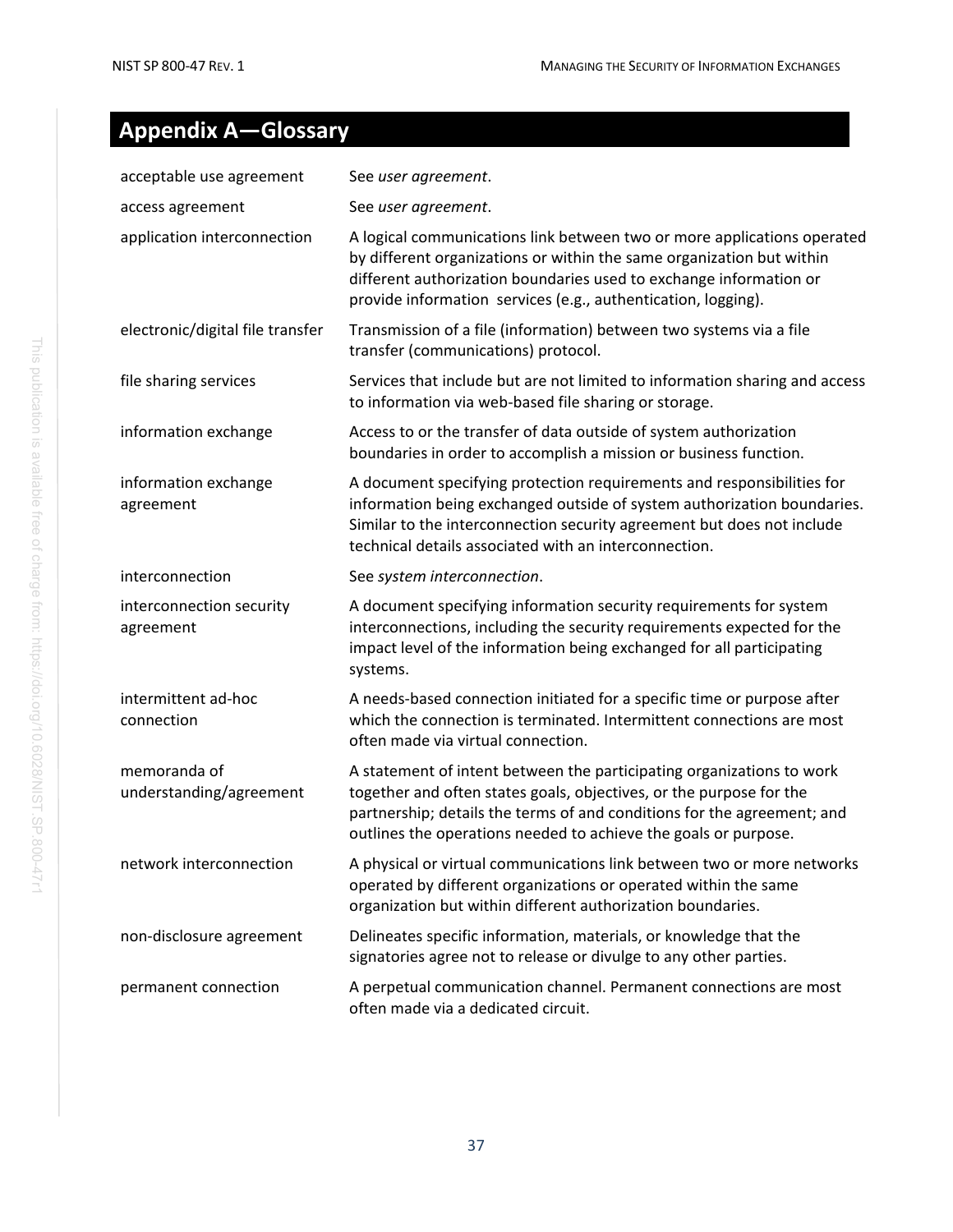# Appendix A—Glossary

| | |
|---|---|
| acceptable use agreement | See *user agreement*. |
| access agreement | See *user agreement*. |
| application interconnection | A logical communications link between two or more applications operated by different organizations or within the same organization but within different authorization boundaries used to exchange information or provide information services (e.g., authentication, logging). |
| electronic/digital file transfer | Transmission of a file (information) between two systems via a file transfer (communications) protocol. |
| file sharing services | Services that include but are not limited to information sharing and access to information via web-based file sharing or storage. |
| information exchange | Access to or the transfer of data outside of system authorization boundaries in order to accomplish a mission or business function. |
| information exchange agreement | A document specifying protection requirements and responsibilities for information being exchanged outside of system authorization boundaries. Similar to the interconnection security agreement but does not include technical details associated with an interconnection. |
| interconnection | See *system interconnection*. |
| interconnection security agreement | A document specifying information security requirements for system interconnections, including the security requirements expected for the impact level of the information being exchanged for all participating systems. |
| intermittent ad-hoc connection | A needs-based connection initiated for a specific time or purpose after which the connection is terminated. Intermittent connections are most often made via virtual connection. |
| memoranda of understanding/agreement | A statement of intent between the participating organizations to work together and often states goals, objectives, or the purpose for the partnership; details the terms of and conditions for the agreement; and outlines the operations needed to achieve the goals or purpose. |
| network interconnection | A physical or virtual communications link between two or more networks operated by different organizations or operated within the same organization but within different authorization boundaries. |
| non-disclosure agreement | Delineates specific information, materials, or knowledge that the signatories agree not to release or divulge to any other parties. |
| permanent connection | A perpetual communication channel. Permanent connections are most often made via a dedicated circuit. |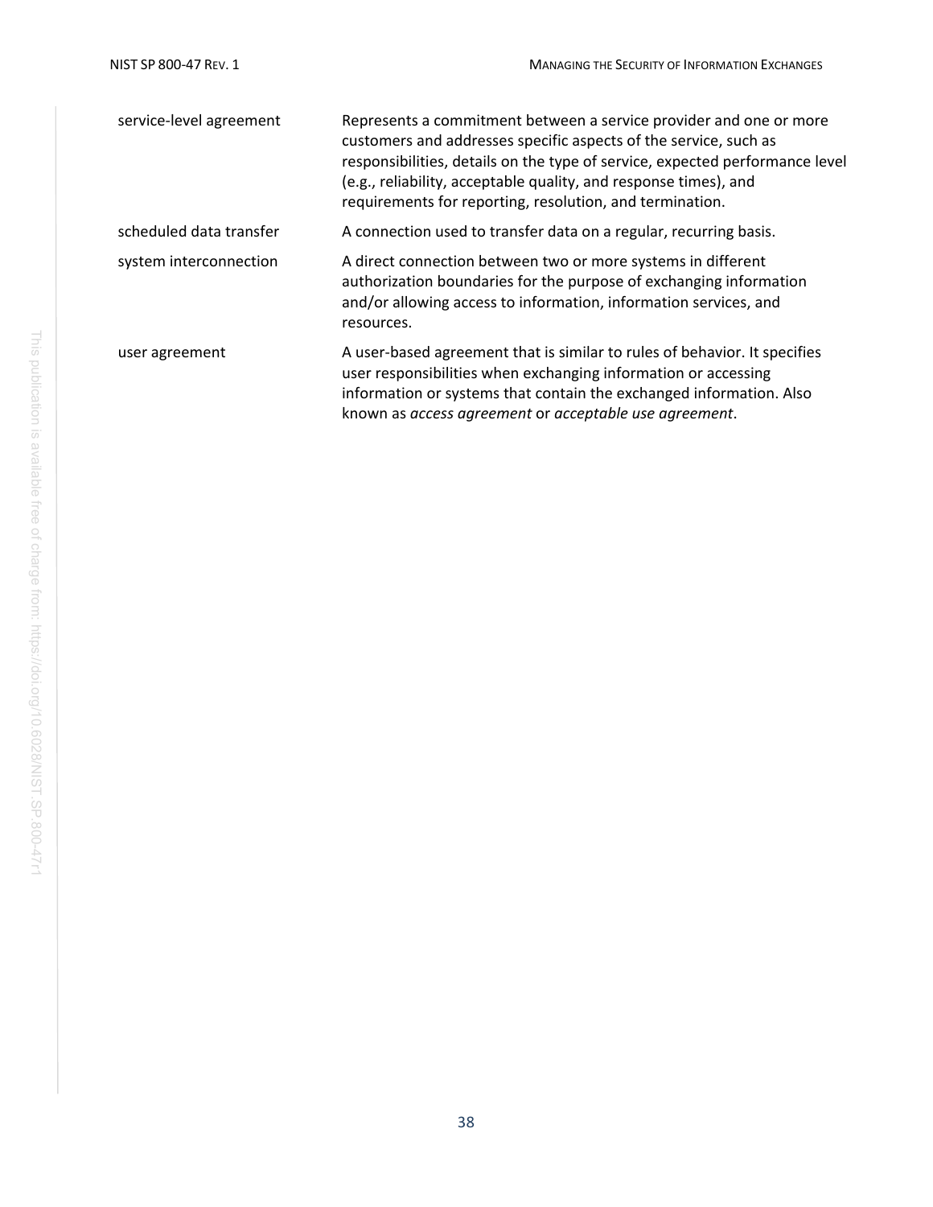| | |
|---|---|
| service-level agreement | Represents a commitment between a service provider and one or more customers and addresses specific aspects of the service, such as responsibilities, details on the type of service, expected performance level (e.g., reliability, acceptable quality, and response times), and requirements for reporting, resolution, and termination. |
| scheduled data transfer | A connection used to transfer data on a regular, recurring basis. |
| system interconnection | A direct connection between two or more systems in different authorization boundaries for the purpose of exchanging information and/or allowing access to information, information services, and resources. |
| user agreement | A user-based agreement that is similar to rules of behavior. It specifies user responsibilities when exchanging information or accessing information or systems that contain the exchanged information. Also known as *access agreement* or *acceptable use agreement*. |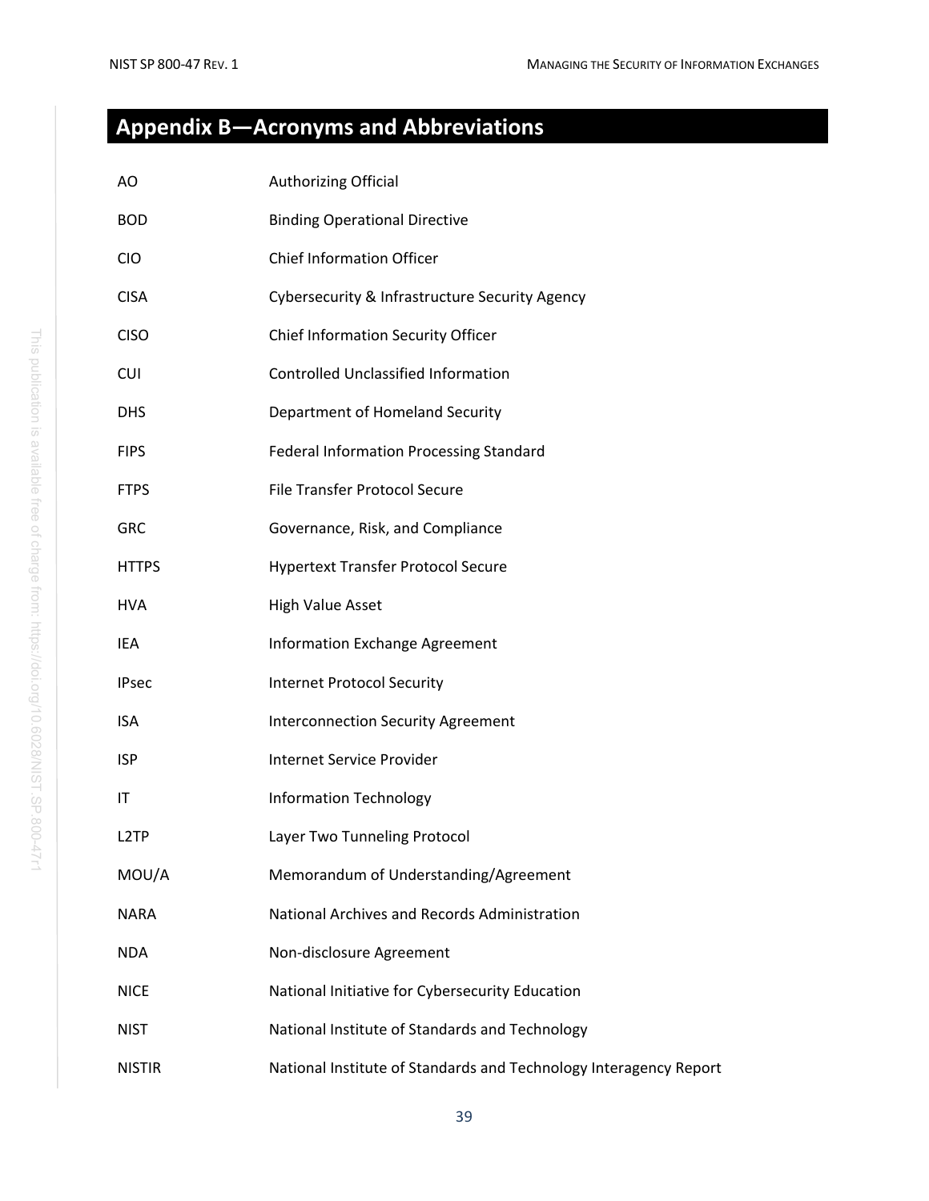# Appendix B—Acronyms and Abbreviations

| | |
|---|---|
| AO | Authorizing Official |
| BOD | Binding Operational Directive |
| CIO | Chief Information Officer |
| CISA | Cybersecurity & Infrastructure Security Agency |
| CISO | Chief Information Security Officer |
| CUI | Controlled Unclassified Information |
| DHS | Department of Homeland Security |
| FIPS | Federal Information Processing Standard |
| FTPS | File Transfer Protocol Secure |
| GRC | Governance, Risk, and Compliance |
| HTTPS | Hypertext Transfer Protocol Secure |
| HVA | High Value Asset |
| IEA | Information Exchange Agreement |
| IPsec | Internet Protocol Security |
| ISA | Interconnection Security Agreement |
| ISP | Internet Service Provider |
| IT | Information Technology |
| L2TP | Layer Two Tunneling Protocol |
| MOU/A | Memorandum of Understanding/Agreement |
| NARA | National Archives and Records Administration |
| NDA | Non-disclosure Agreement |
| NICE | National Initiative for Cybersecurity Education |
| NIST | National Institute of Standards and Technology |
| NISTIR | National Institute of Standards and Technology Interagency Report |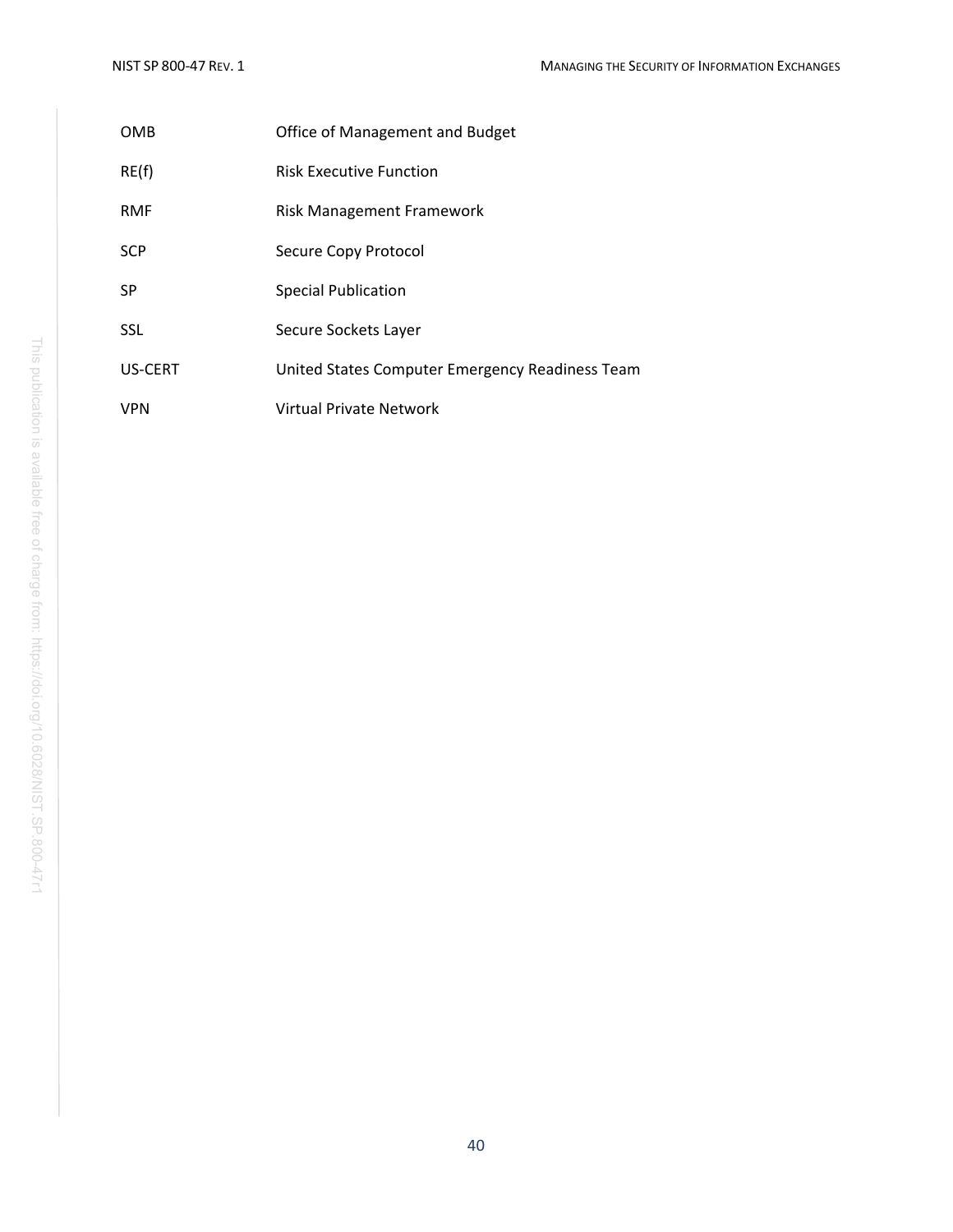| | |
|---|---|
| OMB | Office of Management and Budget |
| RE(f) | Risk Executive Function |
| RMF | Risk Management Framework |
| SCP | Secure Copy Protocol |
| SP | Special Publication |
| SSL | Secure Sockets Layer |
| US-CERT | United States Computer Emergency Readiness Team |
| VPN | Virtual Private Network |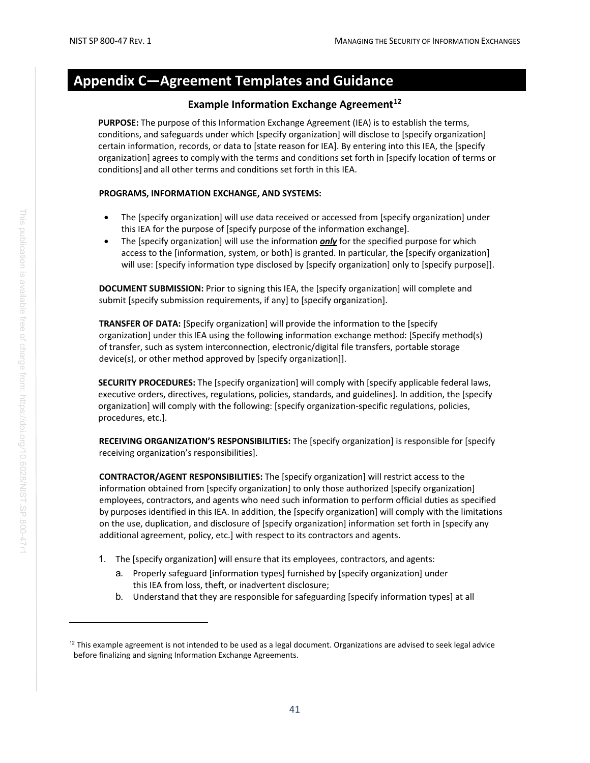## Appendix C—Agreement Templates and Guidance

### Example Information Exchange Agreement[12]

**PURPOSE:** The purpose of this Information Exchange Agreement (IEA) is to establish the terms, conditions, and safeguards under which [specify organization] will disclose to [specify organization] certain information, records, or data to [state reason for IEA]. By entering into this IEA, the [specify organization] agrees to comply with the terms and conditions set forth in [specify location of terms or conditions] and all other terms and conditions set forth in this IEA.

**PROGRAMS, INFORMATION EXCHANGE, AND SYSTEMS:**

- The [specify organization] will use data received or accessed from [specify organization] under this IEA for the purpose of [specify purpose of the information exchange].
- The [specify organization] will use the information ***only*** for the specified purpose for which access to the [information, system, or both] is granted. In particular, the [specify organization] will use: [specify information type disclosed by [specify organization] only to [specify purpose]].

**DOCUMENT SUBMISSION:** Prior to signing this IEA, the [specify organization] will complete and submit [specify submission requirements, if any] to [specify organization].

**TRANSFER OF DATA:** [Specify organization] will provide the information to the [specify organization] under this IEA using the following information exchange method: [Specify method(s) of transfer, such as system interconnection, electronic/digital file transfers, portable storage device(s), or other method approved by [specify organization]].

**SECURITY PROCEDURES:** The [specify organization] will comply with [specify applicable federal laws, executive orders, directives, regulations, policies, standards, and guidelines]. In addition, the [specify organization] will comply with the following: [specify organization-specific regulations, policies, procedures, etc.].

**RECEIVING ORGANIZATION'S RESPONSIBILITIES:** The [specify organization] is responsible for [specify receiving organization's responsibilities].

**CONTRACTOR/AGENT RESPONSIBILITIES:** The [specify organization] will restrict access to the information obtained from [specify organization] to only those authorized [specify organization] employees, contractors, and agents who need such information to perform official duties as specified by purposes identified in this IEA. In addition, the [specify organization] will comply with the limitations on the use, duplication, and disclosure of [specify organization] information set forth in [specify any additional agreement, policy, etc.] with respect to its contractors and agents.

1. The [specify organization] will ensure that its employees, contractors, and agents:
   a. Properly safeguard [information types] furnished by [specify organization] under this IEA from loss, theft, or inadvertent disclosure;
   b. Understand that they are responsible for safeguarding [specify information types] at all

[12] This example agreement is not intended to be used as a legal document. Organizations are advised to seek legal advice before finalizing and signing Information Exchange Agreements.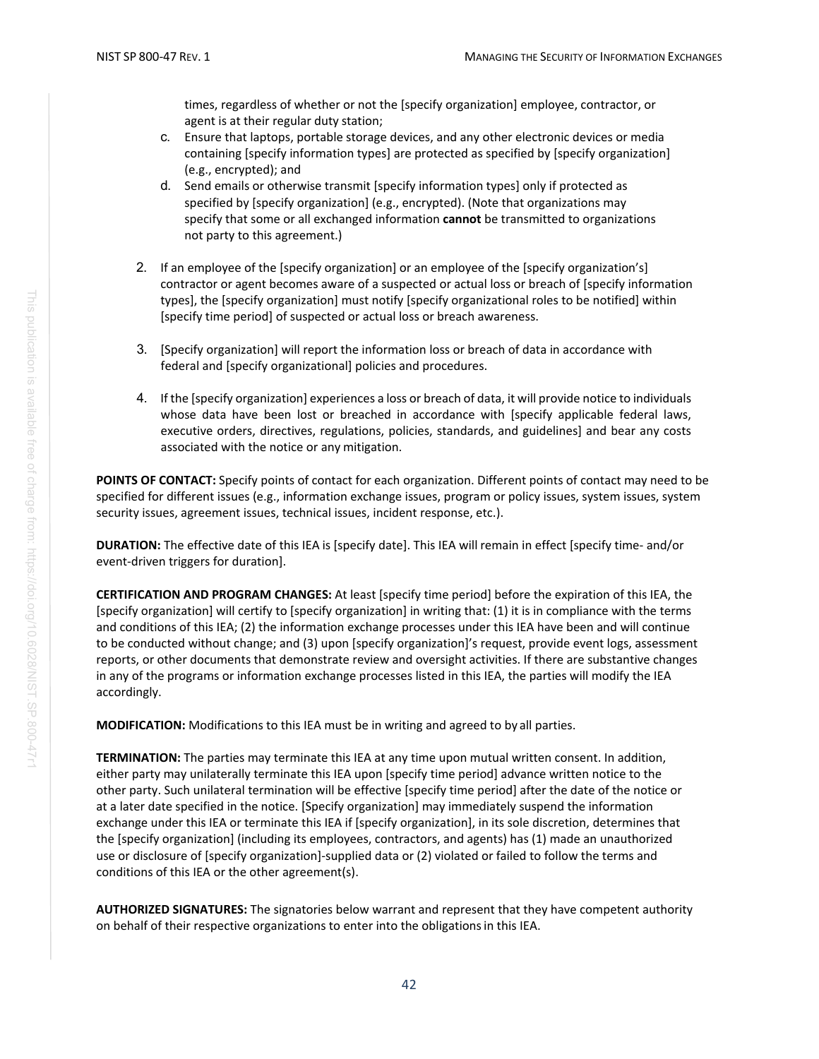times, regardless of whether or not the [specify organization] employee, contractor, or agent is at their regular duty station;

   c. Ensure that laptops, portable storage devices, and any other electronic devices or media containing [specify information types] are protected as specified by [specify organization] (e.g., encrypted); and

   d. Send emails or otherwise transmit [specify information types] only if protected as specified by [specify organization] (e.g., encrypted). (Note that organizations may specify that some or all exchanged information **cannot** be transmitted to organizations not party to this agreement.)

2. If an employee of the [specify organization] or an employee of the [specify organization's] contractor or agent becomes aware of a suspected or actual loss or breach of [specify information types], the [specify organization] must notify [specify organizational roles to be notified] within [specify time period] of suspected or actual loss or breach awareness.

3. [Specify organization] will report the information loss or breach of data in accordance with federal and [specify organizational] policies and procedures.

4. If the [specify organization] experiences a loss or breach of data, it will provide notice to individuals whose data have been lost or breached in accordance with [specify applicable federal laws, executive orders, directives, regulations, policies, standards, and guidelines] and bear any costs associated with the notice or any mitigation.

**POINTS OF CONTACT:** Specify points of contact for each organization. Different points of contact may need to be specified for different issues (e.g., information exchange issues, program or policy issues, system issues, system security issues, agreement issues, technical issues, incident response, etc.).

**DURATION:** The effective date of this IEA is [specify date]. This IEA will remain in effect [specify time- and/or event-driven triggers for duration].

**CERTIFICATION AND PROGRAM CHANGES:** At least [specify time period] before the expiration of this IEA, the [specify organization] will certify to [specify organization] in writing that: (1) it is in compliance with the terms and conditions of this IEA; (2) the information exchange processes under this IEA have been and will continue to be conducted without change; and (3) upon [specify organization]'s request, provide event logs, assessment reports, or other documents that demonstrate review and oversight activities. If there are substantive changes in any of the programs or information exchange processes listed in this IEA, the parties will modify the IEA accordingly.

**MODIFICATION:** Modifications to this IEA must be in writing and agreed to by all parties.

**TERMINATION:** The parties may terminate this IEA at any time upon mutual written consent. In addition, either party may unilaterally terminate this IEA upon [specify time period] advance written notice to the other party. Such unilateral termination will be effective [specify time period] after the date of the notice or at a later date specified in the notice. [Specify organization] may immediately suspend the information exchange under this IEA or terminate this IEA if [specify organization], in its sole discretion, determines that the [specify organization] (including its employees, contractors, and agents) has (1) made an unauthorized use or disclosure of [specify organization]-supplied data or (2) violated or failed to follow the terms and conditions of this IEA or the other agreement(s).

**AUTHORIZED SIGNATURES:** The signatories below warrant and represent that they have competent authority on behalf of their respective organizations to enter into the obligations in this IEA.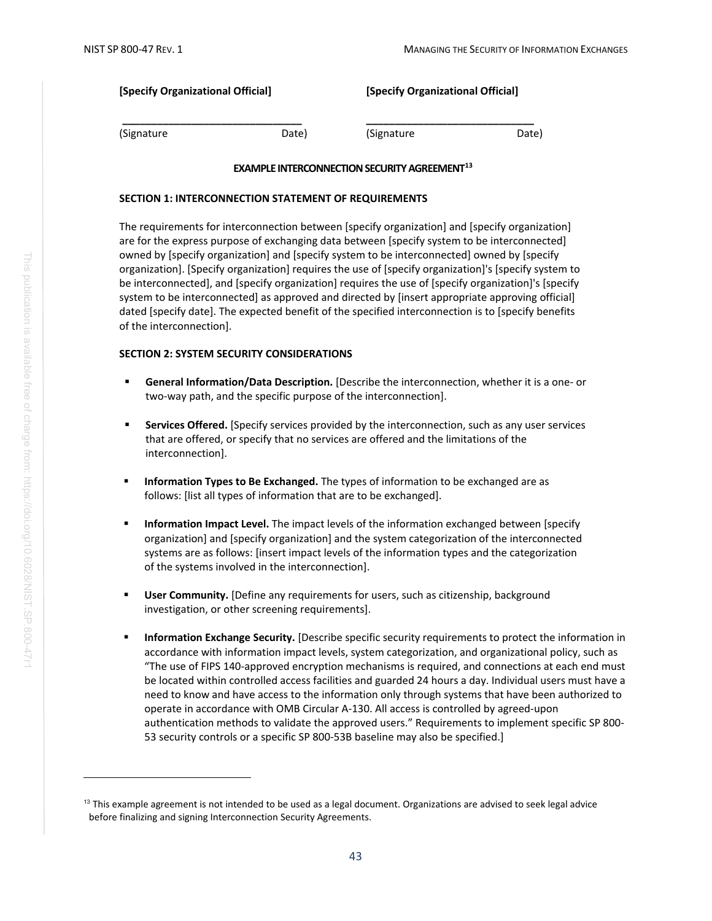**[Specify Organizational Official]** **[Specify Organizational Official]**

\_\_\_\_\_\_\_\_\_\_\_\_\_\_\_\_\_\_\_\_\_\_\_\_\_\_\_\_\_\_\_ \_\_\_\_\_\_\_\_\_\_\_\_\_\_\_\_\_\_\_\_\_\_\_\_\_\_\_\_\_\_\_

(Signature Date) (Signature Date)

## EXAMPLE INTERCONNECTION SECURITY AGREEMENT[13]

### SECTION 1: INTERCONNECTION STATEMENT OF REQUIREMENTS

The requirements for interconnection between [specify organization] and [specify organization] are for the express purpose of exchanging data between [specify system to be interconnected] owned by [specify organization] and [specify system to be interconnected] owned by [specify organization]. [Specify organization] requires the use of [specify organization]'s [specify system to be interconnected], and [specify organization] requires the use of [specify organization]'s [specify system to be interconnected] as approved and directed by [insert appropriate approving official] dated [specify date]. The expected benefit of the specified interconnection is to [specify benefits of the interconnection].

### SECTION 2: SYSTEM SECURITY CONSIDERATIONS

- **General Information/Data Description.** [Describe the interconnection, whether it is a one- or two-way path, and the specific purpose of the interconnection].
- **Services Offered.** [Specify services provided by the interconnection, such as any user services that are offered, or specify that no services are offered and the limitations of the interconnection].
- **Information Types to Be Exchanged.** The types of information to be exchanged are as follows: [list all types of information that are to be exchanged].
- **Information Impact Level.** The impact levels of the information exchanged between [specify organization] and [specify organization] and the system categorization of the interconnected systems are as follows: [insert impact levels of the information types and the categorization of the systems involved in the interconnection].
- **User Community.** [Define any requirements for users, such as citizenship, background investigation, or other screening requirements].
- **Information Exchange Security.** [Describe specific security requirements to protect the information in accordance with information impact levels, system categorization, and organizational policy, such as "The use of FIPS 140-approved encryption mechanisms is required, and connections at each end must be located within controlled access facilities and guarded 24 hours a day. Individual users must have a need to know and have access to the information only through systems that have been authorized to operate in accordance with OMB Circular A-130. All access is controlled by agreed-upon authentication methods to validate the approved users." Requirements to implement specific SP 800-53 security controls or a specific SP 800-53B baseline may also be specified.]

---

[13] This example agreement is not intended to be used as a legal document. Organizations are advised to seek legal advice before finalizing and signing Interconnection Security Agreements.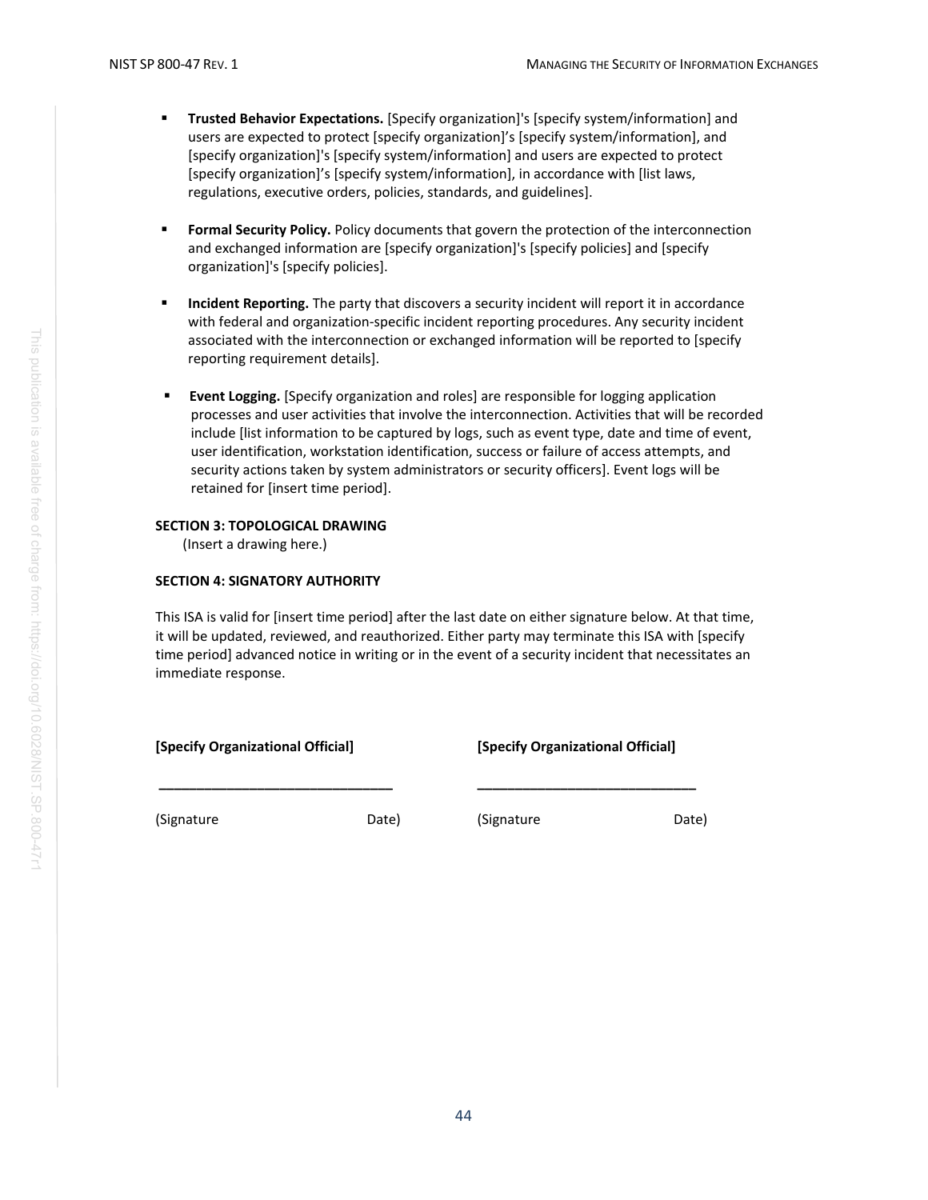- **Trusted Behavior Expectations.** [Specify organization]'s [specify system/information] and users are expected to protect [specify organization]'s [specify system/information], and [specify organization]'s [specify system/information] and users are expected to protect [specify organization]'s [specify system/information], in accordance with [list laws, regulations, executive orders, policies, standards, and guidelines].

- **Formal Security Policy.** Policy documents that govern the protection of the interconnection and exchanged information are [specify organization]'s [specify policies] and [specify organization]'s [specify policies].

- **Incident Reporting.** The party that discovers a security incident will report it in accordance with federal and organization-specific incident reporting procedures. Any security incident associated with the interconnection or exchanged information will be reported to [specify reporting requirement details].

- **Event Logging.** [Specify organization and roles] are responsible for logging application processes and user activities that involve the interconnection. Activities that will be recorded include [list information to be captured by logs, such as event type, date and time of event, user identification, workstation identification, success or failure of access attempts, and security actions taken by system administrators or security officers]. Event logs will be retained for [insert time period].

**SECTION 3: TOPOLOGICAL DRAWING**

(Insert a drawing here.)

**SECTION 4: SIGNATORY AUTHORITY**

This ISA is valid for [insert time period] after the last date on either signature below. At that time, it will be updated, reviewed, and reauthorized. Either party may terminate this ISA with [specify time period] advanced notice in writing or in the event of a security incident that necessitates an immediate response.

| **[Specify Organizational Official]** | **[Specify Organizational Official]** |
|---|---|
| ______________________________ | ______________________________ |
| (Signature Date) | (Signature Date) |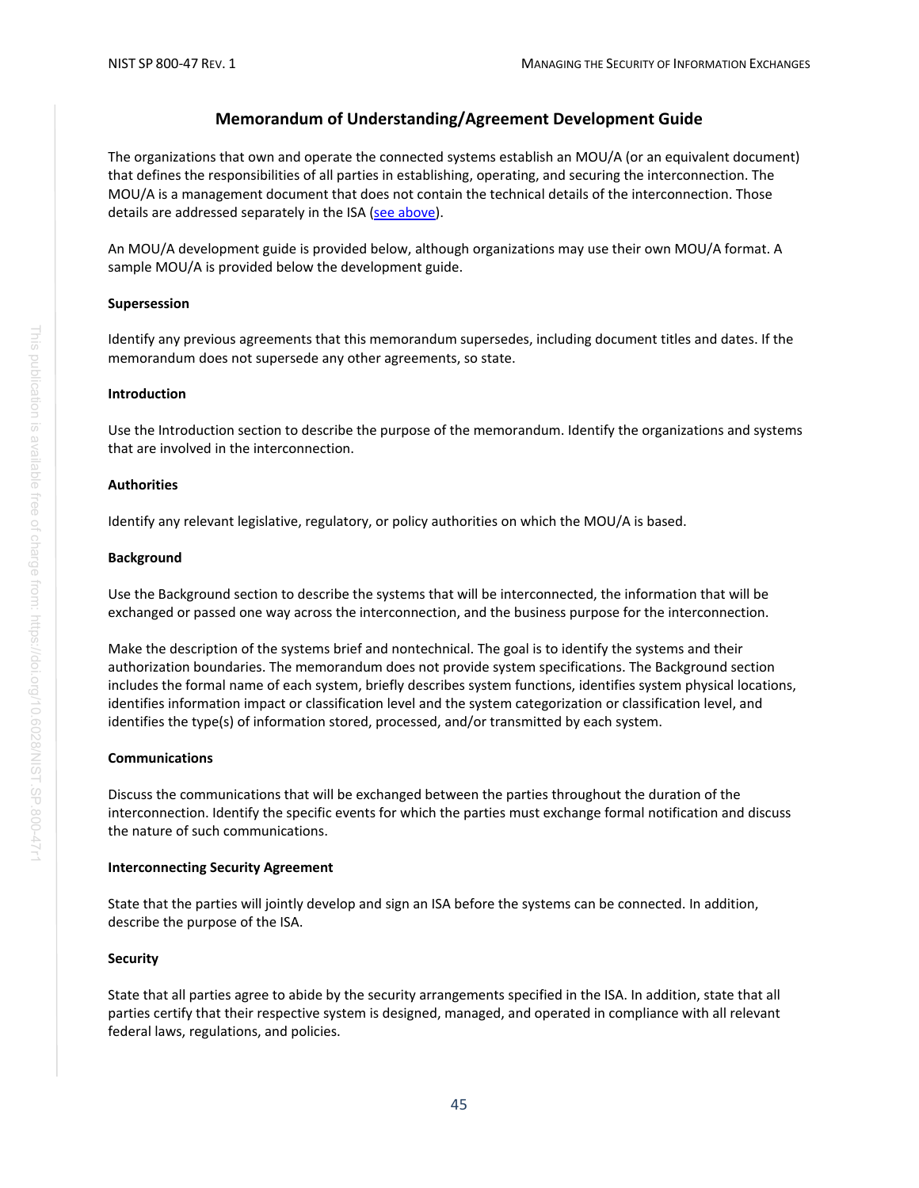## Memorandum of Understanding/Agreement Development Guide

The organizations that own and operate the connected systems establish an MOU/A (or an equivalent document) that defines the responsibilities of all parties in establishing, operating, and securing the interconnection. The MOU/A is a management document that does not contain the technical details of the interconnection. Those details are addressed separately in the ISA (see above).

An MOU/A development guide is provided below, although organizations may use their own MOU/A format. A sample MOU/A is provided below the development guide.

**Supersession**

Identify any previous agreements that this memorandum supersedes, including document titles and dates. If the memorandum does not supersede any other agreements, so state.

**Introduction**

Use the Introduction section to describe the purpose of the memorandum. Identify the organizations and systems that are involved in the interconnection.

**Authorities**

Identify any relevant legislative, regulatory, or policy authorities on which the MOU/A is based.

**Background**

Use the Background section to describe the systems that will be interconnected, the information that will be exchanged or passed one way across the interconnection, and the business purpose for the interconnection.

Make the description of the systems brief and nontechnical. The goal is to identify the systems and their authorization boundaries. The memorandum does not provide system specifications. The Background section includes the formal name of each system, briefly describes system functions, identifies system physical locations, identifies information impact or classification level and the system categorization or classification level, and identifies the type(s) of information stored, processed, and/or transmitted by each system.

**Communications**

Discuss the communications that will be exchanged between the parties throughout the duration of the interconnection. Identify the specific events for which the parties must exchange formal notification and discuss the nature of such communications.

**Interconnecting Security Agreement**

State that the parties will jointly develop and sign an ISA before the systems can be connected. In addition, describe the purpose of the ISA.

**Security**

State that all parties agree to abide by the security arrangements specified in the ISA. In addition, state that all parties certify that their respective system is designed, managed, and operated in compliance with all relevant federal laws, regulations, and policies.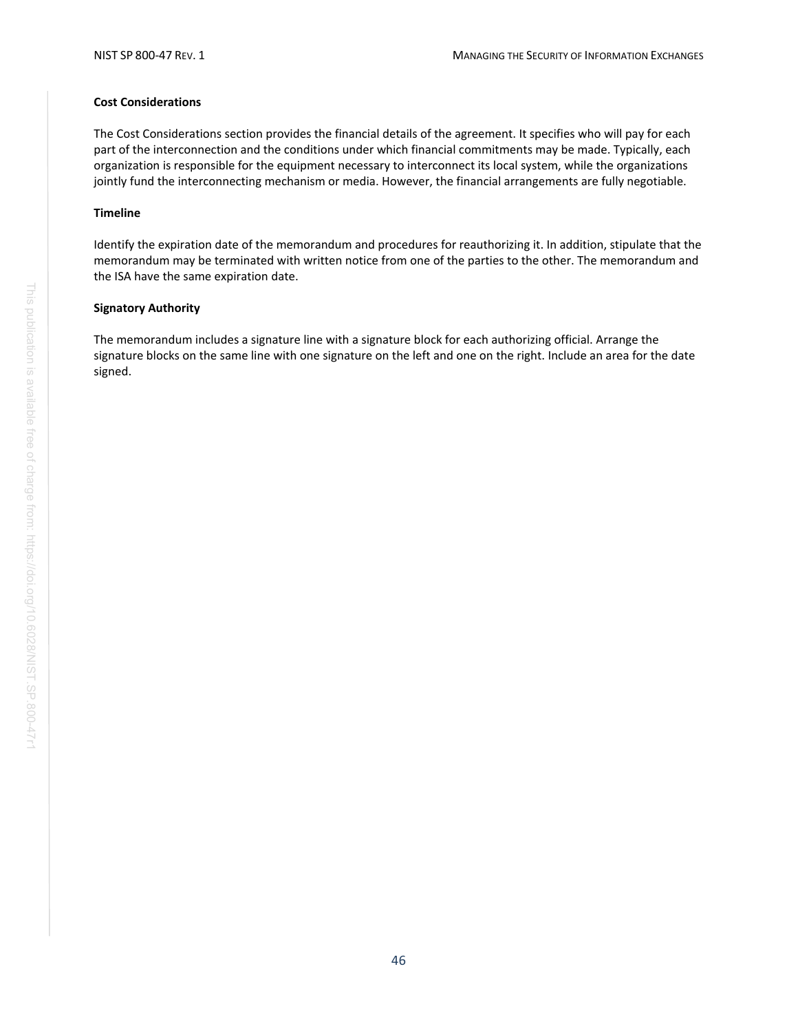**Cost Considerations**

The Cost Considerations section provides the financial details of the agreement. It specifies who will pay for each part of the interconnection and the conditions under which financial commitments may be made. Typically, each organization is responsible for the equipment necessary to interconnect its local system, while the organizations jointly fund the interconnecting mechanism or media. However, the financial arrangements are fully negotiable.

**Timeline**

Identify the expiration date of the memorandum and procedures for reauthorizing it. In addition, stipulate that the memorandum may be terminated with written notice from one of the parties to the other. The memorandum and the ISA have the same expiration date.

**Signatory Authority**

The memorandum includes a signature line with a signature block for each authorizing official. Arrange the signature blocks on the same line with one signature on the left and one on the right. Include an area for the date signed.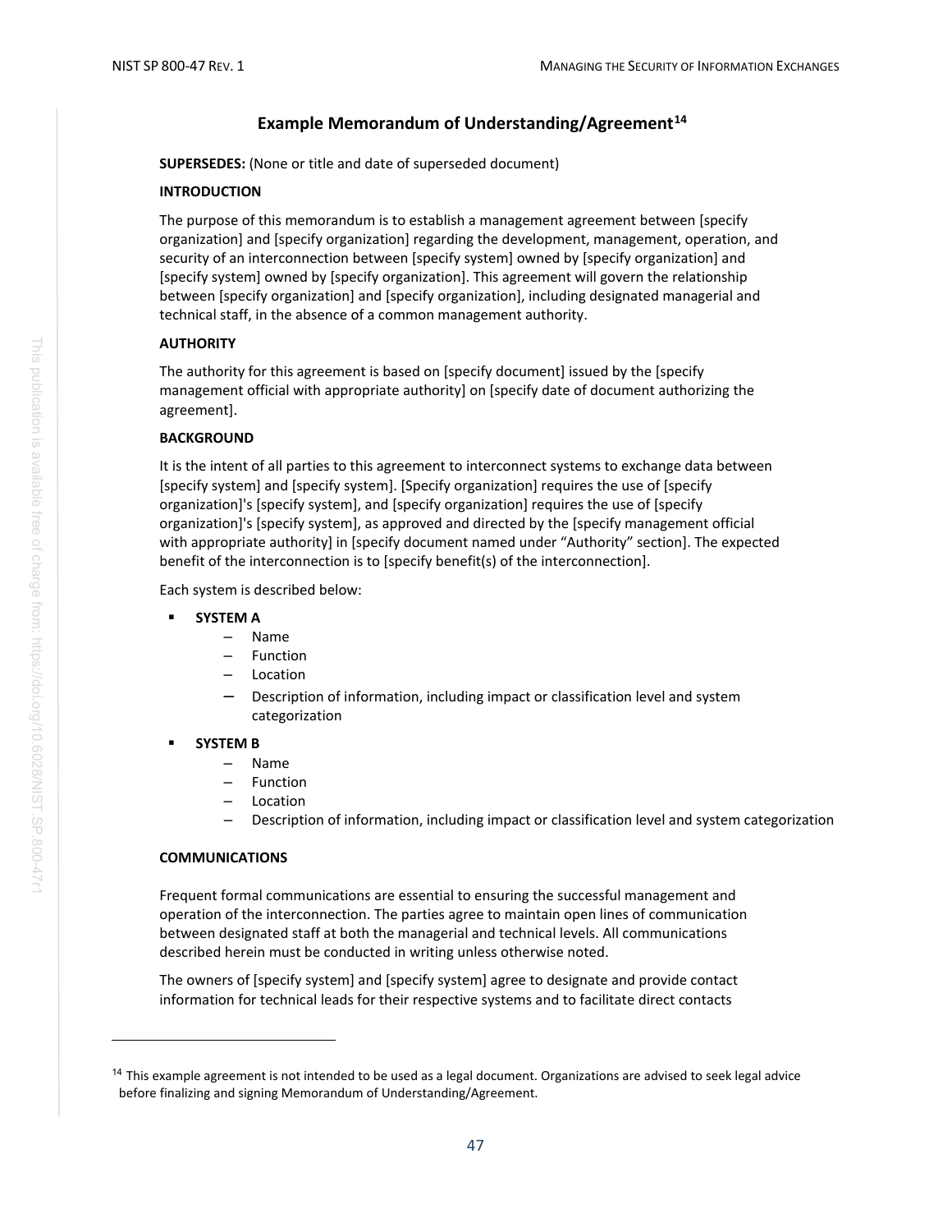## Example Memorandum of Understanding/Agreement[14]

**SUPERSEDES:** (None or title and date of superseded document)

**INTRODUCTION**

The purpose of this memorandum is to establish a management agreement between [specify organization] and [specify organization] regarding the development, management, operation, and security of an interconnection between [specify system] owned by [specify organization] and [specify system] owned by [specify organization]. This agreement will govern the relationship between [specify organization] and [specify organization], including designated managerial and technical staff, in the absence of a common management authority.

**AUTHORITY**

The authority for this agreement is based on [specify document] issued by the [specify management official with appropriate authority] on [specify date of document authorizing the agreement].

**BACKGROUND**

It is the intent of all parties to this agreement to interconnect systems to exchange data between [specify system] and [specify system]. [Specify organization] requires the use of [specify organization]'s [specify system], and [specify organization] requires the use of [specify organization]'s [specify system], as approved and directed by the [specify management official with appropriate authority] in [specify document named under "Authority" section]. The expected benefit of the interconnection is to [specify benefit(s) of the interconnection].

Each system is described below:

- **SYSTEM A**
  - Name
  - Function
  - Location
  - Description of information, including impact or classification level and system categorization
- **SYSTEM B**
  - Name
  - Function
  - Location
  - Description of information, including impact or classification level and system categorization

**COMMUNICATIONS**

Frequent formal communications are essential to ensuring the successful management and operation of the interconnection. The parties agree to maintain open lines of communication between designated staff at both the managerial and technical levels. All communications described herein must be conducted in writing unless otherwise noted.

The owners of [specify system] and [specify system] agree to designate and provide contact information for technical leads for their respective systems and to facilitate direct contacts

[14] This example agreement is not intended to be used as a legal document. Organizations are advised to seek legal advice before finalizing and signing Memorandum of Understanding/Agreement.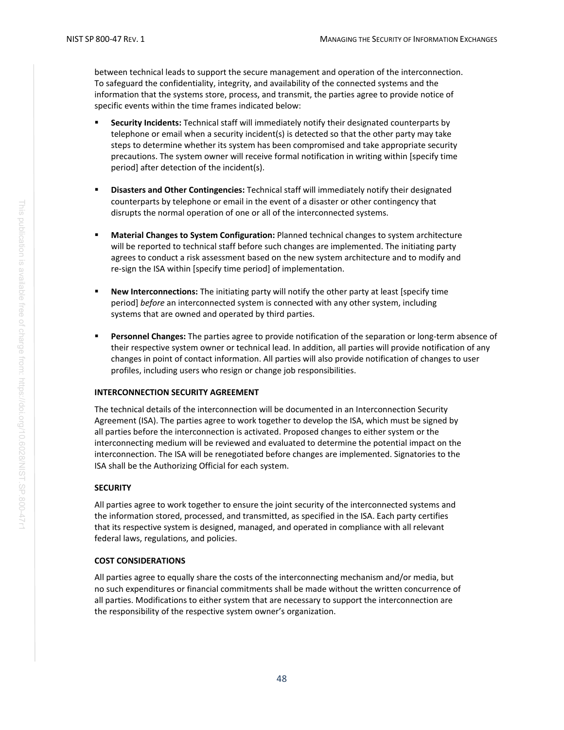between technical leads to support the secure management and operation of the interconnection. To safeguard the confidentiality, integrity, and availability of the connected systems and the information that the systems store, process, and transmit, the parties agree to provide notice of specific events within the time frames indicated below:

- **Security Incidents:** Technical staff will immediately notify their designated counterparts by telephone or email when a security incident(s) is detected so that the other party may take steps to determine whether its system has been compromised and take appropriate security precautions. The system owner will receive formal notification in writing within [specify time period] after detection of the incident(s).
- **Disasters and Other Contingencies:** Technical staff will immediately notify their designated counterparts by telephone or email in the event of a disaster or other contingency that disrupts the normal operation of one or all of the interconnected systems.
- **Material Changes to System Configuration:** Planned technical changes to system architecture will be reported to technical staff before such changes are implemented. The initiating party agrees to conduct a risk assessment based on the new system architecture and to modify and re-sign the ISA within [specify time period] of implementation.
- **New Interconnections:** The initiating party will notify the other party at least [specify time period] *before* an interconnected system is connected with any other system, including systems that are owned and operated by third parties.
- **Personnel Changes:** The parties agree to provide notification of the separation or long-term absence of their respective system owner or technical lead. In addition, all parties will provide notification of any changes in point of contact information. All parties will also provide notification of changes to user profiles, including users who resign or change job responsibilities.

**INTERCONNECTION SECURITY AGREEMENT**

The technical details of the interconnection will be documented in an Interconnection Security Agreement (ISA). The parties agree to work together to develop the ISA, which must be signed by all parties before the interconnection is activated. Proposed changes to either system or the interconnecting medium will be reviewed and evaluated to determine the potential impact on the interconnection. The ISA will be renegotiated before changes are implemented. Signatories to the ISA shall be the Authorizing Official for each system.

**SECURITY**

All parties agree to work together to ensure the joint security of the interconnected systems and the information stored, processed, and transmitted, as specified in the ISA. Each party certifies that its respective system is designed, managed, and operated in compliance with all relevant federal laws, regulations, and policies.

**COST CONSIDERATIONS**

All parties agree to equally share the costs of the interconnecting mechanism and/or media, but no such expenditures or financial commitments shall be made without the written concurrence of all parties. Modifications to either system that are necessary to support the interconnection are the responsibility of the respective system owner's organization.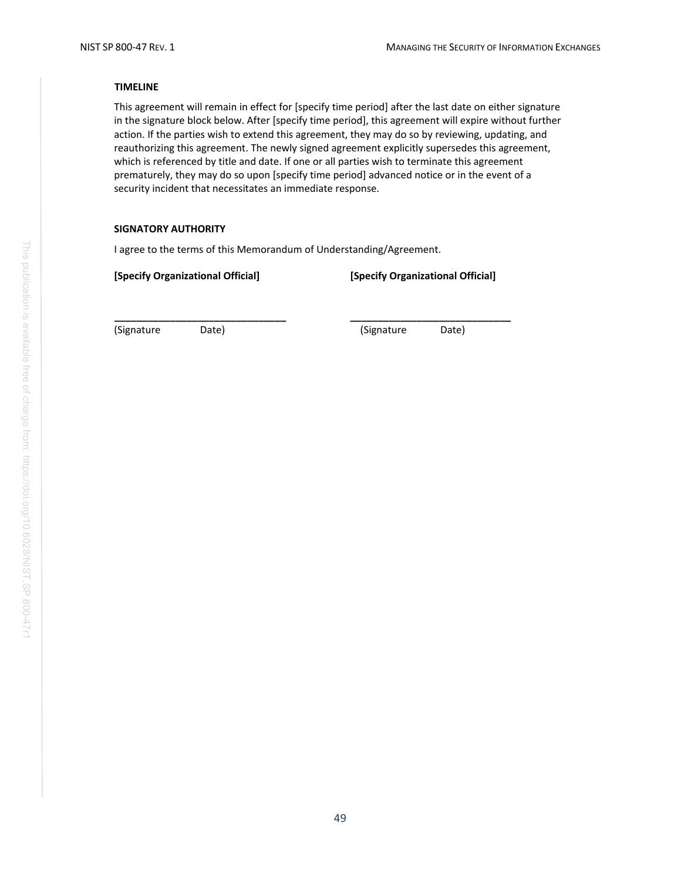**TIMELINE**

This agreement will remain in effect for [specify time period] after the last date on either signature in the signature block below. After [specify time period], this agreement will expire without further action. If the parties wish to extend this agreement, they may do so by reviewing, updating, and reauthorizing this agreement. The newly signed agreement explicitly supersedes this agreement, which is referenced by title and date. If one or all parties wish to terminate this agreement prematurely, they may do so upon [specify time period] advanced notice or in the event of a security incident that necessitates an immediate response.

**SIGNATORY AUTHORITY**

I agree to the terms of this Memorandum of Understanding/Agreement.

**[Specify Organizational Official]**

\_\_\_\_\_\_\_\_\_\_\_\_\_\_\_\_\_\_\_\_\_\_\_\_\_\_\_\_\_\_

(Signature Date)

**[Specify Organizational Official]**

\_\_\_\_\_\_\_\_\_\_\_\_\_\_\_\_\_\_\_\_\_\_\_\_\_\_\_\_\_\_

(Signature Date)